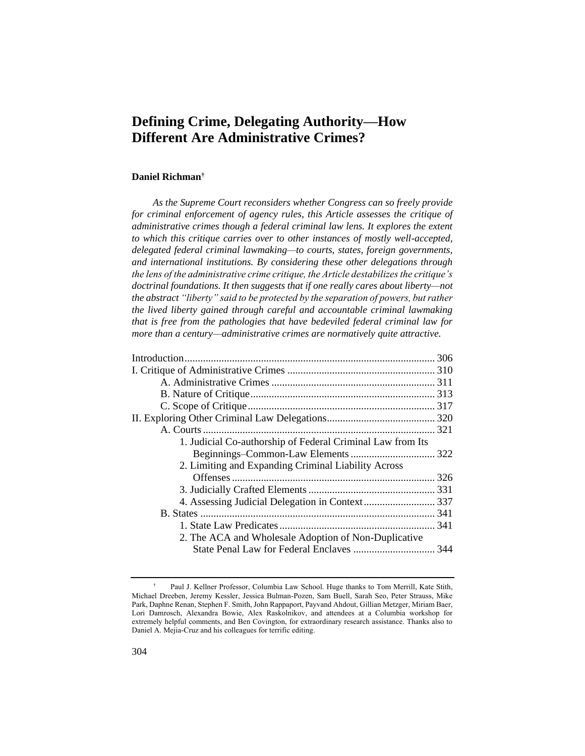# Defining Crime, Delegating Authority—How Different Are Administrative Crimes?

**Daniel Richman**[†]

*As the Supreme Court reconsiders whether Congress can so freely provide for criminal enforcement of agency rules, this Article assesses the critique of administrative crimes though a federal criminal law lens. It explores the extent to which this critique carries over to other instances of mostly well-accepted, delegated federal criminal lawmaking—to courts, states, foreign governments, and international institutions. By considering these other delegations through the lens of the administrative crime critique, the Article destabilizes the critique's doctrinal foundations. It then suggests that if one really cares about liberty—not the abstract "liberty" said to be protected by the separation of powers, but rather the lived liberty gained through careful and accountable criminal lawmaking that is free from the pathologies that have bedeviled federal criminal law for more than a century—administrative crimes are normatively quite attractive.*

| | |
|---|---|
| Introduction | 306 |
| I. Critique of Administrative Crimes | 310 |
| A. Administrative Crimes | 311 |
| B. Nature of Critique | 313 |
| C. Scope of Critique | 317 |
| II. Exploring Other Criminal Law Delegations | 320 |
| A. Courts | 321 |
| 1. Judicial Co-authorship of Federal Criminal Law from Its Beginnings–Common-Law Elements | 322 |
| 2. Limiting and Expanding Criminal Liability Across Offenses | 326 |
| 3. Judicially Crafted Elements | 331 |
| 4. Assessing Judicial Delegation in Context | 337 |
| B. States | 341 |
| 1. State Law Predicates | 341 |
| 2. The ACA and Wholesale Adoption of Non-Duplicative State Penal Law for Federal Enclaves | 344 |

[†] Paul J. Kellner Professor, Columbia Law School. Huge thanks to Tom Merrill, Kate Stith, Michael Dreeben, Jeremy Kessler, Jessica Bulman-Pozen, Sam Buell, Sarah Seo, Peter Strauss, Mike Park, Daphne Renan, Stephen F. Smith, John Rappaport, Payvand Ahdout, Gillian Metzger, Miriam Baer, Lori Damrosch, Alexandra Bowie, Alex Raskolnikov, and attendees at a Columbia workshop for extremely helpful comments, and Ben Covington, for extraordinary research assistance. Thanks also to Daniel A. Mejia-Cruz and his colleagues for terrific editing.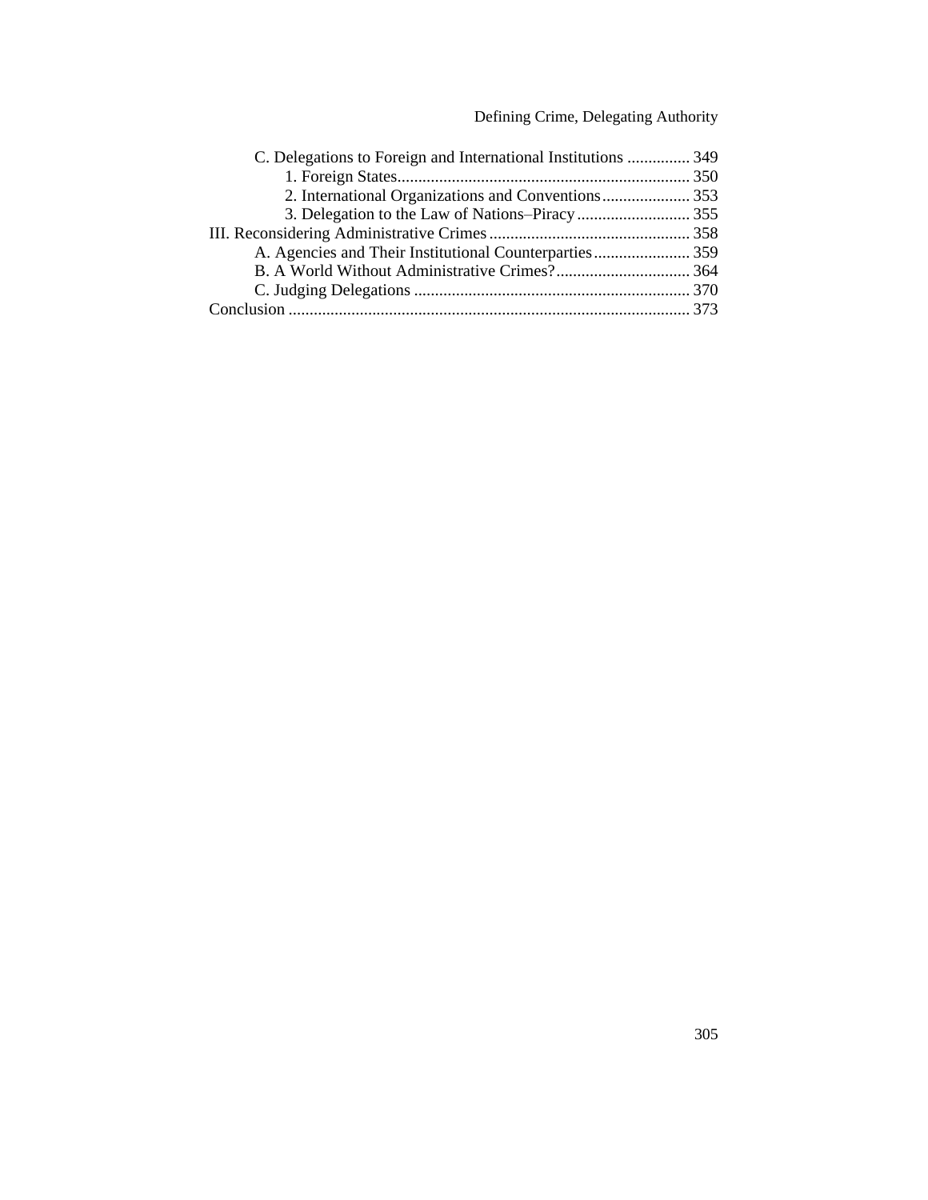C. Delegations to Foreign and International Institutions ............... 349
   1. Foreign States...................................................................... 350
   2. International Organizations and Conventions..................... 353
   3. Delegation to the Law of Nations–Piracy........................... 355

III. Reconsidering Administrative Crimes................................................ 358
   A. Agencies and Their Institutional Counterparties....................... 359
   B. A World Without Administrative Crimes?................................ 364
   C. Judging Delegations .................................................................. 370

Conclusion ................................................................................................ 373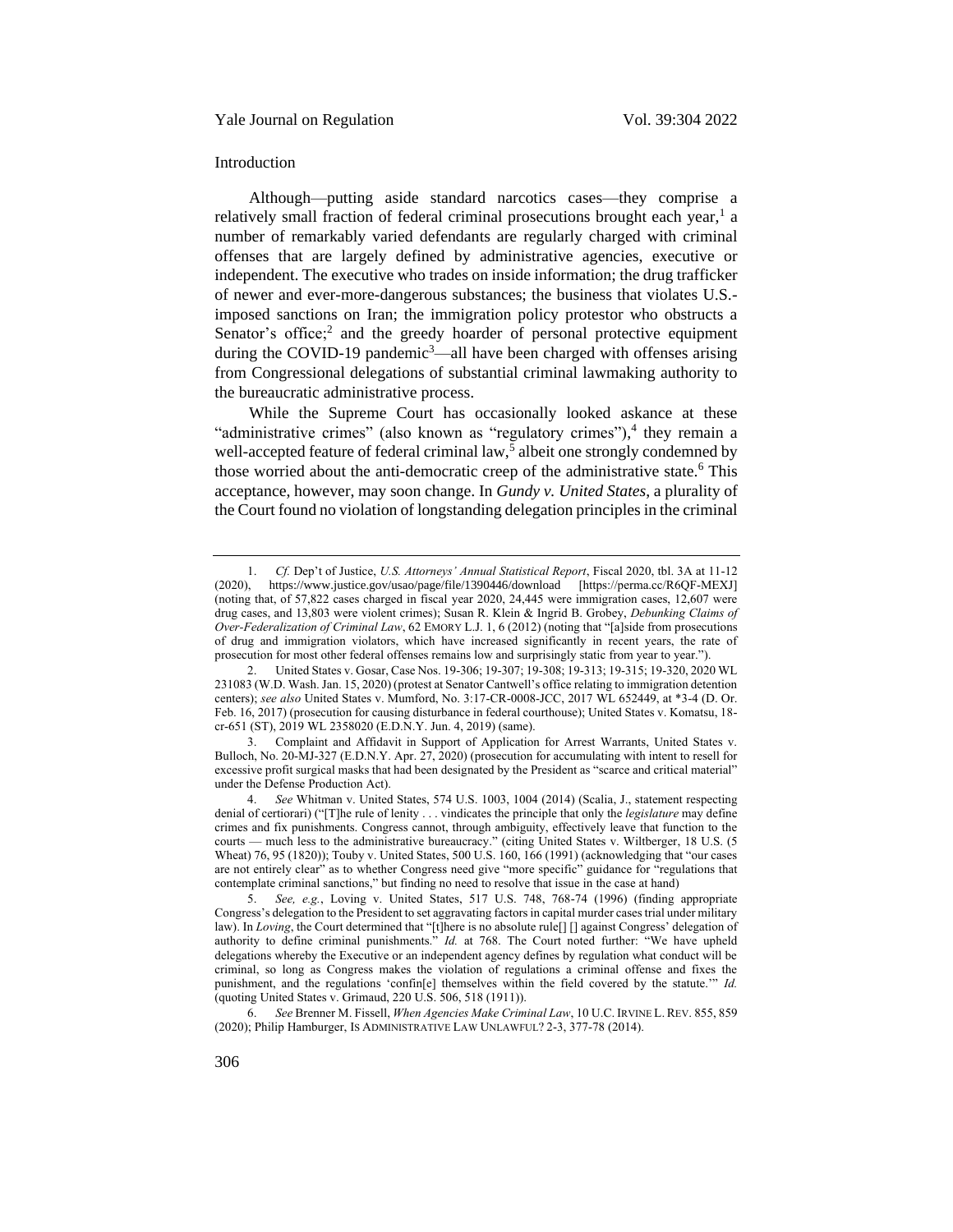## Introduction

Although—putting aside standard narcotics cases—they comprise a relatively small fraction of federal criminal prosecutions brought each year,[1] a number of remarkably varied defendants are regularly charged with criminal offenses that are largely defined by administrative agencies, executive or independent. The executive who trades on inside information; the drug trafficker of newer and ever-more-dangerous substances; the business that violates U.S.-imposed sanctions on Iran; the immigration policy protestor who obstructs a Senator's office;[2] and the greedy hoarder of personal protective equipment during the COVID-19 pandemic[3]—all have been charged with offenses arising from Congressional delegations of substantial criminal lawmaking authority to the bureaucratic administrative process.

While the Supreme Court has occasionally looked askance at these "administrative crimes" (also known as "regulatory crimes"),[4] they remain a well-accepted feature of federal criminal law,[5] albeit one strongly condemned by those worried about the anti-democratic creep of the administrative state.[6] This acceptance, however, may soon change. In *Gundy v. United States*, a plurality of the Court found no violation of longstanding delegation principles in the criminal

---

1. *Cf.* Dep't of Justice, *U.S. Attorneys' Annual Statistical Report*, Fiscal 2020, tbl. 3A at 11-12 (2020), https://www.justice.gov/usao/page/file/1390446/download [https://perma.cc/R6QF-MEXJ] (noting that, of 57,822 cases charged in fiscal year 2020, 24,445 were immigration cases, 12,607 were drug cases, and 13,803 were violent crimes); Susan R. Klein & Ingrid B. Grobey, *Debunking Claims of Over-Federalization of Criminal Law*, 62 EMORY L.J. 1, 6 (2012) (noting that "[a]side from prosecutions of drug and immigration violators, which have increased significantly in recent years, the rate of prosecution for most other federal offenses remains low and surprisingly static from year to year.").

2. United States v. Gosar, Case Nos. 19-306; 19-307; 19-308; 19-313; 19-315; 19-320, 2020 WL 231083 (W.D. Wash. Jan. 15, 2020) (protest at Senator Cantwell's office relating to immigration detention centers); *see also* United States v. Mumford, No. 3:17-CR-0008-JCC, 2017 WL 652449, at *3-4 (D. Or. Feb. 16, 2017) (prosecution for causing disturbance in federal courthouse); United States v. Komatsu, 18-cr-651 (ST), 2019 WL 2358020 (E.D.N.Y. Jun. 4, 2019) (same).

3. Complaint and Affidavit in Support of Application for Arrest Warrants, United States v. Bulloch, No. 20-MJ-327 (E.D.N.Y. Apr. 27, 2020) (prosecution for accumulating with intent to resell for excessive profit surgical masks that had been designated by the President as "scarce and critical material" under the Defense Production Act).

4. *See* Whitman v. United States, 574 U.S. 1003, 1004 (2014) (Scalia, J., statement respecting denial of certiorari) ("[T]he rule of lenity . . . vindicates the principle that only the *legislature* may define crimes and fix punishments. Congress cannot, through ambiguity, effectively leave that function to the courts — much less to the administrative bureaucracy." (citing United States v. Wiltberger, 18 U.S. (5 Wheat) 76, 95 (1820)); Touby v. United States, 500 U.S. 160, 166 (1991) (acknowledging that "our cases are not entirely clear" as to whether Congress need give "more specific" guidance for "regulations that contemplate criminal sanctions," but finding no need to resolve that issue in the case at hand)

5. *See, e.g.*, Loving v. United States, 517 U.S. 748, 768-74 (1996) (finding appropriate Congress's delegation to the President to set aggravating factors in capital murder cases trial under military law). In *Loving*, the Court determined that "[t]here is no absolute rule[] [] against Congress' delegation of authority to define criminal punishments." *Id.* at 768. The Court noted further: "We have upheld delegations whereby the Executive or an independent agency defines by regulation what conduct will be criminal, so long as Congress makes the violation of regulations a criminal offense and fixes the punishment, and the regulations 'confin[e] themselves within the field covered by the statute.'" *Id.* (quoting United States v. Grimaud, 220 U.S. 506, 518 (1911)).

6. *See* Brenner M. Fissell, *When Agencies Make Criminal Law*, 10 U.C. IRVINE L. REV. 855, 859 (2020); Philip Hamburger, IS ADMINISTRATIVE LAW UNLAWFUL? 2-3, 377-78 (2014).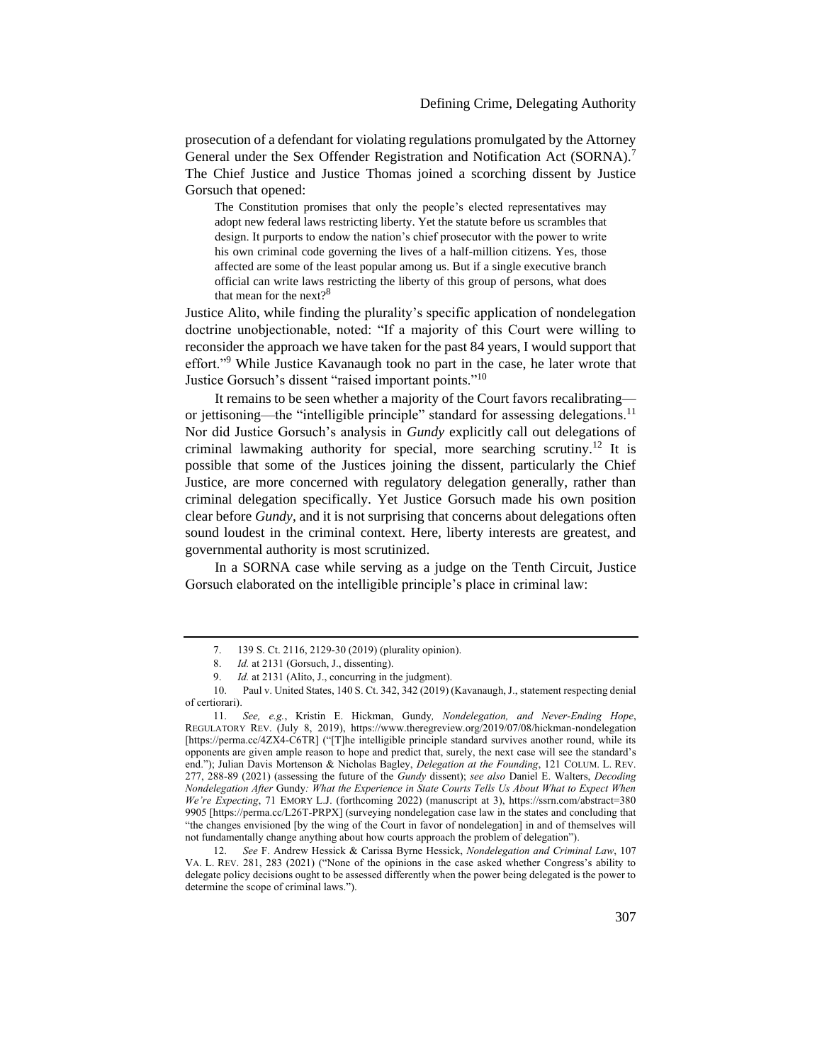prosecution of a defendant for violating regulations promulgated by the Attorney General under the Sex Offender Registration and Notification Act (SORNA).[7] The Chief Justice and Justice Thomas joined a scorching dissent by Justice Gorsuch that opened:

> The Constitution promises that only the people's elected representatives may adopt new federal laws restricting liberty. Yet the statute before us scrambles that design. It purports to endow the nation's chief prosecutor with the power to write his own criminal code governing the lives of a half-million citizens. Yes, those affected are some of the least popular among us. But if a single executive branch official can write laws restricting the liberty of this group of persons, what does that mean for the next?[8]

Justice Alito, while finding the plurality's specific application of nondelegation doctrine unobjectionable, noted: "If a majority of this Court were willing to reconsider the approach we have taken for the past 84 years, I would support that effort."[9] While Justice Kavanaugh took no part in the case, he later wrote that Justice Gorsuch's dissent "raised important points."[10]

It remains to be seen whether a majority of the Court favors recalibrating—or jettisoning—the "intelligible principle" standard for assessing delegations.[11] Nor did Justice Gorsuch's analysis in *Gundy* explicitly call out delegations of criminal lawmaking authority for special, more searching scrutiny.[12] It is possible that some of the Justices joining the dissent, particularly the Chief Justice, are more concerned with regulatory delegation generally, rather than criminal delegation specifically. Yet Justice Gorsuch made his own position clear before *Gundy*, and it is not surprising that concerns about delegations often sound loudest in the criminal context. Here, liberty interests are greatest, and governmental authority is most scrutinized.

In a SORNA case while serving as a judge on the Tenth Circuit, Justice Gorsuch elaborated on the intelligible principle's place in criminal law:

---

7. 139 S. Ct. 2116, 2129-30 (2019) (plurality opinion).

8. *Id.* at 2131 (Gorsuch, J., dissenting).

9. *Id.* at 2131 (Alito, J., concurring in the judgment).

10. Paul v. United States, 140 S. Ct. 342, 342 (2019) (Kavanaugh, J., statement respecting denial of certiorari).

11. *See, e.g.*, Kristin E. Hickman, Gundy*, Nondelegation, and Never-Ending Hope*, REGULATORY REV. (July 8, 2019), https://www.theregreview.org/2019/07/08/hickman-nondelegation [https://perma.cc/4ZX4-C6TR] ("[T]he intelligible principle standard survives another round, while its opponents are given ample reason to hope and predict that, surely, the next case will see the standard's end."); Julian Davis Mortenson & Nicholas Bagley, *Delegation at the Founding*, 121 COLUM. L. REV. 277, 288-89 (2021) (assessing the future of the *Gundy* dissent); *see also* Daniel E. Walters, *Decoding Nondelegation After* Gundy*: What the Experience in State Courts Tells Us About What to Expect When We're Expecting*, 71 EMORY L.J. (forthcoming 2022) (manuscript at 3), https://ssrn.com/abstract=3809905 [https://perma.cc/L26T-PRPX] (surveying nondelegation case law in the states and concluding that "the changes envisioned [by the wing of the Court in favor of nondelegation] in and of themselves will not fundamentally change anything about how courts approach the problem of delegation").

12. *See* F. Andrew Hessick & Carissa Byrne Hessick, *Nondelegation and Criminal Law*, 107 VA. L. REV. 281, 283 (2021) ("None of the opinions in the case asked whether Congress's ability to delegate policy decisions ought to be assessed differently when the power being delegated is the power to determine the scope of criminal laws.").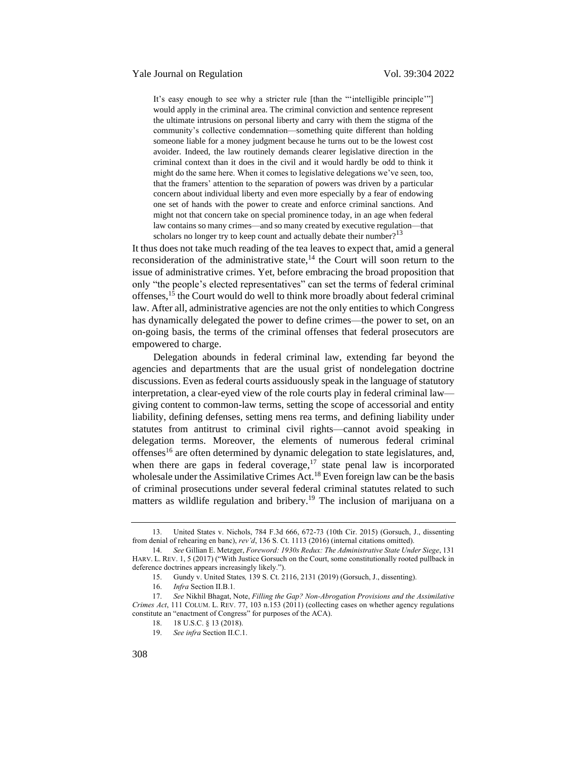> It's easy enough to see why a stricter rule [than the "'intelligible principle'"] would apply in the criminal area. The criminal conviction and sentence represent the ultimate intrusions on personal liberty and carry with them the stigma of the community's collective condemnation—something quite different than holding someone liable for a money judgment because he turns out to be the lowest cost avoider. Indeed, the law routinely demands clearer legislative direction in the criminal context than it does in the civil and it would hardly be odd to think it might do the same here. When it comes to legislative delegations we've seen, too, that the framers' attention to the separation of powers was driven by a particular concern about individual liberty and even more especially by a fear of endowing one set of hands with the power to create and enforce criminal sanctions. And might not that concern take on special prominence today, in an age when federal law contains so many crimes—and so many created by executive regulation—that scholars no longer try to keep count and actually debate their number?[13]

It thus does not take much reading of the tea leaves to expect that, amid a general reconsideration of the administrative state,[14] the Court will soon return to the issue of administrative crimes. Yet, before embracing the broad proposition that only "the people's elected representatives" can set the terms of federal criminal offenses,[15] the Court would do well to think more broadly about federal criminal law. After all, administrative agencies are not the only entities to which Congress has dynamically delegated the power to define crimes—the power to set, on an on-going basis, the terms of the criminal offenses that federal prosecutors are empowered to charge.

Delegation abounds in federal criminal law, extending far beyond the agencies and departments that are the usual grist of nondelegation doctrine discussions. Even as federal courts assiduously speak in the language of statutory interpretation, a clear-eyed view of the role courts play in federal criminal law—giving content to common-law terms, setting the scope of accessorial and entity liability, defining defenses, setting mens rea terms, and defining liability under statutes from antitrust to criminal civil rights—cannot avoid speaking in delegation terms. Moreover, the elements of numerous federal criminal offenses[16] are often determined by dynamic delegation to state legislatures, and, when there are gaps in federal coverage,[17] state penal law is incorporated wholesale under the Assimilative Crimes Act.[18] Even foreign law can be the basis of criminal prosecutions under several federal criminal statutes related to such matters as wildlife regulation and bribery.[19] The inclusion of marijuana on a

---

13. United States v. Nichols, 784 F.3d 666, 672-73 (10th Cir. 2015) (Gorsuch, J., dissenting from denial of rehearing en banc), *rev'd*, 136 S. Ct. 1113 (2016) (internal citations omitted).

14. *See* Gillian E. Metzger, *Foreword: 1930s Redux: The Administrative State Under Siege*, 131 HARV. L. REV. 1, 5 (2017) ("With Justice Gorsuch on the Court, some constitutionally rooted pullback in deference doctrines appears increasingly likely.").

15. Gundy v. United States*,* 139 S. Ct. 2116, 2131 (2019) (Gorsuch, J., dissenting).

16. *Infra* Section II.B.1*.*

17. *See* Nikhil Bhagat, Note, *Filling the Gap? Non-Abrogation Provisions and the Assimilative Crimes Act*, 111 COLUM. L. REV. 77, 103 n.153 (2011) (collecting cases on whether agency regulations constitute an "enactment of Congress" for purposes of the ACA).

18. 18 U.S.C. § 13 (2018).

19. *See infra* Section II.C.1.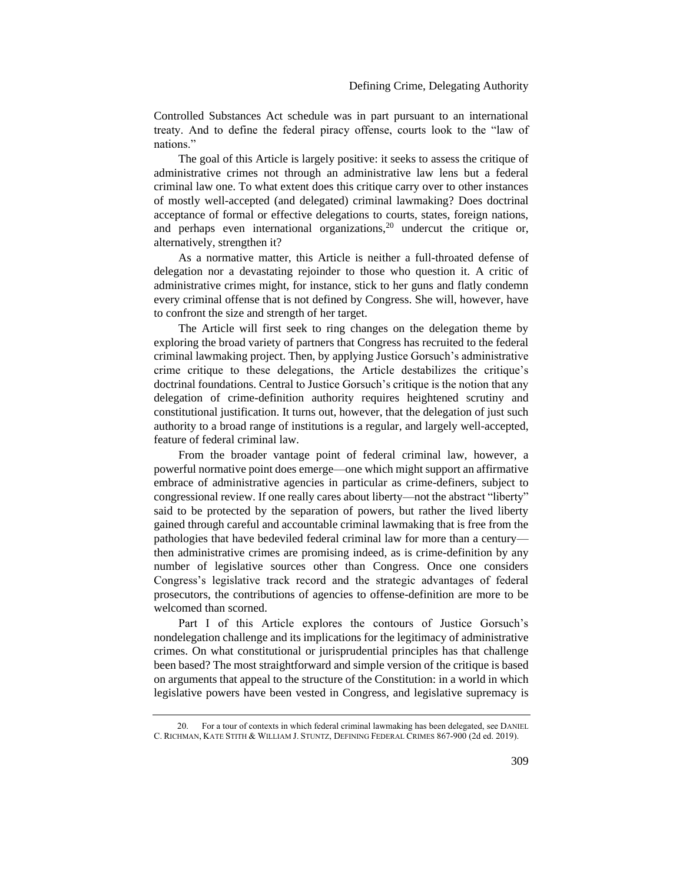Controlled Substances Act schedule was in part pursuant to an international treaty. And to define the federal piracy offense, courts look to the "law of nations."

The goal of this Article is largely positive: it seeks to assess the critique of administrative crimes not through an administrative law lens but a federal criminal law one. To what extent does this critique carry over to other instances of mostly well-accepted (and delegated) criminal lawmaking? Does doctrinal acceptance of formal or effective delegations to courts, states, foreign nations, and perhaps even international organizations,[20] undercut the critique or, alternatively, strengthen it?

As a normative matter, this Article is neither a full-throated defense of delegation nor a devastating rejoinder to those who question it. A critic of administrative crimes might, for instance, stick to her guns and flatly condemn every criminal offense that is not defined by Congress. She will, however, have to confront the size and strength of her target.

The Article will first seek to ring changes on the delegation theme by exploring the broad variety of partners that Congress has recruited to the federal criminal lawmaking project. Then, by applying Justice Gorsuch's administrative crime critique to these delegations, the Article destabilizes the critique's doctrinal foundations. Central to Justice Gorsuch's critique is the notion that any delegation of crime-definition authority requires heightened scrutiny and constitutional justification. It turns out, however, that the delegation of just such authority to a broad range of institutions is a regular, and largely well-accepted, feature of federal criminal law.

From the broader vantage point of federal criminal law, however, a powerful normative point does emerge—one which might support an affirmative embrace of administrative agencies in particular as crime-definers, subject to congressional review. If one really cares about liberty—not the abstract "liberty" said to be protected by the separation of powers, but rather the lived liberty gained through careful and accountable criminal lawmaking that is free from the pathologies that have bedeviled federal criminal law for more than a century—then administrative crimes are promising indeed, as is crime-definition by any number of legislative sources other than Congress. Once one considers Congress's legislative track record and the strategic advantages of federal prosecutors, the contributions of agencies to offense-definition are more to be welcomed than scorned.

Part I of this Article explores the contours of Justice Gorsuch's nondelegation challenge and its implications for the legitimacy of administrative crimes. On what constitutional or jurisprudential principles has that challenge been based? The most straightforward and simple version of the critique is based on arguments that appeal to the structure of the Constitution: in a world in which legislative powers have been vested in Congress, and legislative supremacy is

---

20. For a tour of contexts in which federal criminal lawmaking has been delegated, see DANIEL C. RICHMAN, KATE STITH & WILLIAM J. STUNTZ, DEFINING FEDERAL CRIMES 867-900 (2d ed. 2019).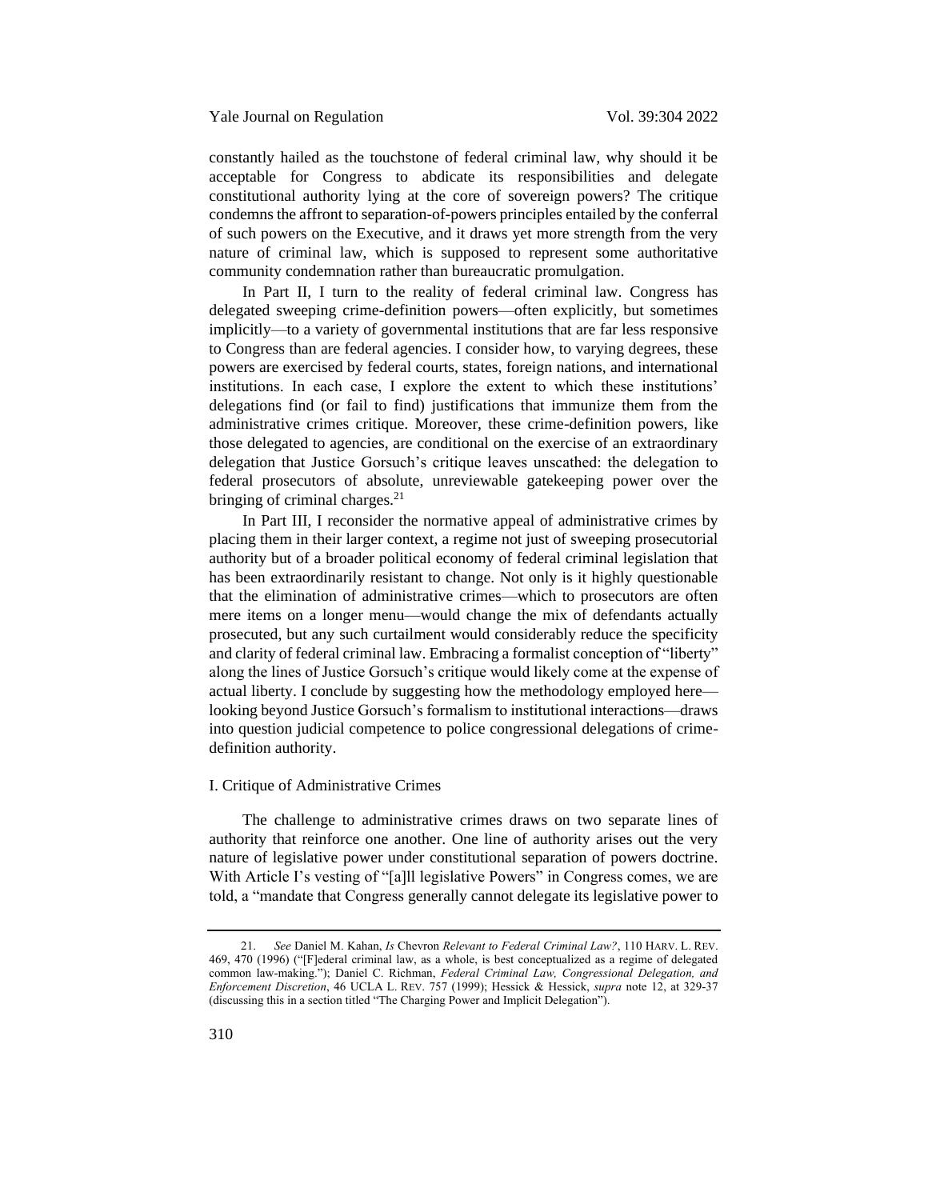constantly hailed as the touchstone of federal criminal law, why should it be acceptable for Congress to abdicate its responsibilities and delegate constitutional authority lying at the core of sovereign powers? The critique condemns the affront to separation-of-powers principles entailed by the conferral of such powers on the Executive, and it draws yet more strength from the very nature of criminal law, which is supposed to represent some authoritative community condemnation rather than bureaucratic promulgation.

In Part II, I turn to the reality of federal criminal law. Congress has delegated sweeping crime-definition powers—often explicitly, but sometimes implicitly—to a variety of governmental institutions that are far less responsive to Congress than are federal agencies. I consider how, to varying degrees, these powers are exercised by federal courts, states, foreign nations, and international institutions. In each case, I explore the extent to which these institutions' delegations find (or fail to find) justifications that immunize them from the administrative crimes critique. Moreover, these crime-definition powers, like those delegated to agencies, are conditional on the exercise of an extraordinary delegation that Justice Gorsuch's critique leaves unscathed: the delegation to federal prosecutors of absolute, unreviewable gatekeeping power over the bringing of criminal charges.[21]

In Part III, I reconsider the normative appeal of administrative crimes by placing them in their larger context, a regime not just of sweeping prosecutorial authority but of a broader political economy of federal criminal legislation that has been extraordinarily resistant to change. Not only is it highly questionable that the elimination of administrative crimes—which to prosecutors are often mere items on a longer menu—would change the mix of defendants actually prosecuted, but any such curtailment would considerably reduce the specificity and clarity of federal criminal law. Embracing a formalist conception of "liberty" along the lines of Justice Gorsuch's critique would likely come at the expense of actual liberty. I conclude by suggesting how the methodology employed here—looking beyond Justice Gorsuch's formalism to institutional interactions—draws into question judicial competence to police congressional delegations of crime-definition authority.

## I. Critique of Administrative Crimes

The challenge to administrative crimes draws on two separate lines of authority that reinforce one another. One line of authority arises out the very nature of legislative power under constitutional separation of powers doctrine. With Article I's vesting of "[a]ll legislative Powers" in Congress comes, we are told, a "mandate that Congress generally cannot delegate its legislative power to

---

21. *See* Daniel M. Kahan, *Is* Chevron *Relevant to Federal Criminal Law?*, 110 HARV. L. REV. 469, 470 (1996) ("[F]ederal criminal law, as a whole, is best conceptualized as a regime of delegated common law-making."); Daniel C. Richman, *Federal Criminal Law, Congressional Delegation, and Enforcement Discretion*, 46 UCLA L. REV. 757 (1999); Hessick & Hessick, *supra* note 12, at 329-37 (discussing this in a section titled "The Charging Power and Implicit Delegation").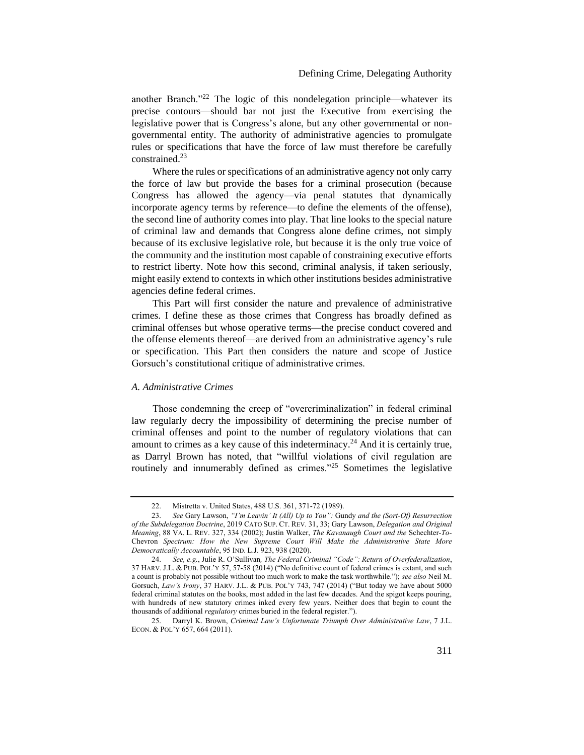another Branch."[22] The logic of this nondelegation principle—whatever its precise contours—should bar not just the Executive from exercising the legislative power that is Congress's alone, but any other governmental or non-governmental entity. The authority of administrative agencies to promulgate rules or specifications that have the force of law must therefore be carefully constrained.[23]

Where the rules or specifications of an administrative agency not only carry the force of law but provide the bases for a criminal prosecution (because Congress has allowed the agency—via penal statutes that dynamically incorporate agency terms by reference—to define the elements of the offense), the second line of authority comes into play. That line looks to the special nature of criminal law and demands that Congress alone define crimes, not simply because of its exclusive legislative role, but because it is the only true voice of the community and the institution most capable of constraining executive efforts to restrict liberty. Note how this second, criminal analysis, if taken seriously, might easily extend to contexts in which other institutions besides administrative agencies define federal crimes.

This Part will first consider the nature and prevalence of administrative crimes. I define these as those crimes that Congress has broadly defined as criminal offenses but whose operative terms—the precise conduct covered and the offense elements thereof—are derived from an administrative agency's rule or specification. This Part then considers the nature and scope of Justice Gorsuch's constitutional critique of administrative crimes.

### *A. Administrative Crimes*

Those condemning the creep of "overcriminalization" in federal criminal law regularly decry the impossibility of determining the precise number of criminal offenses and point to the number of regulatory violations that can amount to crimes as a key cause of this indeterminacy.[24] And it is certainly true, as Darryl Brown has noted, that "willful violations of civil regulation are routinely and innumerably defined as crimes."[25] Sometimes the legislative

---

22. Mistretta v. United States, 488 U.S. 361, 371-72 (1989).

23. *See* Gary Lawson, *"I'm Leavin' It (All) Up to You":* Gundy *and the (Sort-Of) Resurrection of the Subdelegation Doctrine*, 2019 CATO SUP. CT. REV. 31, 33; Gary Lawson, *Delegation and Original Meaning*, 88 VA. L. REV. 327, 334 (2002); Justin Walker, *The Kavanaugh Court and the* Schechter-*To-*Chevron *Spectrum: How the New Supreme Court Will Make the Administrative State More Democratically Accountable*, 95 IND. L.J. 923, 938 (2020).

24. *See, e.g.*, Julie R. O'Sullivan*, The Federal Criminal "Code": Return of Overfederalization*, 37 HARV. J.L. & PUB. POL'Y 57, 57-58 (2014) ("No definitive count of federal crimes is extant, and such a count is probably not possible without too much work to make the task worthwhile."); *see also* Neil M. Gorsuch, *Law's Irony*, 37 HARV. J.L. & PUB. POL'Y 743, 747 (2014) ("But today we have about 5000 federal criminal statutes on the books, most added in the last few decades. And the spigot keeps pouring, with hundreds of new statutory crimes inked every few years. Neither does that begin to count the thousands of additional *regulatory* crimes buried in the federal register.").

25. Darryl K. Brown, *Criminal Law's Unfortunate Triumph Over Administrative Law*, 7 J.L. ECON. & POL'Y 657, 664 (2011).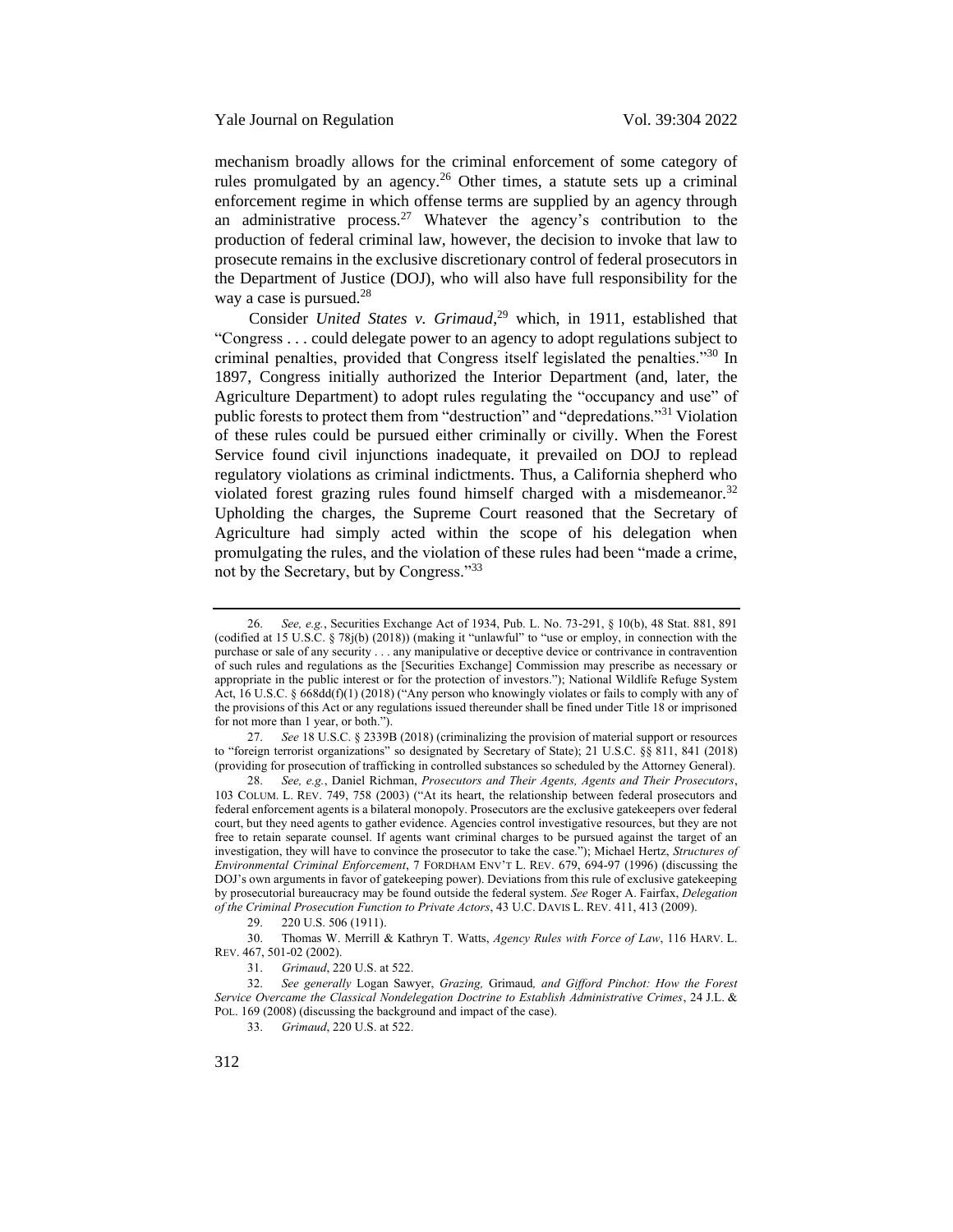mechanism broadly allows for the criminal enforcement of some category of rules promulgated by an agency.[26] Other times, a statute sets up a criminal enforcement regime in which offense terms are supplied by an agency through an administrative process.[27] Whatever the agency's contribution to the production of federal criminal law, however, the decision to invoke that law to prosecute remains in the exclusive discretionary control of federal prosecutors in the Department of Justice (DOJ), who will also have full responsibility for the way a case is pursued.[28]

Consider *United States v. Grimaud*,[29] which, in 1911, established that "Congress . . . could delegate power to an agency to adopt regulations subject to criminal penalties, provided that Congress itself legislated the penalties."[30] In 1897, Congress initially authorized the Interior Department (and, later, the Agriculture Department) to adopt rules regulating the "occupancy and use" of public forests to protect them from "destruction" and "depredations."[31] Violation of these rules could be pursued either criminally or civilly. When the Forest Service found civil injunctions inadequate, it prevailed on DOJ to replead regulatory violations as criminal indictments. Thus, a California shepherd who violated forest grazing rules found himself charged with a misdemeanor.[32] Upholding the charges, the Supreme Court reasoned that the Secretary of Agriculture had simply acted within the scope of his delegation when promulgating the rules, and the violation of these rules had been "made a crime, not by the Secretary, but by Congress."[33]

---

26. *See, e.g.*, Securities Exchange Act of 1934, Pub. L. No. 73-291, § 10(b), 48 Stat. 881, 891 (codified at 15 U.S.C. § 78j(b) (2018)) (making it "unlawful" to "use or employ, in connection with the purchase or sale of any security . . . any manipulative or deceptive device or contrivance in contravention of such rules and regulations as the [Securities Exchange] Commission may prescribe as necessary or appropriate in the public interest or for the protection of investors."); National Wildlife Refuge System Act, 16 U.S.C. § 668dd(f)(1) (2018) ("Any person who knowingly violates or fails to comply with any of the provisions of this Act or any regulations issued thereunder shall be fined under Title 18 or imprisoned for not more than 1 year, or both.").

27. *See* 18 U.S.C. § 2339B (2018) (criminalizing the provision of material support or resources to "foreign terrorist organizations" so designated by Secretary of State); 21 U.S.C. §§ 811, 841 (2018) (providing for prosecution of trafficking in controlled substances so scheduled by the Attorney General).

28. *See, e.g.*, Daniel Richman, *Prosecutors and Their Agents, Agents and Their Prosecutors*, 103 COLUM. L. REV. 749, 758 (2003) ("At its heart, the relationship between federal prosecutors and federal enforcement agents is a bilateral monopoly. Prosecutors are the exclusive gatekeepers over federal court, but they need agents to gather evidence. Agencies control investigative resources, but they are not free to retain separate counsel. If agents want criminal charges to be pursued against the target of an investigation, they will have to convince the prosecutor to take the case."); Michael Hertz, *Structures of Environmental Criminal Enforcement*, 7 FORDHAM ENV'T L. REV. 679, 694-97 (1996) (discussing the DOJ's own arguments in favor of gatekeeping power). Deviations from this rule of exclusive gatekeeping by prosecutorial bureaucracy may be found outside the federal system. *See* Roger A. Fairfax, *Delegation of the Criminal Prosecution Function to Private Actors*, 43 U.C. DAVIS L. REV. 411, 413 (2009).

29. 220 U.S. 506 (1911).

30. Thomas W. Merrill & Kathryn T. Watts, *Agency Rules with Force of Law*, 116 HARV. L. REV. 467, 501-02 (2002).

31. *Grimaud*, 220 U.S. at 522.

32. *See generally* Logan Sawyer, *Grazing,* Grimaud*, and Gifford Pinchot: How the Forest Service Overcame the Classical Nondelegation Doctrine to Establish Administrative Crimes*, 24 J.L. & POL. 169 (2008) (discussing the background and impact of the case).

33. *Grimaud*, 220 U.S. at 522.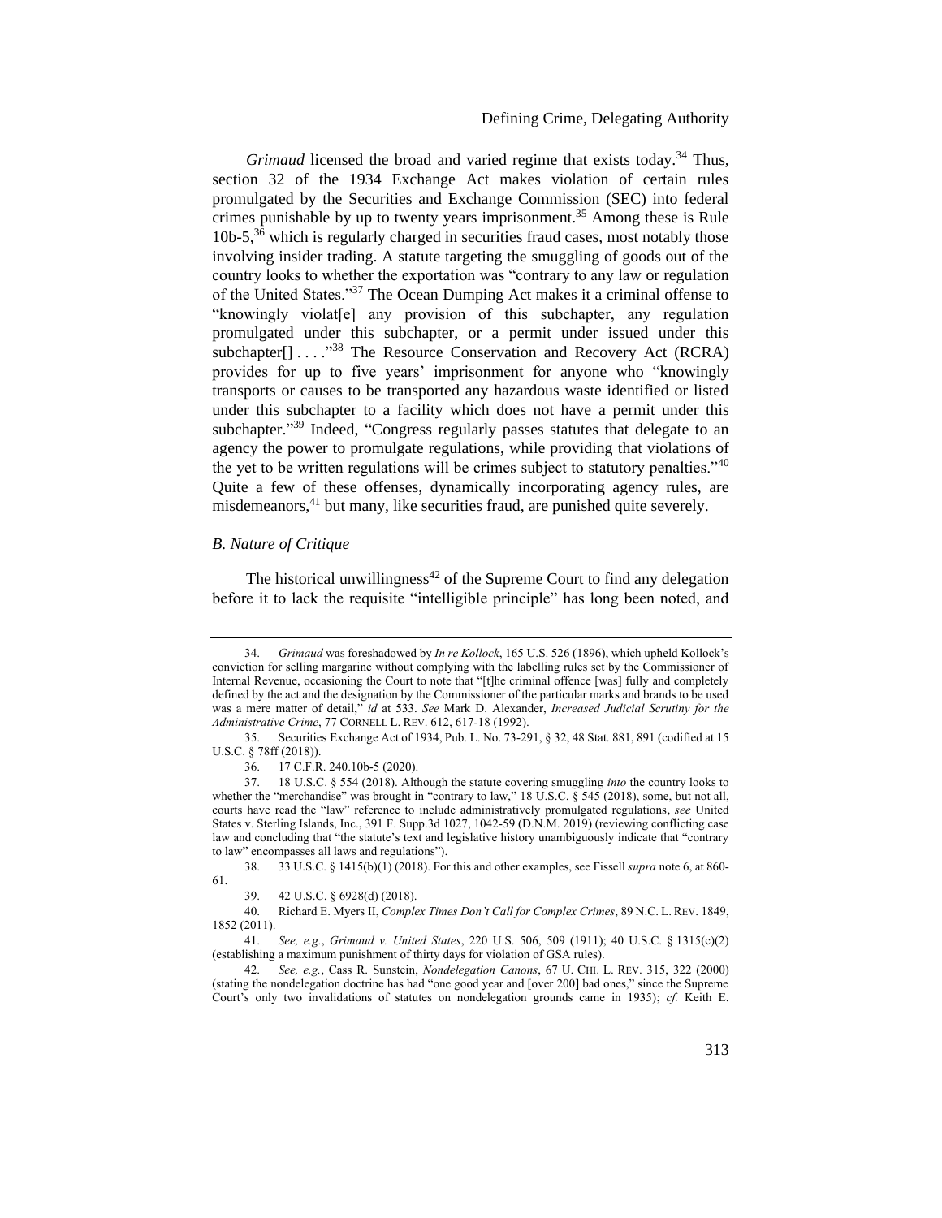*Grimaud* licensed the broad and varied regime that exists today.[34] Thus, section 32 of the 1934 Exchange Act makes violation of certain rules promulgated by the Securities and Exchange Commission (SEC) into federal crimes punishable by up to twenty years imprisonment.[35] Among these is Rule 10b-5,[36] which is regularly charged in securities fraud cases, most notably those involving insider trading. A statute targeting the smuggling of goods out of the country looks to whether the exportation was "contrary to any law or regulation of the United States."[37] The Ocean Dumping Act makes it a criminal offense to "knowingly violat[e] any provision of this subchapter, any regulation promulgated under this subchapter, or a permit under issued under this subchapter[] . . . ."[38] The Resource Conservation and Recovery Act (RCRA) provides for up to five years' imprisonment for anyone who "knowingly transports or causes to be transported any hazardous waste identified or listed under this subchapter to a facility which does not have a permit under this subchapter."[39] Indeed, "Congress regularly passes statutes that delegate to an agency the power to promulgate regulations, while providing that violations of the yet to be written regulations will be crimes subject to statutory penalties."[40] Quite a few of these offenses, dynamically incorporating agency rules, are misdemeanors,[41] but many, like securities fraud, are punished quite severely.

### *B. Nature of Critique*

The historical unwillingness[42] of the Supreme Court to find any delegation before it to lack the requisite "intelligible principle" has long been noted, and

---

34. *Grimaud* was foreshadowed by *In re Kollock*, 165 U.S. 526 (1896), which upheld Kollock's conviction for selling margarine without complying with the labelling rules set by the Commissioner of Internal Revenue, occasioning the Court to note that "[t]he criminal offence [was] fully and completely defined by the act and the designation by the Commissioner of the particular marks and brands to be used was a mere matter of detail," *id* at 533. *See* Mark D. Alexander, *Increased Judicial Scrutiny for the Administrative Crime*, 77 CORNELL L. REV. 612, 617-18 (1992).

35. Securities Exchange Act of 1934, Pub. L. No. 73-291, § 32, 48 Stat. 881, 891 (codified at 15 U.S.C. § 78ff (2018)).

36. 17 C.F.R. 240.10b-5 (2020).

37. 18 U.S.C. § 554 (2018). Although the statute covering smuggling *into* the country looks to whether the "merchandise" was brought in "contrary to law," 18 U.S.C. § 545 (2018), some, but not all, courts have read the "law" reference to include administratively promulgated regulations, *see* United States v. Sterling Islands, Inc., 391 F. Supp.3d 1027, 1042-59 (D.N.M. 2019) (reviewing conflicting case law and concluding that "the statute's text and legislative history unambiguously indicate that "contrary to law" encompasses all laws and regulations").

38. 33 U.S.C. § 1415(b)(1) (2018). For this and other examples, see Fissell *supra* note 6, at 860-61.

39. 42 U.S.C. § 6928(d) (2018).

40. Richard E. Myers II, *Complex Times Don't Call for Complex Crimes*, 89 N.C. L. REV. 1849, 1852 (2011).

41. *See, e.g.*, *Grimaud v. United States*, 220 U.S. 506, 509 (1911); 40 U.S.C. § 1315(c)(2) (establishing a maximum punishment of thirty days for violation of GSA rules).

42. *See, e.g.*, Cass R. Sunstein, *Nondelegation Canons*, 67 U. CHI. L. REV. 315, 322 (2000) (stating the nondelegation doctrine has had "one good year and [over 200] bad ones," since the Supreme Court's only two invalidations of statutes on nondelegation grounds came in 1935); *cf.* Keith E.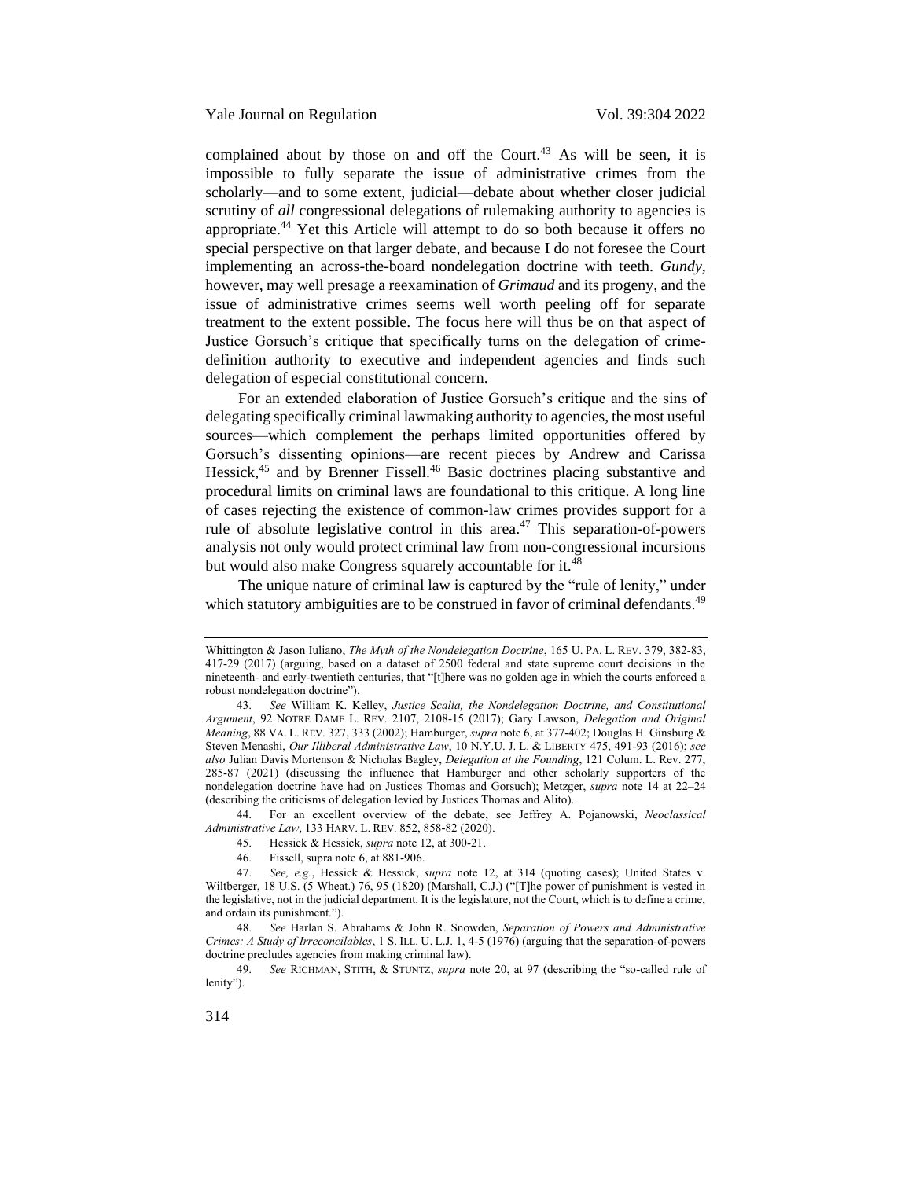complained about by those on and off the Court.[43] As will be seen, it is impossible to fully separate the issue of administrative crimes from the scholarly—and to some extent, judicial—debate about whether closer judicial scrutiny of *all* congressional delegations of rulemaking authority to agencies is appropriate.[44] Yet this Article will attempt to do so both because it offers no special perspective on that larger debate, and because I do not foresee the Court implementing an across-the-board nondelegation doctrine with teeth. *Gundy*, however, may well presage a reexamination of *Grimaud* and its progeny, and the issue of administrative crimes seems well worth peeling off for separate treatment to the extent possible. The focus here will thus be on that aspect of Justice Gorsuch's critique that specifically turns on the delegation of crime-definition authority to executive and independent agencies and finds such delegation of especial constitutional concern.

For an extended elaboration of Justice Gorsuch's critique and the sins of delegating specifically criminal lawmaking authority to agencies, the most useful sources—which complement the perhaps limited opportunities offered by Gorsuch's dissenting opinions—are recent pieces by Andrew and Carissa Hessick,[45] and by Brenner Fissell.[46] Basic doctrines placing substantive and procedural limits on criminal laws are foundational to this critique. A long line of cases rejecting the existence of common-law crimes provides support for a rule of absolute legislative control in this area.[47] This separation-of-powers analysis not only would protect criminal law from non-congressional incursions but would also make Congress squarely accountable for it.[48]

The unique nature of criminal law is captured by the "rule of lenity," under which statutory ambiguities are to be construed in favor of criminal defendants.[49]

---

Whittington & Jason Iuliano, *The Myth of the Nondelegation Doctrine*, 165 U. PA. L. REV. 379, 382-83, 417-29 (2017) (arguing, based on a dataset of 2500 federal and state supreme court decisions in the nineteenth- and early-twentieth centuries, that "[t]here was no golden age in which the courts enforced a robust nondelegation doctrine").

43. *See* William K. Kelley, *Justice Scalia, the Nondelegation Doctrine, and Constitutional Argument*, 92 NOTRE DAME L. REV. 2107, 2108-15 (2017); Gary Lawson, *Delegation and Original Meaning*, 88 VA. L. REV. 327, 333 (2002); Hamburger, *supra* note 6, at 377-402; Douglas H. Ginsburg & Steven Menashi, *Our Illiberal Administrative Law*, 10 N.Y.U. J. L. & LIBERTY 475, 491-93 (2016); *see also* Julian Davis Mortenson & Nicholas Bagley, *Delegation at the Founding*, 121 Colum. L. Rev. 277, 285-87 (2021) (discussing the influence that Hamburger and other scholarly supporters of the nondelegation doctrine have had on Justices Thomas and Gorsuch); Metzger, *supra* note 14 at 22–24 (describing the criticisms of delegation levied by Justices Thomas and Alito).

44. For an excellent overview of the debate, see Jeffrey A. Pojanowski, *Neoclassical Administrative Law*, 133 HARV. L. REV. 852, 858-82 (2020).

45. Hessick & Hessick, *supra* note 12, at 300-21.

46. Fissell, supra note 6, at 881-906.

47. *See, e.g.*, Hessick & Hessick, *supra* note 12, at 314 (quoting cases); United States v. Wiltberger, 18 U.S. (5 Wheat.) 76, 95 (1820) (Marshall, C.J.) ("[T]he power of punishment is vested in the legislative, not in the judicial department. It is the legislature, not the Court, which is to define a crime, and ordain its punishment.").

48. *See* Harlan S. Abrahams & John R. Snowden, *Separation of Powers and Administrative Crimes: A Study of Irreconcilables*, 1 S. ILL. U. L.J. 1, 4-5 (1976) (arguing that the separation-of-powers doctrine precludes agencies from making criminal law).

49. *See* RICHMAN, STITH, & STUNTZ, *supra* note 20, at 97 (describing the "so-called rule of lenity").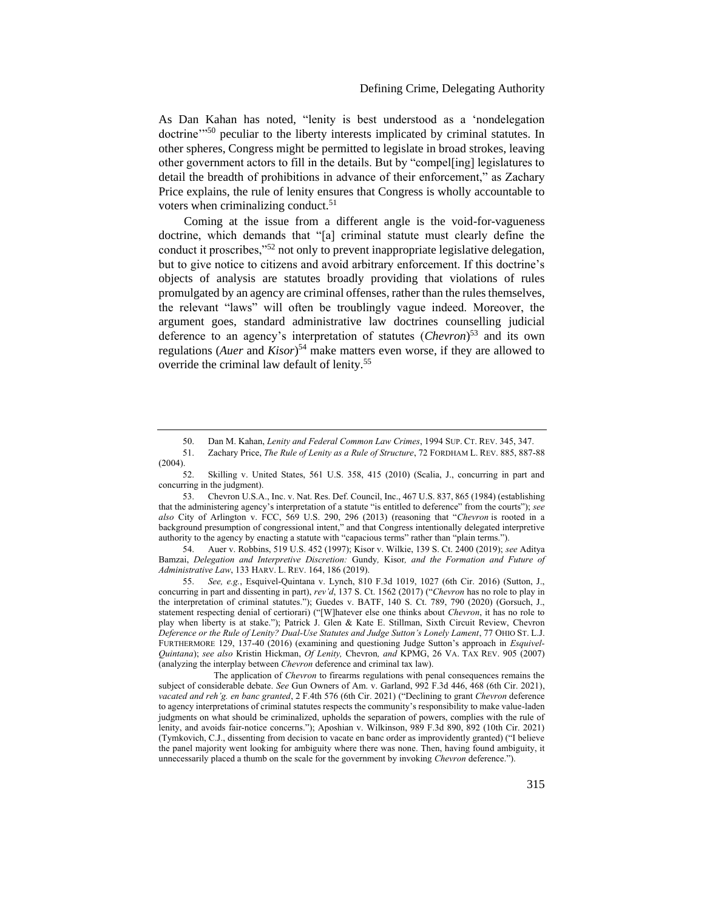As Dan Kahan has noted, "lenity is best understood as a 'nondelegation doctrine'"[50] peculiar to the liberty interests implicated by criminal statutes. In other spheres, Congress might be permitted to legislate in broad strokes, leaving other government actors to fill in the details. But by "compel[ing] legislatures to detail the breadth of prohibitions in advance of their enforcement," as Zachary Price explains, the rule of lenity ensures that Congress is wholly accountable to voters when criminalizing conduct.[51]

Coming at the issue from a different angle is the void-for-vagueness doctrine, which demands that "[a] criminal statute must clearly define the conduct it proscribes,"[52] not only to prevent inappropriate legislative delegation, but to give notice to citizens and avoid arbitrary enforcement. If this doctrine's objects of analysis are statutes broadly providing that violations of rules promulgated by an agency are criminal offenses, rather than the rules themselves, the relevant "laws" will often be troublingly vague indeed. Moreover, the argument goes, standard administrative law doctrines counselling judicial deference to an agency's interpretation of statutes (*Chevron*)[53] and its own regulations (*Auer* and *Kisor*)[54] make matters even worse, if they are allowed to override the criminal law default of lenity.[55]

---

50. Dan M. Kahan, *Lenity and Federal Common Law Crimes*, 1994 SUP. CT. REV. 345, 347.

51. Zachary Price, *The Rule of Lenity as a Rule of Structure*, 72 FORDHAM L. REV. 885, 887-88 (2004).

52. Skilling v. United States, 561 U.S. 358, 415 (2010) (Scalia, J., concurring in part and concurring in the judgment).

53. Chevron U.S.A., Inc. v. Nat. Res. Def. Council, Inc., 467 U.S. 837, 865 (1984) (establishing that the administering agency's interpretation of a statute "is entitled to deference" from the courts"); *see also* City of Arlington v. FCC, 569 U.S. 290, 296 (2013) (reasoning that "*Chevron* is rooted in a background presumption of congressional intent," and that Congress intentionally delegated interpretive authority to the agency by enacting a statute with "capacious terms" rather than "plain terms.").

54. Auer v. Robbins, 519 U.S. 452 (1997); Kisor v. Wilkie, 139 S. Ct. 2400 (2019); *see* Aditya Bamzai, *Delegation and Interpretive Discretion:* Gundy*,* Kisor*, and the Formation and Future of Administrative Law*, 133 HARV. L. REV. 164, 186 (2019).

55. *See, e.g.*, Esquivel-Quintana v. Lynch, 810 F.3d 1019, 1027 (6th Cir. 2016) (Sutton, J., concurring in part and dissenting in part), *rev'd*, 137 S. Ct. 1562 (2017) ("*Chevron* has no role to play in the interpretation of criminal statutes."); Guedes v. BATF, 140 S. Ct. 789, 790 (2020) (Gorsuch, J., statement respecting denial of certiorari) ("[W]hatever else one thinks about *Chevron*, it has no role to play when liberty is at stake."); Patrick J. Glen & Kate E. Stillman, Sixth Circuit Review, Chevron *Deference or the Rule of Lenity? Dual-Use Statutes and Judge Sutton's Lonely Lament*, 77 OHIO ST. L.J. FURTHERMORE 129, 137-40 (2016) (examining and questioning Judge Sutton's approach in *Esquivel-Quintana*); *see also* Kristin Hickman, *Of Lenity,* Chevron*, and* KPMG, 26 VA. TAX REV. 905 (2007) (analyzing the interplay between *Chevron* deference and criminal tax law).

The application of *Chevron* to firearms regulations with penal consequences remains the subject of considerable debate. *See* Gun Owners of Am. v. Garland, 992 F.3d 446, 468 (6th Cir. 2021), *vacated and reh'g. en banc granted*, 2 F.4th 576 (6th Cir. 2021) ("Declining to grant *Chevron* deference to agency interpretations of criminal statutes respects the community's responsibility to make value-laden judgments on what should be criminalized, upholds the separation of powers, complies with the rule of lenity, and avoids fair-notice concerns."); Aposhian v. Wilkinson, 989 F.3d 890, 892 (10th Cir. 2021) (Tymkovich, C.J., dissenting from decision to vacate en banc order as improvidently granted) ("I believe the panel majority went looking for ambiguity where there was none. Then, having found ambiguity, it unnecessarily placed a thumb on the scale for the government by invoking *Chevron* deference.").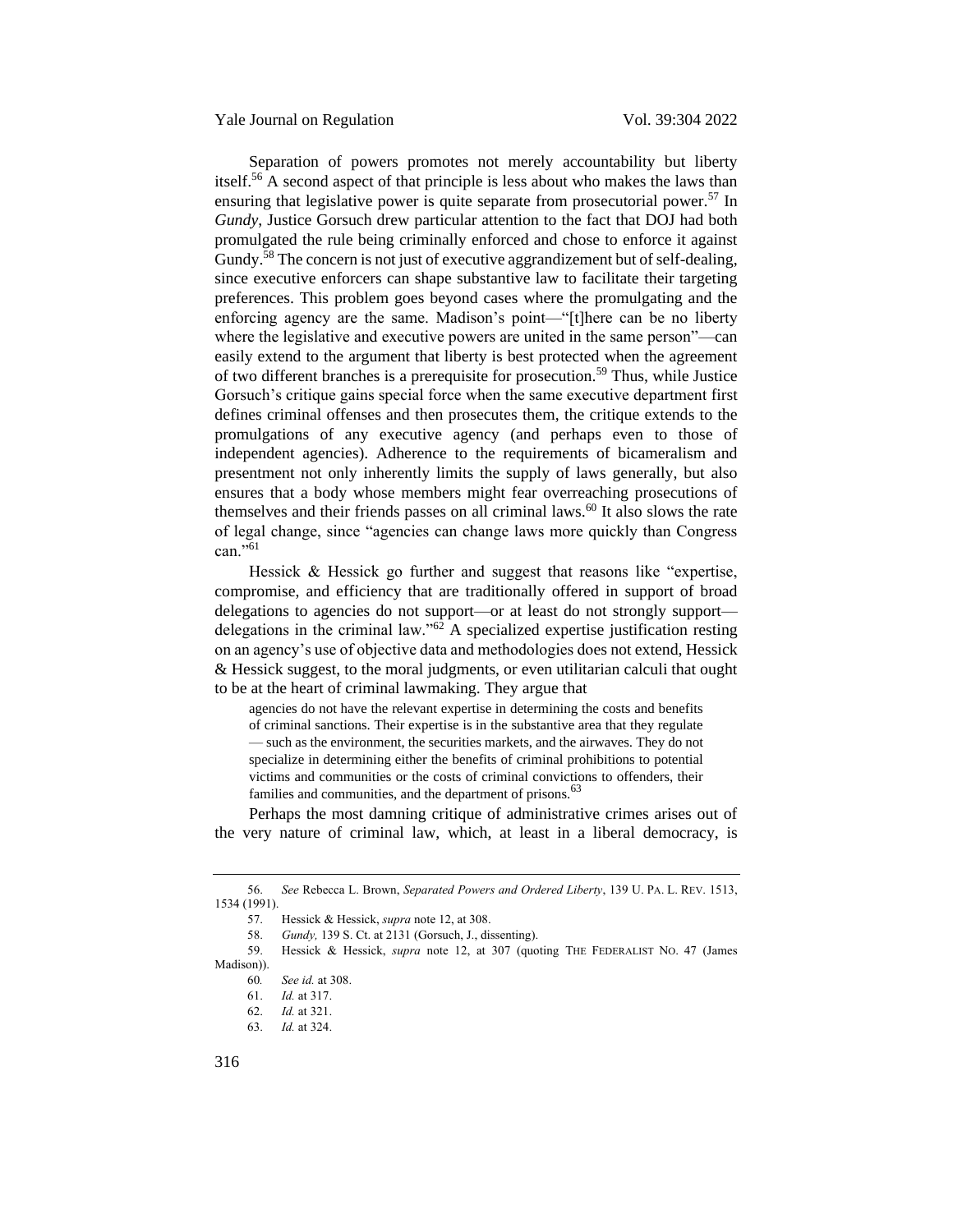Separation of powers promotes not merely accountability but liberty itself.[56] A second aspect of that principle is less about who makes the laws than ensuring that legislative power is quite separate from prosecutorial power.[57] In *Gundy*, Justice Gorsuch drew particular attention to the fact that DOJ had both promulgated the rule being criminally enforced and chose to enforce it against Gundy.[58] The concern is not just of executive aggrandizement but of self-dealing, since executive enforcers can shape substantive law to facilitate their targeting preferences. This problem goes beyond cases where the promulgating and the enforcing agency are the same. Madison's point—"[t]here can be no liberty where the legislative and executive powers are united in the same person"—can easily extend to the argument that liberty is best protected when the agreement of two different branches is a prerequisite for prosecution.[59] Thus, while Justice Gorsuch's critique gains special force when the same executive department first defines criminal offenses and then prosecutes them, the critique extends to the promulgations of any executive agency (and perhaps even to those of independent agencies). Adherence to the requirements of bicameralism and presentment not only inherently limits the supply of laws generally, but also ensures that a body whose members might fear overreaching prosecutions of themselves and their friends passes on all criminal laws.[60] It also slows the rate of legal change, since "agencies can change laws more quickly than Congress can."[61]

Hessick & Hessick go further and suggest that reasons like "expertise, compromise, and efficiency that are traditionally offered in support of broad delegations to agencies do not support—or at least do not strongly support—delegations in the criminal law."[62] A specialized expertise justification resting on an agency's use of objective data and methodologies does not extend, Hessick & Hessick suggest, to the moral judgments, or even utilitarian calculi that ought to be at the heart of criminal lawmaking. They argue that

> agencies do not have the relevant expertise in determining the costs and benefits of criminal sanctions. Their expertise is in the substantive area that they regulate — such as the environment, the securities markets, and the airwaves. They do not specialize in determining either the benefits of criminal prohibitions to potential victims and communities or the costs of criminal convictions to offenders, their families and communities, and the department of prisons.[63]

Perhaps the most damning critique of administrative crimes arises out of the very nature of criminal law, which, at least in a liberal democracy, is

---

56. *See* Rebecca L. Brown, *Separated Powers and Ordered Liberty*, 139 U. PA. L. REV. 1513, 1534 (1991).

57. Hessick & Hessick, *supra* note 12, at 308.

58. *Gundy,* 139 S. Ct. at 2131 (Gorsuch, J., dissenting).

59. Hessick & Hessick, *supra* note 12, at 307 (quoting THE FEDERALIST NO. 47 (James Madison)).

60. *See id.* at 308.

61. *Id.* at 317.

62. *Id.* at 321.

63. *Id.* at 324.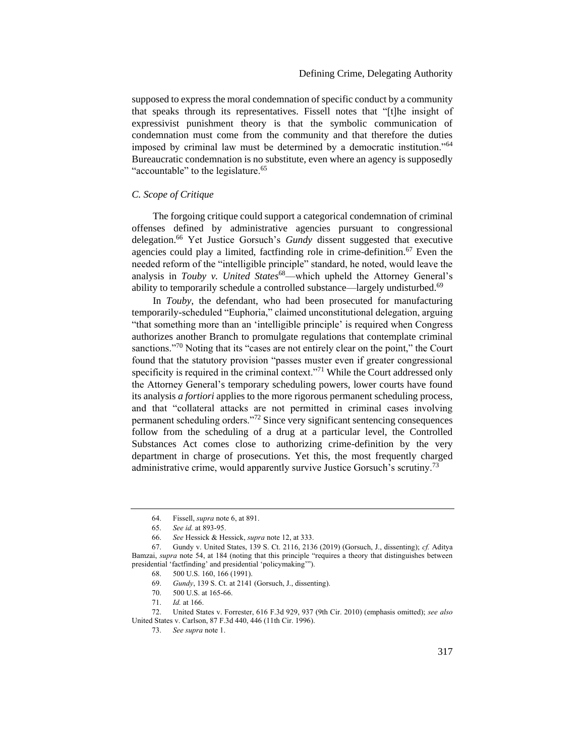supposed to express the moral condemnation of specific conduct by a community that speaks through its representatives. Fissell notes that "[t]he insight of expressivist punishment theory is that the symbolic communication of condemnation must come from the community and that therefore the duties imposed by criminal law must be determined by a democratic institution."[64] Bureaucratic condemnation is no substitute, even where an agency is supposedly "accountable" to the legislature.[65]

### *C. Scope of Critique*

The forgoing critique could support a categorical condemnation of criminal offenses defined by administrative agencies pursuant to congressional delegation.[66] Yet Justice Gorsuch's *Gundy* dissent suggested that executive agencies could play a limited, factfinding role in crime-definition.[67] Even the needed reform of the "intelligible principle" standard, he noted, would leave the analysis in *Touby v. United States*[68]—which upheld the Attorney General's ability to temporarily schedule a controlled substance—largely undisturbed.[69]

In *Touby*, the defendant, who had been prosecuted for manufacturing temporarily-scheduled "Euphoria," claimed unconstitutional delegation, arguing "that something more than an 'intelligible principle' is required when Congress authorizes another Branch to promulgate regulations that contemplate criminal sanctions."[70] Noting that its "cases are not entirely clear on the point," the Court found that the statutory provision "passes muster even if greater congressional specificity is required in the criminal context."[71] While the Court addressed only the Attorney General's temporary scheduling powers, lower courts have found its analysis *a fortiori* applies to the more rigorous permanent scheduling process, and that "collateral attacks are not permitted in criminal cases involving permanent scheduling orders."[72] Since very significant sentencing consequences follow from the scheduling of a drug at a particular level, the Controlled Substances Act comes close to authorizing crime-definition by the very department in charge of prosecutions. Yet this, the most frequently charged administrative crime, would apparently survive Justice Gorsuch's scrutiny.[73]

---

64. Fissell, *supra* note 6, at 891.

65. *See id.* at 893-95.

66. *See* Hessick & Hessick, *supra* note 12, at 333.

67. Gundy v. United States, 139 S. Ct. 2116, 2136 (2019) (Gorsuch, J., dissenting); *cf.* Aditya Bamzai, *supra* note 54, at 184 (noting that this principle "requires a theory that distinguishes between presidential 'factfinding' and presidential 'policymaking'").

68. 500 U.S. 160, 166 (1991).

69. *Gundy*, 139 S. Ct. at 2141 (Gorsuch, J., dissenting).

70. 500 U.S. at 165-66.

71. *Id.* at 166.

72. United States v. Forrester, 616 F.3d 929, 937 (9th Cir. 2010) (emphasis omitted); *see also* United States v. Carlson, 87 F.3d 440, 446 (11th Cir. 1996).

73. *See supra* note 1.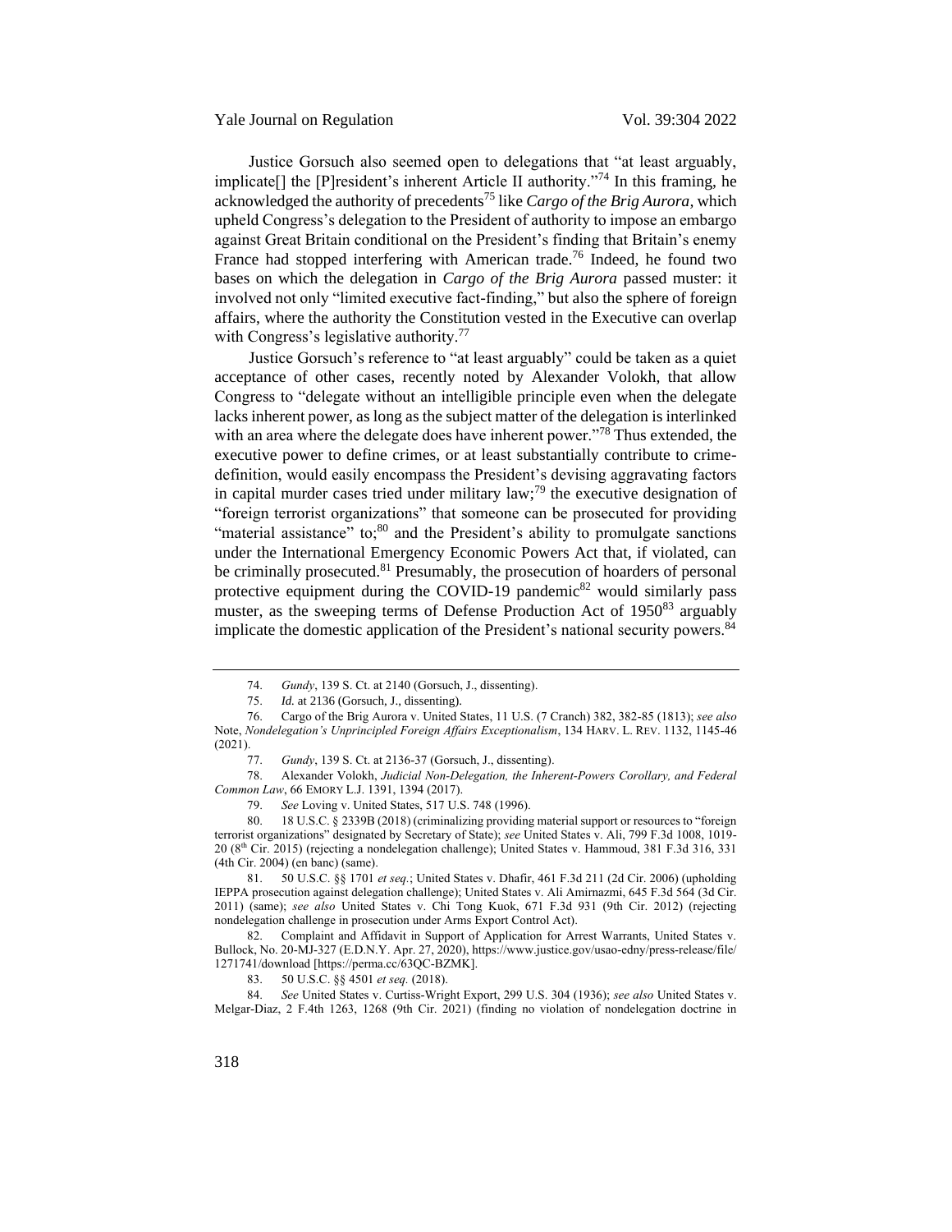Justice Gorsuch also seemed open to delegations that "at least arguably, implicate[] the [P]resident's inherent Article II authority."[74] In this framing, he acknowledged the authority of precedents[75] like *Cargo of the Brig Aurora*, which upheld Congress's delegation to the President of authority to impose an embargo against Great Britain conditional on the President's finding that Britain's enemy France had stopped interfering with American trade.[76] Indeed, he found two bases on which the delegation in *Cargo of the Brig Aurora* passed muster: it involved not only "limited executive fact-finding," but also the sphere of foreign affairs, where the authority the Constitution vested in the Executive can overlap with Congress's legislative authority.[77]

Justice Gorsuch's reference to "at least arguably" could be taken as a quiet acceptance of other cases, recently noted by Alexander Volokh, that allow Congress to "delegate without an intelligible principle even when the delegate lacks inherent power, as long as the subject matter of the delegation is interlinked with an area where the delegate does have inherent power."[78] Thus extended, the executive power to define crimes, or at least substantially contribute to crime-definition, would easily encompass the President's devising aggravating factors in capital murder cases tried under military law;[79] the executive designation of "foreign terrorist organizations" that someone can be prosecuted for providing "material assistance" to;[80] and the President's ability to promulgate sanctions under the International Emergency Economic Powers Act that, if violated, can be criminally prosecuted.[81] Presumably, the prosecution of hoarders of personal protective equipment during the COVID-19 pandemic[82] would similarly pass muster, as the sweeping terms of Defense Production Act of 1950[83] arguably implicate the domestic application of the President's national security powers.[84]

---

74. *Gundy*, 139 S. Ct. at 2140 (Gorsuch, J., dissenting).

75. *Id.* at 2136 (Gorsuch, J., dissenting).

76. Cargo of the Brig Aurora v. United States, 11 U.S. (7 Cranch) 382, 382-85 (1813); *see also* Note, *Nondelegation's Unprincipled Foreign Affairs Exceptionalism*, 134 HARV. L. REV. 1132, 1145-46 (2021).

77. *Gundy*, 139 S. Ct. at 2136-37 (Gorsuch, J., dissenting).

78. Alexander Volokh, *Judicial Non-Delegation, the Inherent-Powers Corollary, and Federal Common Law*, 66 EMORY L.J. 1391, 1394 (2017).

79. *See* Loving v. United States, 517 U.S. 748 (1996).

80. 18 U.S.C. § 2339B (2018) (criminalizing providing material support or resources to "foreign terrorist organizations" designated by Secretary of State); *see* United States v. Ali, 799 F.3d 1008, 1019-20 (8th Cir. 2015) (rejecting a nondelegation challenge); United States v. Hammoud, 381 F.3d 316, 331 (4th Cir. 2004) (en banc) (same).

81. 50 U.S.C. §§ 1701 *et seq.*; United States v. Dhafir, 461 F.3d 211 (2d Cir. 2006) (upholding IEEPA prosecution against delegation challenge); United States v. Ali Amirnazmi, 645 F.3d 564 (3d Cir. 2011) (same); *see also* United States v. Chi Tong Kuok, 671 F.3d 931 (9th Cir. 2012) (rejecting nondelegation challenge in prosecution under Arms Export Control Act).

82. Complaint and Affidavit in Support of Application for Arrest Warrants, United States v. Bullock, No. 20-MJ-327 (E.D.N.Y. Apr. 27, 2020), https://www.justice.gov/usao-edny/press-release/file/1271741/download [https://perma.cc/63QC-BZMK].

83. 50 U.S.C. §§ 4501 *et seq.* (2018).

84. *See* United States v. Curtiss-Wright Export, 299 U.S. 304 (1936); *see also* United States v. Melgar-Diaz, 2 F.4th 1263, 1268 (9th Cir. 2021) (finding no violation of nondelegation doctrine in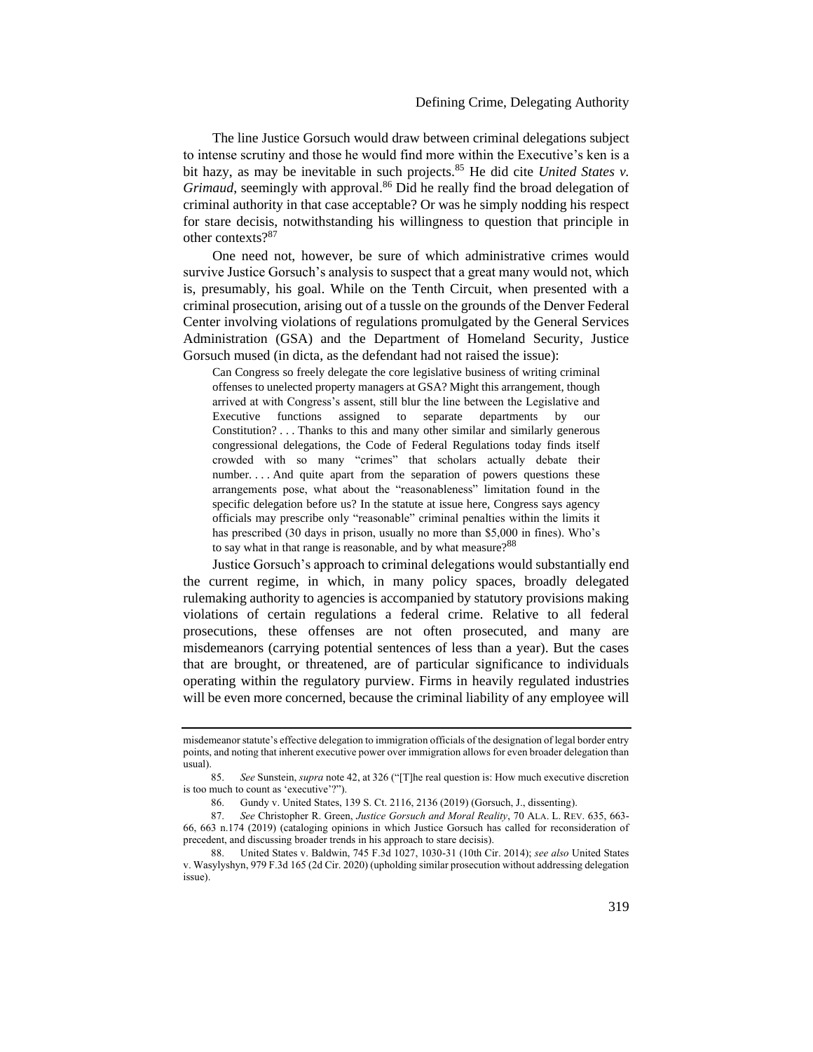The line Justice Gorsuch would draw between criminal delegations subject to intense scrutiny and those he would find more within the Executive's ken is a bit hazy, as may be inevitable in such projects.[85] He did cite *United States v. Grimaud*, seemingly with approval.[86] Did he really find the broad delegation of criminal authority in that case acceptable? Or was he simply nodding his respect for stare decisis, notwithstanding his willingness to question that principle in other contexts?[87]

One need not, however, be sure of which administrative crimes would survive Justice Gorsuch's analysis to suspect that a great many would not, which is, presumably, his goal. While on the Tenth Circuit, when presented with a criminal prosecution, arising out of a tussle on the grounds of the Denver Federal Center involving violations of regulations promulgated by the General Services Administration (GSA) and the Department of Homeland Security, Justice Gorsuch mused (in dicta, as the defendant had not raised the issue):

> Can Congress so freely delegate the core legislative business of writing criminal offenses to unelected property managers at GSA? Might this arrangement, though arrived at with Congress's assent, still blur the line between the Legislative and Executive functions assigned to separate departments by our Constitution? . . . Thanks to this and many other similar and similarly generous congressional delegations, the Code of Federal Regulations today finds itself crowded with so many "crimes" that scholars actually debate their number. . . . And quite apart from the separation of powers questions these arrangements pose, what about the "reasonableness" limitation found in the specific delegation before us? In the statute at issue here, Congress says agency officials may prescribe only "reasonable" criminal penalties within the limits it has prescribed (30 days in prison, usually no more than $5,000 in fines). Who's to say what in that range is reasonable, and by what measure?[88]

Justice Gorsuch's approach to criminal delegations would substantially end the current regime, in which, in many policy spaces, broadly delegated rulemaking authority to agencies is accompanied by statutory provisions making violations of certain regulations a federal crime. Relative to all federal prosecutions, these offenses are not often prosecuted, and many are misdemeanors (carrying potential sentences of less than a year). But the cases that are brought, or threatened, are of particular significance to individuals operating within the regulatory purview. Firms in heavily regulated industries will be even more concerned, because the criminal liability of any employee will

---

misdemeanor statute's effective delegation to immigration officials of the designation of legal border entry points, and noting that inherent executive power over immigration allows for even broader delegation than usual).

85. *See* Sunstein, *supra* note 42, at 326 ("[T]he real question is: How much executive discretion is too much to count as 'executive'?").

86. Gundy v. United States, 139 S. Ct. 2116, 2136 (2019) (Gorsuch, J., dissenting).

87. *See* Christopher R. Green, *Justice Gorsuch and Moral Reality*, 70 ALA. L. REV. 635, 663-66, 663 n.174 (2019) (cataloging opinions in which Justice Gorsuch has called for reconsideration of precedent, and discussing broader trends in his approach to stare decisis).

88. United States v. Baldwin, 745 F.3d 1027, 1030-31 (10th Cir. 2014); *see also* United States v. Wasylyshyn, 979 F.3d 165 (2d Cir. 2020) (upholding similar prosecution without addressing delegation issue).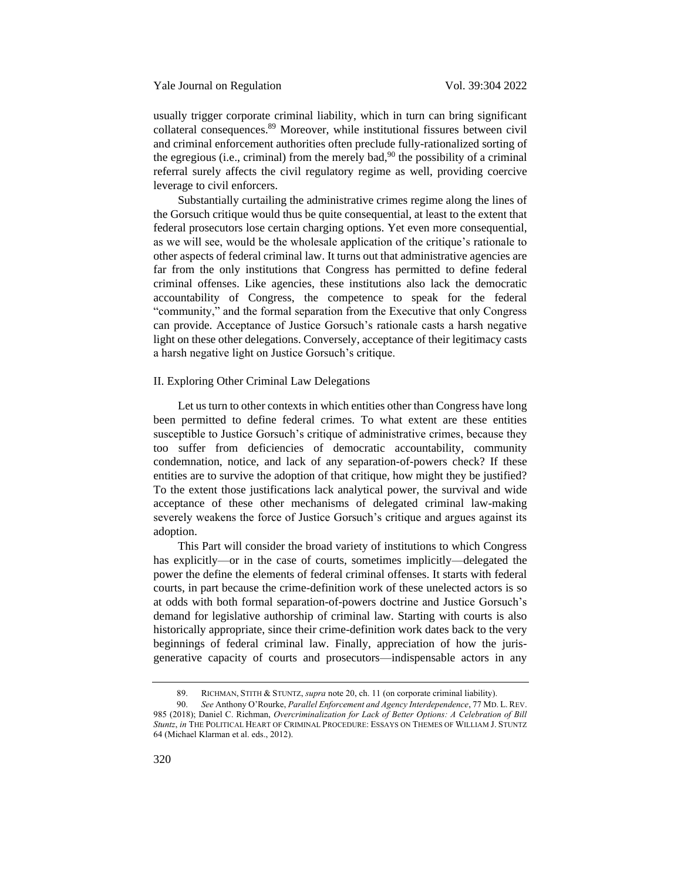usually trigger corporate criminal liability, which in turn can bring significant collateral consequences.[89] Moreover, while institutional fissures between civil and criminal enforcement authorities often preclude fully-rationalized sorting of the egregious (i.e., criminal) from the merely bad,[90] the possibility of a criminal referral surely affects the civil regulatory regime as well, providing coercive leverage to civil enforcers.

Substantially curtailing the administrative crimes regime along the lines of the Gorsuch critique would thus be quite consequential, at least to the extent that federal prosecutors lose certain charging options. Yet even more consequential, as we will see, would be the wholesale application of the critique's rationale to other aspects of federal criminal law. It turns out that administrative agencies are far from the only institutions that Congress has permitted to define federal criminal offenses. Like agencies, these institutions also lack the democratic accountability of Congress, the competence to speak for the federal "community," and the formal separation from the Executive that only Congress can provide. Acceptance of Justice Gorsuch's rationale casts a harsh negative light on these other delegations. Conversely, acceptance of their legitimacy casts a harsh negative light on Justice Gorsuch's critique.

## II. Exploring Other Criminal Law Delegations

Let us turn to other contexts in which entities other than Congress have long been permitted to define federal crimes. To what extent are these entities susceptible to Justice Gorsuch's critique of administrative crimes, because they too suffer from deficiencies of democratic accountability, community condemnation, notice, and lack of any separation-of-powers check? If these entities are to survive the adoption of that critique, how might they be justified? To the extent those justifications lack analytical power, the survival and wide acceptance of these other mechanisms of delegated criminal law-making severely weakens the force of Justice Gorsuch's critique and argues against its adoption.

This Part will consider the broad variety of institutions to which Congress has explicitly—or in the case of courts, sometimes implicitly—delegated the power the define the elements of federal criminal offenses. It starts with federal courts, in part because the crime-definition work of these unelected actors is so at odds with both formal separation-of-powers doctrine and Justice Gorsuch's demand for legislative authorship of criminal law. Starting with courts is also historically appropriate, since their crime-definition work dates back to the very beginnings of federal criminal law. Finally, appreciation of how the juris-generative capacity of courts and prosecutors—indispensable actors in any

89. RICHMAN, STITH & STUNTZ, *supra* note 20, ch. 11 (on corporate criminal liability).

90. *See* Anthony O'Rourke, *Parallel Enforcement and Agency Interdependence*, 77 MD. L. REV. 985 (2018); Daniel C. Richman, *Overcriminalization for Lack of Better Options: A Celebration of Bill Stuntz*, *in* THE POLITICAL HEART OF CRIMINAL PROCEDURE: ESSAYS ON THEMES OF WILLIAM J. STUNTZ 64 (Michael Klarman et al. eds., 2012).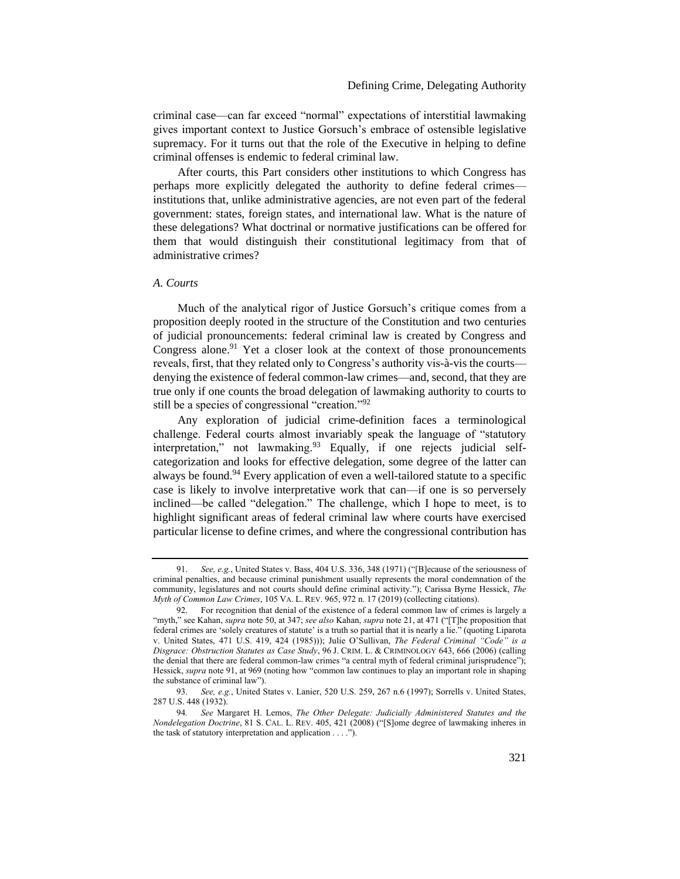criminal case—can far exceed "normal" expectations of interstitial lawmaking gives important context to Justice Gorsuch's embrace of ostensible legislative supremacy. For it turns out that the role of the Executive in helping to define criminal offenses is endemic to federal criminal law.

After courts, this Part considers other institutions to which Congress has perhaps more explicitly delegated the authority to define federal crimes—institutions that, unlike administrative agencies, are not even part of the federal government: states, foreign states, and international law. What is the nature of these delegations? What doctrinal or normative justifications can be offered for them that would distinguish their constitutional legitimacy from that of administrative crimes?

### *A. Courts*

Much of the analytical rigor of Justice Gorsuch's critique comes from a proposition deeply rooted in the structure of the Constitution and two centuries of judicial pronouncements: federal criminal law is created by Congress and Congress alone.[91] Yet a closer look at the context of those pronouncements reveals, first, that they related only to Congress's authority vis-à-vis the courts—denying the existence of federal common-law crimes—and, second, that they are true only if one counts the broad delegation of lawmaking authority to courts to still be a species of congressional "creation."[92]

Any exploration of judicial crime-definition faces a terminological challenge. Federal courts almost invariably speak the language of "statutory interpretation," not lawmaking.[93] Equally, if one rejects judicial self-categorization and looks for effective delegation, some degree of the latter can always be found.[94] Every application of even a well-tailored statute to a specific case is likely to involve interpretative work that can—if one is so perversely inclined—be called "delegation." The challenge, which I hope to meet, is to highlight significant areas of federal criminal law where courts have exercised particular license to define crimes, and where the congressional contribution has

---

91. *See, e.g.*, United States v. Bass, 404 U.S. 336, 348 (1971) ("[B]ecause of the seriousness of criminal penalties, and because criminal punishment usually represents the moral condemnation of the community, legislatures and not courts should define criminal activity."); Carissa Byrne Hessick, *The Myth of Common Law Crimes*, 105 VA. L. REV. 965, 972 n. 17 (2019) (collecting citations).

92. For recognition that denial of the existence of a federal common law of crimes is largely a "myth," see Kahan, *supra* note 50, at 347; *see also* Kahan, *supra* note 21, at 471 ("[T]he proposition that federal crimes are 'solely creatures of statute' is a truth so partial that it is nearly a lie." (quoting Liparota v. United States, 471 U.S. 419, 424 (1985))); Julie O'Sullivan, *The Federal Criminal "Code" is a Disgrace: Obstruction Statutes as Case Study*, 96 J. CRIM. L. & CRIMINOLOGY 643, 666 (2006) (calling the denial that there are federal common-law crimes "a central myth of federal criminal jurisprudence"); Hessick, *supra* note 91, at 969 (noting how "common law continues to play an important role in shaping the substance of criminal law").

93. *See, e.g.*, United States v. Lanier, 520 U.S. 259, 267 n.6 (1997); Sorrells v. United States, 287 U.S. 448 (1932).

94. *See* Margaret H. Lemos, *The Other Delegate: Judicially Administered Statutes and the Nondelegation Doctrine*, 81 S. CAL. L. REV. 405, 421 (2008) ("[S]ome degree of lawmaking inheres in the task of statutory interpretation and application . . . .").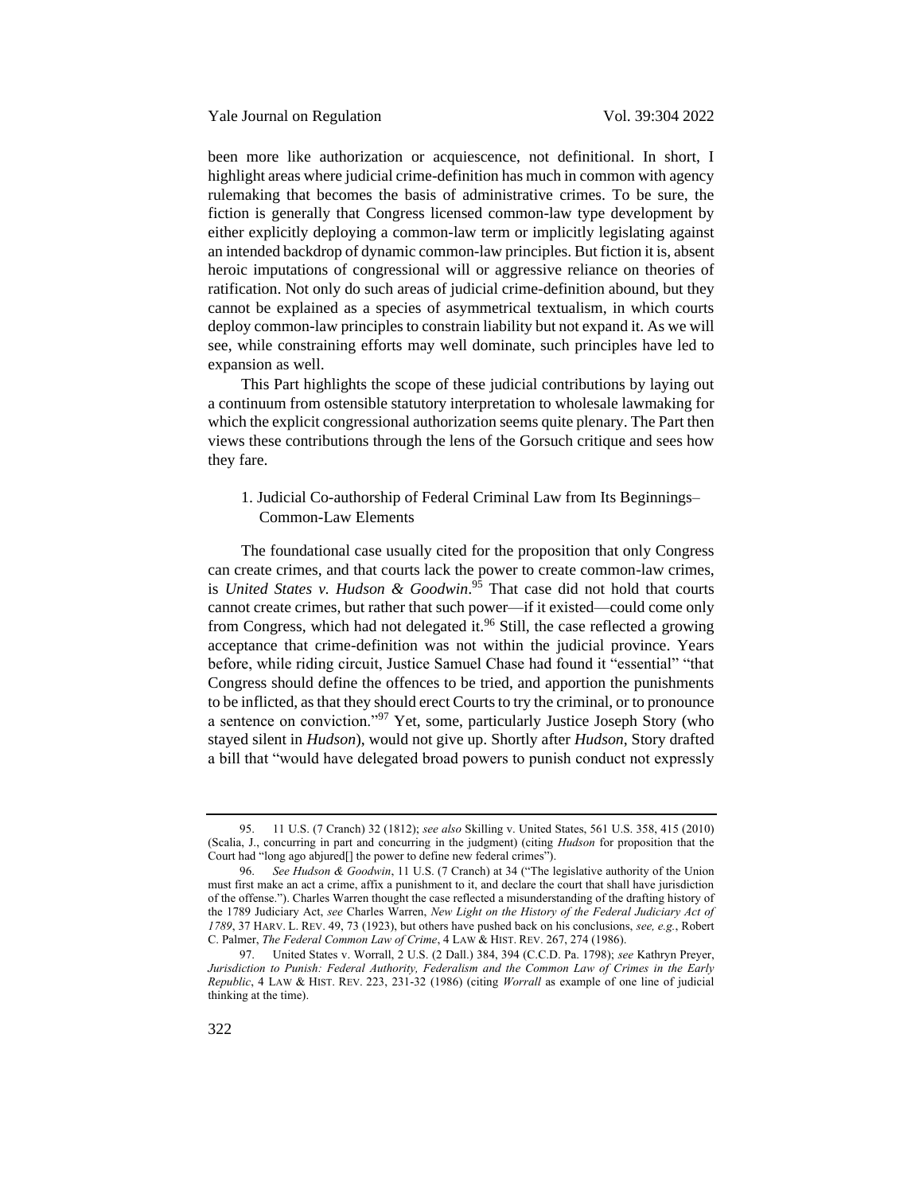been more like authorization or acquiescence, not definitional. In short, I highlight areas where judicial crime-definition has much in common with agency rulemaking that becomes the basis of administrative crimes. To be sure, the fiction is generally that Congress licensed common-law type development by either explicitly deploying a common-law term or implicitly legislating against an intended backdrop of dynamic common-law principles. But fiction it is, absent heroic imputations of congressional will or aggressive reliance on theories of ratification. Not only do such areas of judicial crime-definition abound, but they cannot be explained as a species of asymmetrical textualism, in which courts deploy common-law principles to constrain liability but not expand it. As we will see, while constraining efforts may well dominate, such principles have led to expansion as well.

This Part highlights the scope of these judicial contributions by laying out a continuum from ostensible statutory interpretation to wholesale lawmaking for which the explicit congressional authorization seems quite plenary. The Part then views these contributions through the lens of the Gorsuch critique and sees how they fare.

### 1. Judicial Co-authorship of Federal Criminal Law from Its Beginnings–Common-Law Elements

The foundational case usually cited for the proposition that only Congress can create crimes, and that courts lack the power to create common-law crimes, is *United States v. Hudson & Goodwin*.[95] That case did not hold that courts cannot create crimes, but rather that such power—if it existed—could come only from Congress, which had not delegated it.[96] Still, the case reflected a growing acceptance that crime-definition was not within the judicial province. Years before, while riding circuit, Justice Samuel Chase had found it "essential" "that Congress should define the offences to be tried, and apportion the punishments to be inflicted, as that they should erect Courts to try the criminal, or to pronounce a sentence on conviction."[97] Yet, some, particularly Justice Joseph Story (who stayed silent in *Hudson*), would not give up. Shortly after *Hudson*, Story drafted a bill that "would have delegated broad powers to punish conduct not expressly

---

95. 11 U.S. (7 Cranch) 32 (1812); *see also* Skilling v. United States, 561 U.S. 358, 415 (2010) (Scalia, J., concurring in part and concurring in the judgment) (citing *Hudson* for proposition that the Court had "long ago abjured[] the power to define new federal crimes").

96. *See Hudson & Goodwin*, 11 U.S. (7 Cranch) at 34 ("The legislative authority of the Union must first make an act a crime, affix a punishment to it, and declare the court that shall have jurisdiction of the offense."). Charles Warren thought the case reflected a misunderstanding of the drafting history of the 1789 Judiciary Act, *see* Charles Warren, *New Light on the History of the Federal Judiciary Act of 1789*, 37 HARV. L. REV. 49, 73 (1923), but others have pushed back on his conclusions, *see, e.g.*, Robert C. Palmer, *The Federal Common Law of Crime*, 4 LAW & HIST. REV. 267, 274 (1986).

97. United States v. Worrall, 2 U.S. (2 Dall.) 384, 394 (C.C.D. Pa. 1798); *see* Kathryn Preyer, *Jurisdiction to Punish: Federal Authority, Federalism and the Common Law of Crimes in the Early Republic*, 4 LAW & HIST. REV. 223, 231-32 (1986) (citing *Worrall* as example of one line of judicial thinking at the time).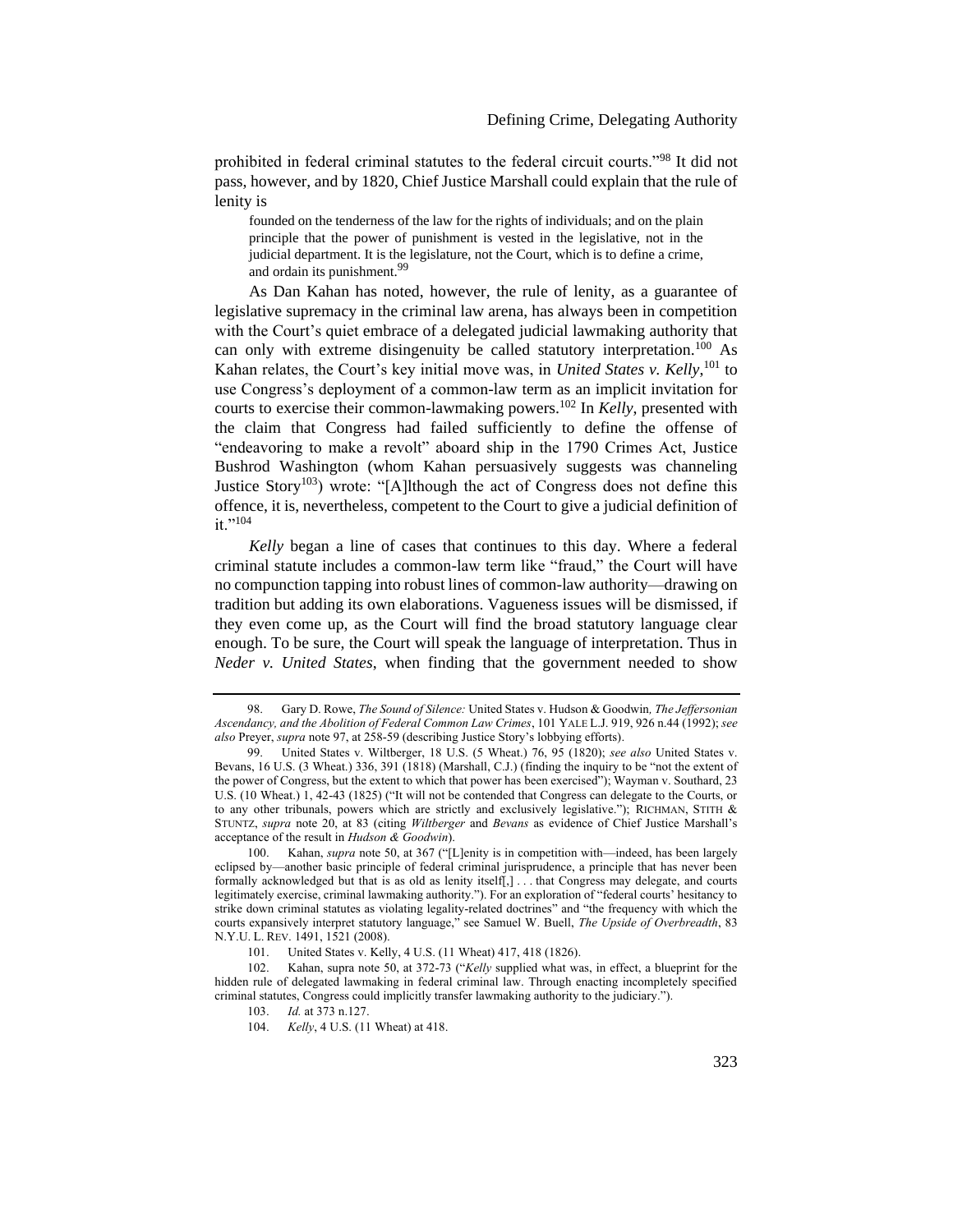prohibited in federal criminal statutes to the federal circuit courts."[98] It did not pass, however, and by 1820, Chief Justice Marshall could explain that the rule of lenity is

> founded on the tenderness of the law for the rights of individuals; and on the plain principle that the power of punishment is vested in the legislative, not in the judicial department. It is the legislature, not the Court, which is to define a crime, and ordain its punishment.[99]

As Dan Kahan has noted, however, the rule of lenity, as a guarantee of legislative supremacy in the criminal law arena, has always been in competition with the Court's quiet embrace of a delegated judicial lawmaking authority that can only with extreme disingenuity be called statutory interpretation.[100] As Kahan relates, the Court's key initial move was, in *United States v. Kelly*,[101] to use Congress's deployment of a common-law term as an implicit invitation for courts to exercise their common-lawmaking powers.[102] In *Kelly*, presented with the claim that Congress had failed sufficiently to define the offense of "endeavoring to make a revolt" aboard ship in the 1790 Crimes Act, Justice Bushrod Washington (whom Kahan persuasively suggests was channeling Justice Story[103]) wrote: "[A]lthough the act of Congress does not define this offence, it is, nevertheless, competent to the Court to give a judicial definition of it."[104]

*Kelly* began a line of cases that continues to this day. Where a federal criminal statute includes a common-law term like "fraud," the Court will have no compunction tapping into robust lines of common-law authority—drawing on tradition but adding its own elaborations. Vagueness issues will be dismissed, if they even come up, as the Court will find the broad statutory language clear enough. To be sure, the Court will speak the language of interpretation. Thus in *Neder v. United States*, when finding that the government needed to show

---

98. Gary D. Rowe, *The Sound of Silence:* United States v. Hudson & Goodwin*, The Jeffersonian Ascendancy, and the Abolition of Federal Common Law Crimes*, 101 YALE L.J. 919, 926 n.44 (1992); *see also* Preyer, *supra* note 97, at 258-59 (describing Justice Story's lobbying efforts).

99. United States v. Wiltberger, 18 U.S. (5 Wheat.) 76, 95 (1820); *see also* United States v. Bevans, 16 U.S. (3 Wheat.) 336, 391 (1818) (Marshall, C.J.) (finding the inquiry to be "not the extent of the power of Congress, but the extent to which that power has been exercised"); Wayman v. Southard, 23 U.S. (10 Wheat.) 1, 42-43 (1825) ("It will not be contended that Congress can delegate to the Courts, or to any other tribunals, powers which are strictly and exclusively legislative."); RICHMAN, STITH & STUNTZ, *supra* note 20, at 83 (citing *Wiltberger* and *Bevans* as evidence of Chief Justice Marshall's acceptance of the result in *Hudson & Goodwin*).

100. Kahan, *supra* note 50, at 367 ("[L]enity is in competition with—indeed, has been largely eclipsed by—another basic principle of federal criminal jurisprudence, a principle that has never been formally acknowledged but that is as old as lenity itself[,] . . . that Congress may delegate, and courts legitimately exercise, criminal lawmaking authority."). For an exploration of "federal courts' hesitancy to strike down criminal statutes as violating legality-related doctrines" and "the frequency with which the courts expansively interpret statutory language," see Samuel W. Buell, *The Upside of Overbreadth*, 83 N.Y.U. L. REV. 1491, 1521 (2008).

101. United States v. Kelly, 4 U.S. (11 Wheat) 417, 418 (1826).

102. Kahan, supra note 50, at 372-73 ("*Kelly* supplied what was, in effect, a blueprint for the hidden rule of delegated lawmaking in federal criminal law. Through enacting incompletely specified criminal statutes, Congress could implicitly transfer lawmaking authority to the judiciary.").

103. *Id.* at 373 n.127.

104. *Kelly*, 4 U.S. (11 Wheat) at 418.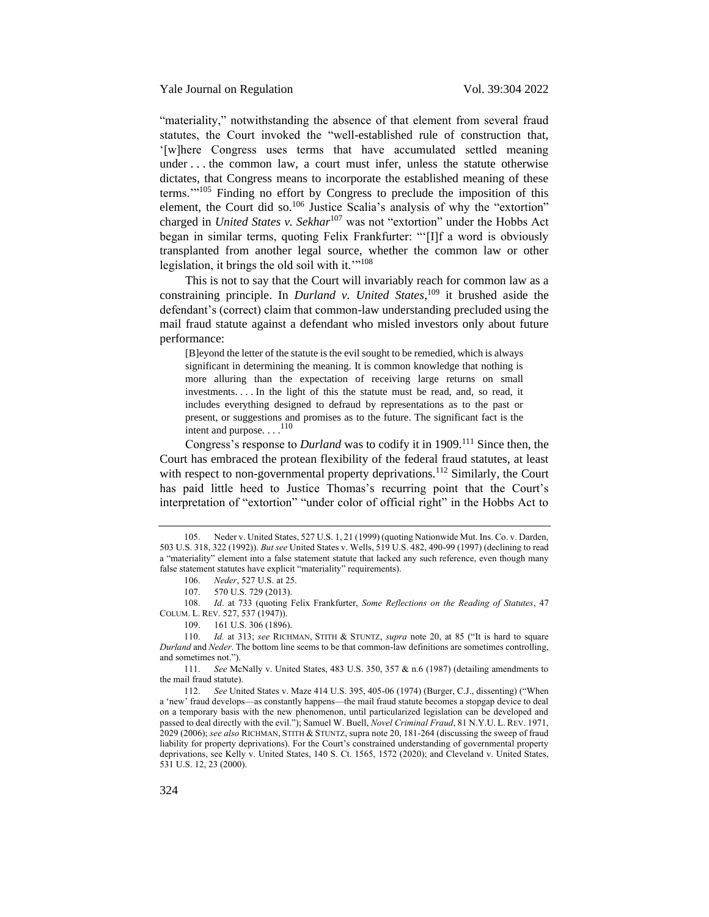"materiality," notwithstanding the absence of that element from several fraud statutes, the Court invoked the "well-established rule of construction that, '[w]here Congress uses terms that have accumulated settled meaning under . . . the common law, a court must infer, unless the statute otherwise dictates, that Congress means to incorporate the established meaning of these terms.'"[105] Finding no effort by Congress to preclude the imposition of this element, the Court did so.[106] Justice Scalia's analysis of why the "extortion" charged in *United States v. Sekhar*[107] was not "extortion" under the Hobbs Act began in similar terms, quoting Felix Frankfurter: "'[I]f a word is obviously transplanted from another legal source, whether the common law or other legislation, it brings the old soil with it.'"[108]

This is not to say that the Court will invariably reach for common law as a constraining principle. In *Durland v. United States*,[109] it brushed aside the defendant's (correct) claim that common-law understanding precluded using the mail fraud statute against a defendant who misled investors only about future performance:

> [B]eyond the letter of the statute is the evil sought to be remedied, which is always significant in determining the meaning. It is common knowledge that nothing is more alluring than the expectation of receiving large returns on small investments. . . . In the light of this the statute must be read, and, so read, it includes everything designed to defraud by representations as to the past or present, or suggestions and promises as to the future. The significant fact is the intent and purpose. . . .[110]

Congress's response to *Durland* was to codify it in 1909.[111] Since then, the Court has embraced the protean flexibility of the federal fraud statutes, at least with respect to non-governmental property deprivations.[112] Similarly, the Court has paid little heed to Justice Thomas's recurring point that the Court's interpretation of "extortion" "under color of official right" in the Hobbs Act to

---

105. Neder v. United States, 527 U.S. 1, 21 (1999) (quoting Nationwide Mut. Ins. Co. v. Darden, 503 U.S. 318, 322 (1992)). *But see* United States v. Wells, 519 U.S. 482, 490-99 (1997) (declining to read a "materiality" element into a false statement statute that lacked any such reference, even though many false statement statutes have explicit "materiality" requirements).

106. *Neder*, 527 U.S. at 25.

107. 570 U.S. 729 (2013).

108. *Id*. at 733 (quoting Felix Frankfurter, *Some Reflections on the Reading of Statutes*, 47 COLUM. L. REV. 527, 537 (1947)).

109. 161 U.S. 306 (1896).

110. *Id.* at 313; *see* RICHMAN, STITH & STUNTZ, *supra* note 20, at 85 ("It is hard to square *Durland* and *Neder*. The bottom line seems to be that common-law definitions are sometimes controlling, and sometimes not.").

111. *See* McNally v. United States, 483 U.S. 350, 357 & n.6 (1987) (detailing amendments to the mail fraud statute).

112. *See* United States v. Maze 414 U.S. 395, 405-06 (1974) (Burger, C.J., dissenting) ("When a 'new' fraud develops—as constantly happens—the mail fraud statute becomes a stopgap device to deal on a temporary basis with the new phenomenon, until particularized legislation can be developed and passed to deal directly with the evil."); Samuel W. Buell, *Novel Criminal Fraud*, 81 N.Y.U. L. REV. 1971, 2029 (2006); *see also* RICHMAN, STITH & STUNTZ, supra note 20, 181-264 (discussing the sweep of fraud liability for property deprivations). For the Court's constrained understanding of governmental property deprivations, see Kelly v. United States, 140 S. Ct. 1565, 1572 (2020); and Cleveland v. United States, 531 U.S. 12, 23 (2000).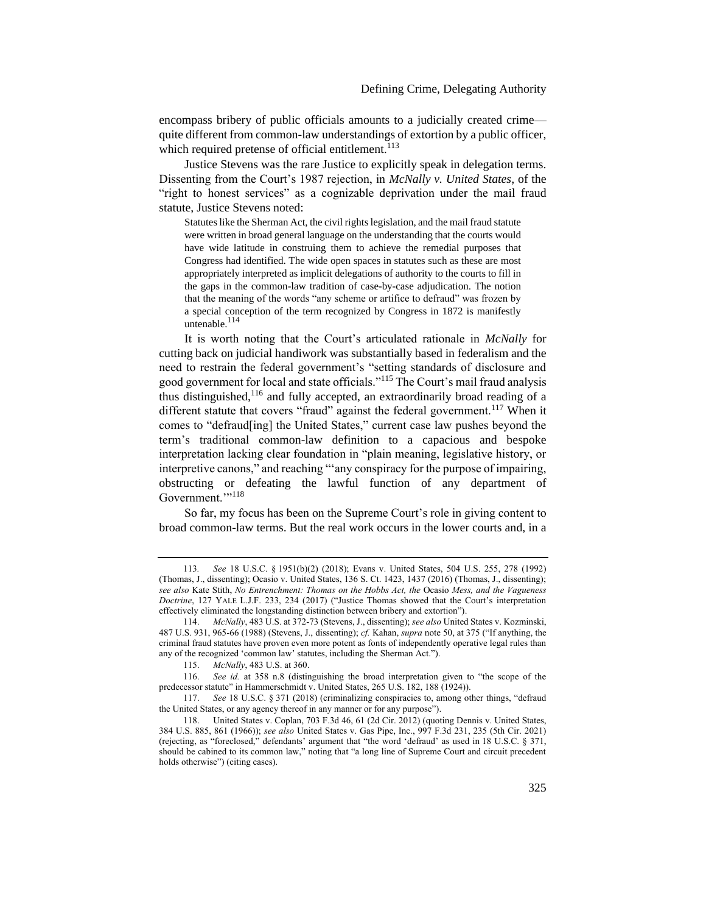encompass bribery of public officials amounts to a judicially created crime—quite different from common-law understandings of extortion by a public officer, which required pretense of official entitlement.[113]

Justice Stevens was the rare Justice to explicitly speak in delegation terms. Dissenting from the Court's 1987 rejection, in *McNally v. United States*, of the "right to honest services" as a cognizable deprivation under the mail fraud statute, Justice Stevens noted:

> Statutes like the Sherman Act, the civil rights legislation, and the mail fraud statute were written in broad general language on the understanding that the courts would have wide latitude in construing them to achieve the remedial purposes that Congress had identified. The wide open spaces in statutes such as these are most appropriately interpreted as implicit delegations of authority to the courts to fill in the gaps in the common-law tradition of case-by-case adjudication. The notion that the meaning of the words "any scheme or artifice to defraud" was frozen by a special conception of the term recognized by Congress in 1872 is manifestly untenable.[114]

It is worth noting that the Court's articulated rationale in *McNally* for cutting back on judicial handiwork was substantially based in federalism and the need to restrain the federal government's "setting standards of disclosure and good government for local and state officials."[115] The Court's mail fraud analysis thus distinguished,[116] and fully accepted, an extraordinarily broad reading of a different statute that covers "fraud" against the federal government.[117] When it comes to "defraud[ing] the United States," current case law pushes beyond the term's traditional common-law definition to a capacious and bespoke interpretation lacking clear foundation in "plain meaning, legislative history, or interpretive canons," and reaching "'any conspiracy for the purpose of impairing, obstructing or defeating the lawful function of any department of Government.'"[118]

So far, my focus has been on the Supreme Court's role in giving content to broad common-law terms. But the real work occurs in the lower courts and, in a

---

113. *See* 18 U.S.C. § 1951(b)(2) (2018); Evans v. United States, 504 U.S. 255, 278 (1992) (Thomas, J., dissenting); Ocasio v. United States, 136 S. Ct. 1423, 1437 (2016) (Thomas, J., dissenting); *see also* Kate Stith, *No Entrenchment: Thomas on the Hobbs Act, the* Ocasio *Mess, and the Vagueness Doctrine*, 127 YALE L.J.F. 233, 234 (2017) ("Justice Thomas showed that the Court's interpretation effectively eliminated the longstanding distinction between bribery and extortion").

114. *McNally*, 483 U.S. at 372-73 (Stevens, J., dissenting); *see also* United States v. Kozminski, 487 U.S. 931, 965-66 (1988) (Stevens, J., dissenting); *cf.* Kahan, *supra* note 50, at 375 ("If anything, the criminal fraud statutes have proven even more potent as fonts of independently operative legal rules than any of the recognized 'common law' statutes, including the Sherman Act.").

115. *McNally*, 483 U.S. at 360.

116. *See id.* at 358 n.8 (distinguishing the broad interpretation given to "the scope of the predecessor statute" in Hammerschmidt v. United States, 265 U.S. 182, 188 (1924)).

117. *See* 18 U.S.C. § 371 (2018) (criminalizing conspiracies to, among other things, "defraud the United States, or any agency thereof in any manner or for any purpose").

118. United States v. Coplan, 703 F.3d 46, 61 (2d Cir. 2012) (quoting Dennis v. United States, 384 U.S. 885, 861 (1966)); *see also* United States v. Gas Pipe, Inc., 997 F.3d 231, 235 (5th Cir. 2021) (rejecting, as "foreclosed," defendants' argument that "the word 'defraud' as used in 18 U.S.C. § 371, should be cabined to its common law," noting that "a long line of Supreme Court and circuit precedent holds otherwise") (citing cases).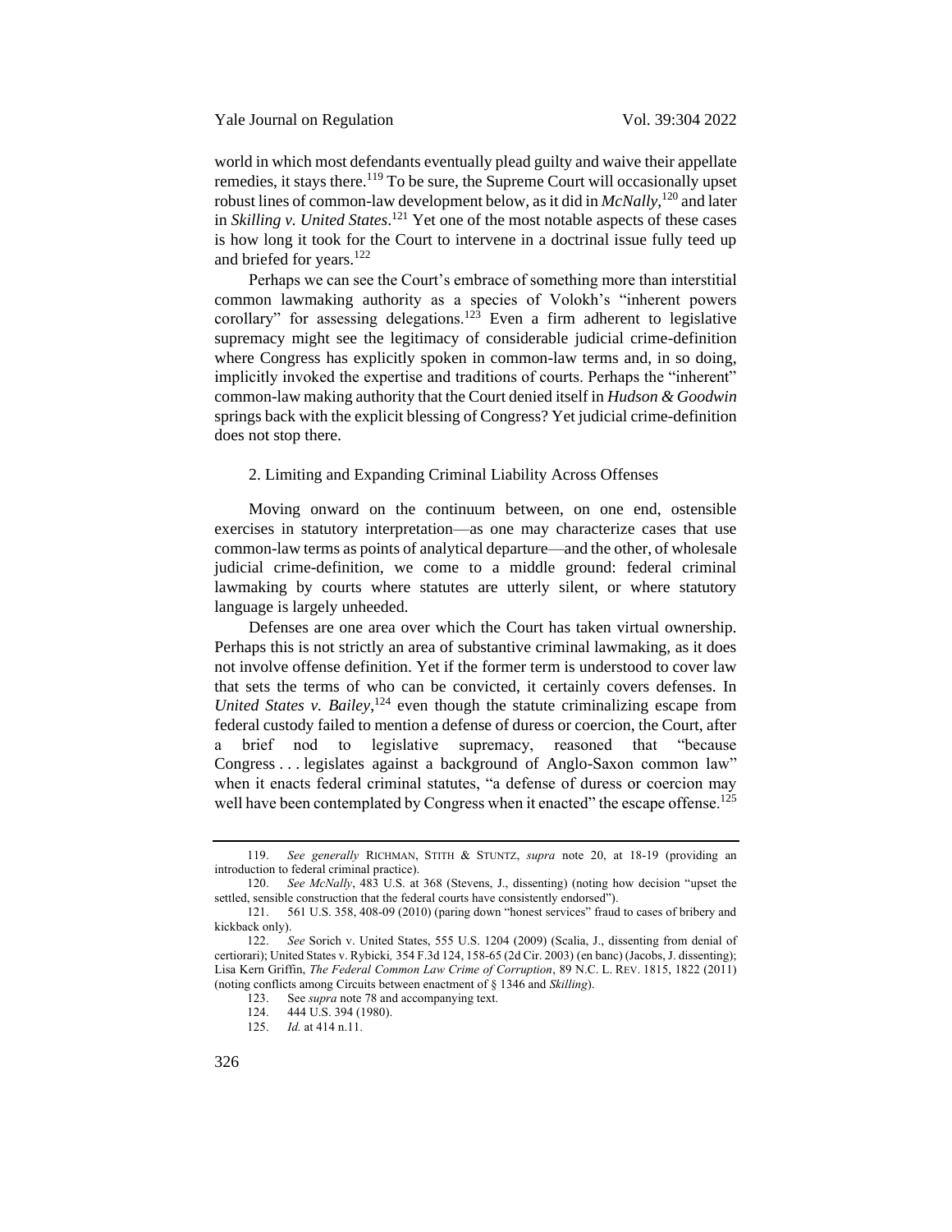world in which most defendants eventually plead guilty and waive their appellate remedies, it stays there.[119] To be sure, the Supreme Court will occasionally upset robust lines of common-law development below, as it did in *McNally*,[120] and later in *Skilling v. United States*.[121] Yet one of the most notable aspects of these cases is how long it took for the Court to intervene in a doctrinal issue fully teed up and briefed for years.[122]

Perhaps we can see the Court's embrace of something more than interstitial common lawmaking authority as a species of Volokh's "inherent powers corollary" for assessing delegations.[123] Even a firm adherent to legislative supremacy might see the legitimacy of considerable judicial crime-definition where Congress has explicitly spoken in common-law terms and, in so doing, implicitly invoked the expertise and traditions of courts. Perhaps the "inherent" common-law making authority that the Court denied itself in *Hudson & Goodwin* springs back with the explicit blessing of Congress? Yet judicial crime-definition does not stop there.

### 2. Limiting and Expanding Criminal Liability Across Offenses

Moving onward on the continuum between, on one end, ostensible exercises in statutory interpretation—as one may characterize cases that use common-law terms as points of analytical departure—and the other, of wholesale judicial crime-definition, we come to a middle ground: federal criminal lawmaking by courts where statutes are utterly silent, or where statutory language is largely unheeded.

Defenses are one area over which the Court has taken virtual ownership. Perhaps this is not strictly an area of substantive criminal lawmaking, as it does not involve offense definition. Yet if the former term is understood to cover law that sets the terms of who can be convicted, it certainly covers defenses. In *United States v. Bailey*,[124] even though the statute criminalizing escape from federal custody failed to mention a defense of duress or coercion, the Court, after a brief nod to legislative supremacy, reasoned that "because Congress . . . legislates against a background of Anglo-Saxon common law" when it enacts federal criminal statutes, "a defense of duress or coercion may well have been contemplated by Congress when it enacted" the escape offense.[125]

---

119. *See generally* RICHMAN, STITH & STUNTZ, *supra* note 20, at 18-19 (providing an introduction to federal criminal practice).

120. *See McNally*, 483 U.S. at 368 (Stevens, J., dissenting) (noting how decision "upset the settled, sensible construction that the federal courts have consistently endorsed").

121. 561 U.S. 358, 408-09 (2010) (paring down "honest services" fraud to cases of bribery and kickback only).

122. *See* Sorich v. United States, 555 U.S. 1204 (2009) (Scalia, J., dissenting from denial of certiorari); United States v. Rybicki*,* 354 F.3d 124, 158-65 (2d Cir. 2003) (en banc) (Jacobs, J. dissenting); Lisa Kern Griffin, *The Federal Common Law Crime of Corruption*, 89 N.C. L. REV. 1815, 1822 (2011) (noting conflicts among Circuits between enactment of § 1346 and *Skilling*).

123. See *supra* note 78 and accompanying text.

124. 444 U.S. 394 (1980).

125. *Id.* at 414 n.11.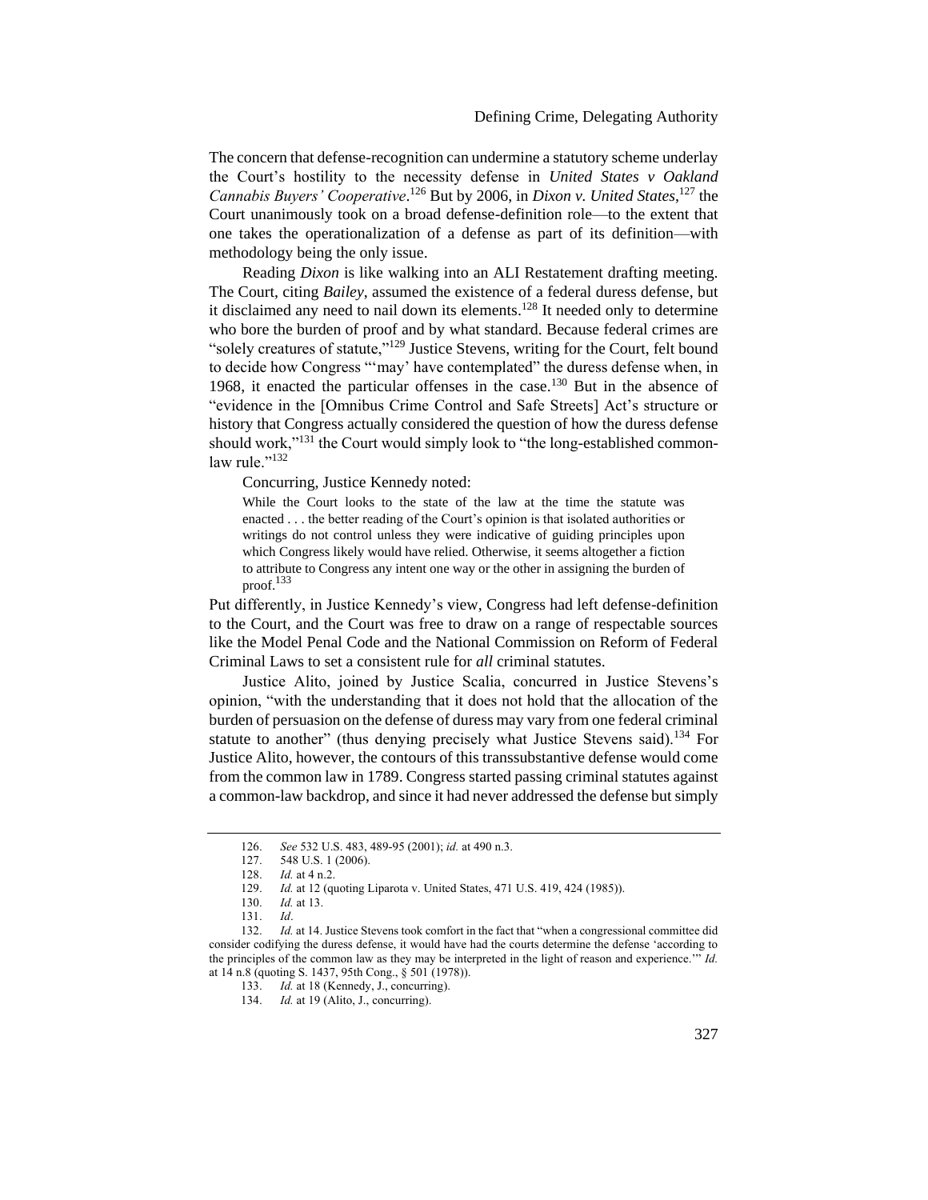The concern that defense-recognition can undermine a statutory scheme underlay the Court's hostility to the necessity defense in *United States v Oakland Cannabis Buyers' Cooperative*.[126] But by 2006, in *Dixon v. United States*,[127] the Court unanimously took on a broad defense-definition role—to the extent that one takes the operationalization of a defense as part of its definition—with methodology being the only issue.

Reading *Dixon* is like walking into an ALI Restatement drafting meeting. The Court, citing *Bailey*, assumed the existence of a federal duress defense, but it disclaimed any need to nail down its elements.[128] It needed only to determine who bore the burden of proof and by what standard. Because federal crimes are "solely creatures of statute,"[129] Justice Stevens, writing for the Court, felt bound to decide how Congress "'may' have contemplated" the duress defense when, in 1968, it enacted the particular offenses in the case.[130] But in the absence of "evidence in the [Omnibus Crime Control and Safe Streets] Act's structure or history that Congress actually considered the question of how the duress defense should work,"[131] the Court would simply look to "the long-established common-law rule."[132]

Concurring, Justice Kennedy noted:

> While the Court looks to the state of the law at the time the statute was enacted . . . the better reading of the Court's opinion is that isolated authorities or writings do not control unless they were indicative of guiding principles upon which Congress likely would have relied. Otherwise, it seems altogether a fiction to attribute to Congress any intent one way or the other in assigning the burden of proof.[133]

Put differently, in Justice Kennedy's view, Congress had left defense-definition to the Court, and the Court was free to draw on a range of respectable sources like the Model Penal Code and the National Commission on Reform of Federal Criminal Laws to set a consistent rule for *all* criminal statutes.

Justice Alito, joined by Justice Scalia, concurred in Justice Stevens's opinion, "with the understanding that it does not hold that the allocation of the burden of persuasion on the defense of duress may vary from one federal criminal statute to another" (thus denying precisely what Justice Stevens said).[134] For Justice Alito, however, the contours of this transsubstantive defense would come from the common law in 1789. Congress started passing criminal statutes against a common-law backdrop, and since it had never addressed the defense but simply

---

126. *See* 532 U.S. 483, 489-95 (2001); *id.* at 490 n.3.

127. 548 U.S. 1 (2006).

128. *Id.* at 4 n.2.

129. *Id.* at 12 (quoting Liparota v. United States, 471 U.S. 419, 424 (1985)).

130. *Id.* at 13.

131. *Id*.

132. *Id.* at 14. Justice Stevens took comfort in the fact that "when a congressional committee did consider codifying the duress defense, it would have had the courts determine the defense 'according to the principles of the common law as they may be interpreted in the light of reason and experience.'" *Id.* at 14 n.8 (quoting S. 1437, 95th Cong., § 501 (1978)).

133. *Id.* at 18 (Kennedy, J., concurring).

134. *Id.* at 19 (Alito, J., concurring).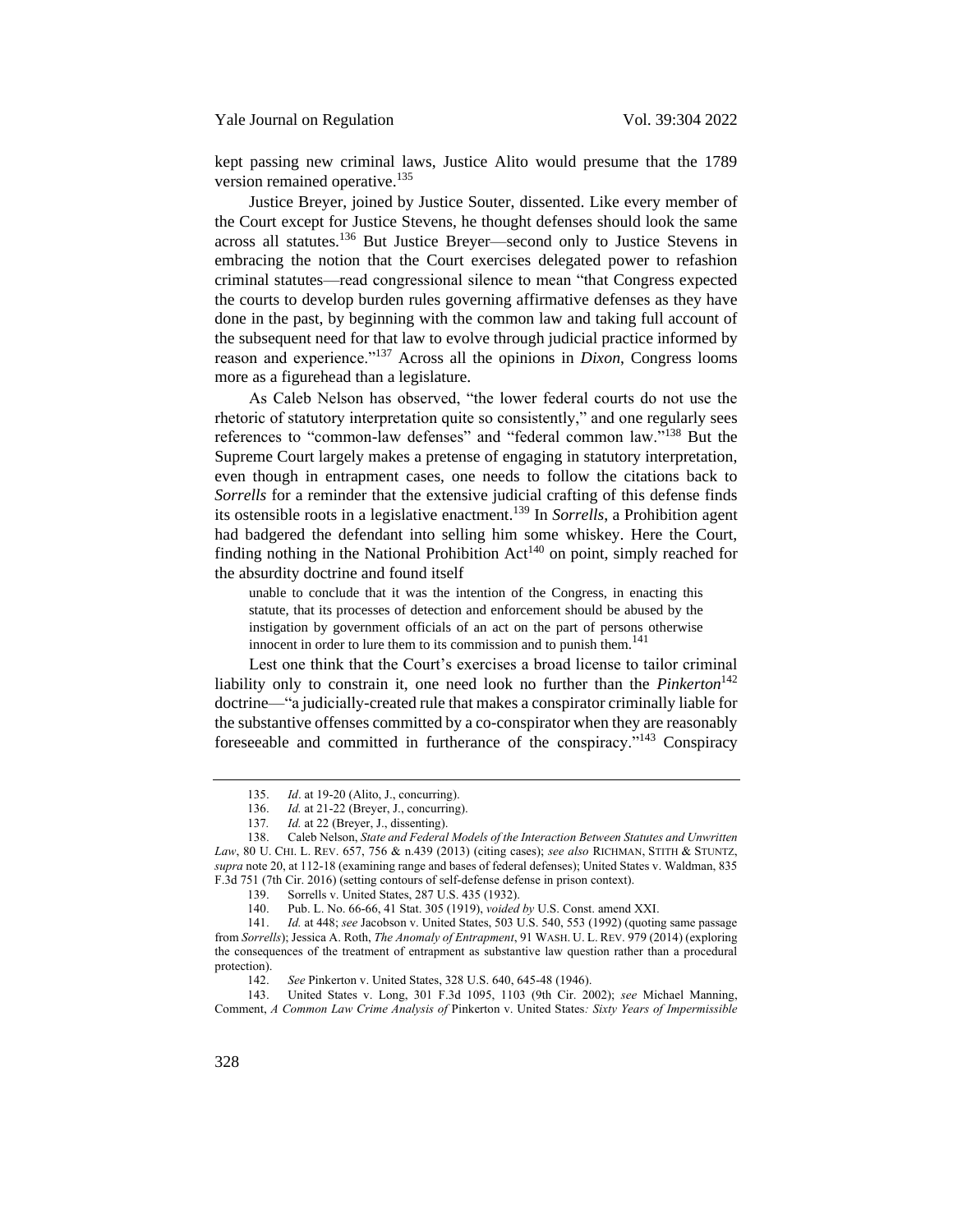kept passing new criminal laws, Justice Alito would presume that the 1789 version remained operative.[135]

Justice Breyer, joined by Justice Souter, dissented. Like every member of the Court except for Justice Stevens, he thought defenses should look the same across all statutes.[136] But Justice Breyer—second only to Justice Stevens in embracing the notion that the Court exercises delegated power to refashion criminal statutes—read congressional silence to mean "that Congress expected the courts to develop burden rules governing affirmative defenses as they have done in the past, by beginning with the common law and taking full account of the subsequent need for that law to evolve through judicial practice informed by reason and experience."[137] Across all the opinions in *Dixon*, Congress looms more as a figurehead than a legislature.

As Caleb Nelson has observed, "the lower federal courts do not use the rhetoric of statutory interpretation quite so consistently," and one regularly sees references to "common-law defenses" and "federal common law."[138] But the Supreme Court largely makes a pretense of engaging in statutory interpretation, even though in entrapment cases, one needs to follow the citations back to *Sorrells* for a reminder that the extensive judicial crafting of this defense finds its ostensible roots in a legislative enactment.[139] In *Sorrells*, a Prohibition agent had badgered the defendant into selling him some whiskey. Here the Court, finding nothing in the National Prohibition Act[140] on point, simply reached for the absurdity doctrine and found itself

> unable to conclude that it was the intention of the Congress, in enacting this statute, that its processes of detection and enforcement should be abused by the instigation by government officials of an act on the part of persons otherwise innocent in order to lure them to its commission and to punish them.[141]

Lest one think that the Court's exercises a broad license to tailor criminal liability only to constrain it, one need look no further than the *Pinkerton*[142] doctrine—"a judicially-created rule that makes a conspirator criminally liable for the substantive offenses committed by a co-conspirator when they are reasonably foreseeable and committed in furtherance of the conspiracy."[143] Conspiracy

---

135. *Id*. at 19-20 (Alito, J., concurring).

136. *Id.* at 21-22 (Breyer, J., concurring).

137. *Id.* at 22 (Breyer, J., dissenting).

138. Caleb Nelson, *State and Federal Models of the Interaction Between Statutes and Unwritten Law*, 80 U. CHI. L. REV. 657, 756 & n.439 (2013) (citing cases); *see also* RICHMAN, STITH & STUNTZ, *supra* note 20, at 112-18 (examining range and bases of federal defenses); United States v. Waldman, 835 F.3d 751 (7th Cir. 2016) (setting contours of self-defense defense in prison context).

139. Sorrells v. United States, 287 U.S. 435 (1932).

140. Pub. L. No. 66-66, 41 Stat. 305 (1919), *voided by* U.S. Const. amend XXI.

141. *Id.* at 448; *see* Jacobson v. United States, 503 U.S. 540, 553 (1992) (quoting same passage from *Sorrells*); Jessica A. Roth, *The Anomaly of Entrapment*, 91 WASH. U. L. REV. 979 (2014) (exploring the consequences of the treatment of entrapment as substantive law question rather than a procedural protection).

142. *See* Pinkerton v. United States, 328 U.S. 640, 645-48 (1946).

143. United States v. Long, 301 F.3d 1095, 1103 (9th Cir. 2002); *see* Michael Manning, Comment, *A Common Law Crime Analysis of* Pinkerton v. United States*: Sixty Years of Impermissible*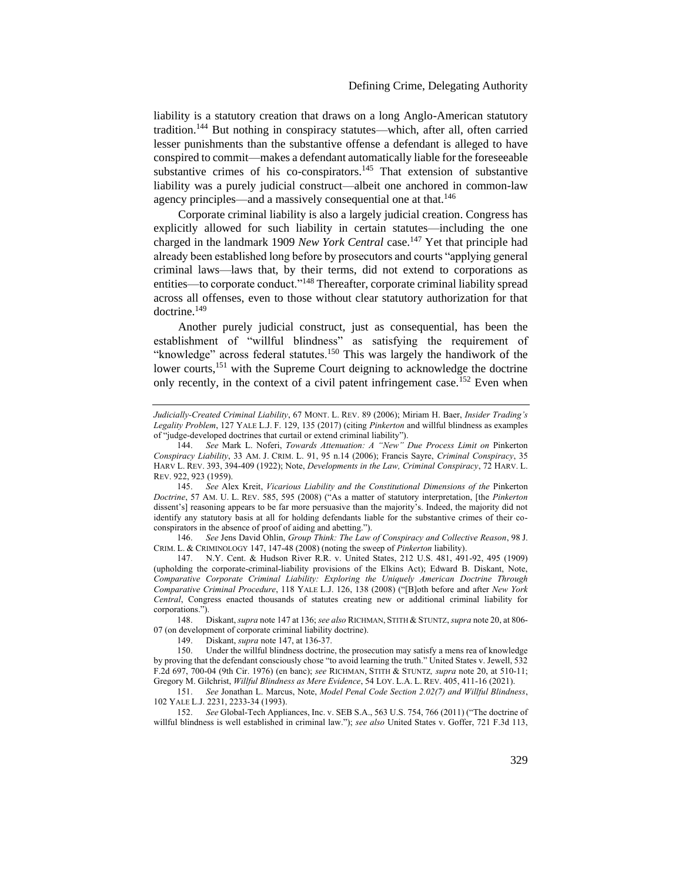liability is a statutory creation that draws on a long Anglo-American statutory tradition.[144] But nothing in conspiracy statutes—which, after all, often carried lesser punishments than the substantive offense a defendant is alleged to have conspired to commit—makes a defendant automatically liable for the foreseeable substantive crimes of his co-conspirators.[145] That extension of substantive liability was a purely judicial construct—albeit one anchored in common-law agency principles—and a massively consequential one at that.[146]

Corporate criminal liability is also a largely judicial creation. Congress has explicitly allowed for such liability in certain statutes—including the one charged in the landmark 1909 *New York Central* case.[147] Yet that principle had already been established long before by prosecutors and courts "applying general criminal laws—laws that, by their terms, did not extend to corporations as entities—to corporate conduct."[148] Thereafter, corporate criminal liability spread across all offenses, even to those without clear statutory authorization for that doctrine.[149]

Another purely judicial construct, just as consequential, has been the establishment of "willful blindness" as satisfying the requirement of "knowledge" across federal statutes.[150] This was largely the handiwork of the lower courts,[151] with the Supreme Court deigning to acknowledge the doctrine only recently, in the context of a civil patent infringement case.[152] Even when

---

*Judicially-Created Criminal Liability*, 67 MONT. L. REV. 89 (2006); Miriam H. Baer, *Insider Trading's Legality Problem*, 127 YALE L.J. F. 129, 135 (2017) (citing *Pinkerton* and willful blindness as examples of "judge-developed doctrines that curtail or extend criminal liability").

144. *See* Mark L. Noferi, *Towards Attenuation: A "New" Due Process Limit on* Pinkerton *Conspiracy Liability*, 33 AM. J. CRIM. L. 91, 95 n.14 (2006); Francis Sayre, *Criminal Conspiracy*, 35 HARV L. REV. 393, 394-409 (1922); Note, *Developments in the Law, Criminal Conspiracy*, 72 HARV. L. REV. 922, 923 (1959).

145. *See* Alex Kreit, *Vicarious Liability and the Constitutional Dimensions of the* Pinkerton *Doctrine*, 57 AM. U. L. REV. 585, 595 (2008) ("As a matter of statutory interpretation, [the *Pinkerton* dissent's] reasoning appears to be far more persuasive than the majority's. Indeed, the majority did not identify any statutory basis at all for holding defendants liable for the substantive crimes of their co-conspirators in the absence of proof of aiding and abetting.").

146. *See* Jens David Ohlin, *Group Think: The Law of Conspiracy and Collective Reason*, 98 J. CRIM. L. & CRIMINOLOGY 147, 147-48 (2008) (noting the sweep of *Pinkerton* liability).

147. N.Y. Cent. & Hudson River R.R. v. United States, 212 U.S. 481, 491-92, 495 (1909) (upholding the corporate-criminal-liability provisions of the Elkins Act); Edward B. Diskant, Note, *Comparative Corporate Criminal Liability: Exploring the Uniquely American Doctrine Through Comparative Criminal Procedure*, 118 YALE L.J. 126, 138 (2008) ("[B]oth before and after *New York Central*, Congress enacted thousands of statutes creating new or additional criminal liability for corporations.").

148. Diskant, *supra* note 147 at 136; *see also* RICHMAN, STITH & STUNTZ, *supra* note 20, at 806-07 (on development of corporate criminal liability doctrine).

149. Diskant, *supra* note 147, at 136-37.

150. Under the willful blindness doctrine, the prosecution may satisfy a mens rea of knowledge by proving that the defendant consciously chose "to avoid learning the truth." United States v. Jewell, 532 F.2d 697, 700-04 (9th Cir. 1976) (en banc); *see* RICHMAN, STITH & STUNTZ, *supra* note 20, at 510-11; Gregory M. Gilchrist, *Willful Blindness as Mere Evidence*, 54 LOY. L.A. L. REV. 405, 411-16 (2021).

151. *See* Jonathan L. Marcus, Note, *Model Penal Code Section 2.02(7) and Willful Blindness*, 102 YALE L.J. 2231, 2233-34 (1993).

152. *See* Global-Tech Appliances, Inc. v. SEB S.A., 563 U.S. 754, 766 (2011) ("The doctrine of willful blindness is well established in criminal law."); *see also* United States v. Goffer, 721 F.3d 113,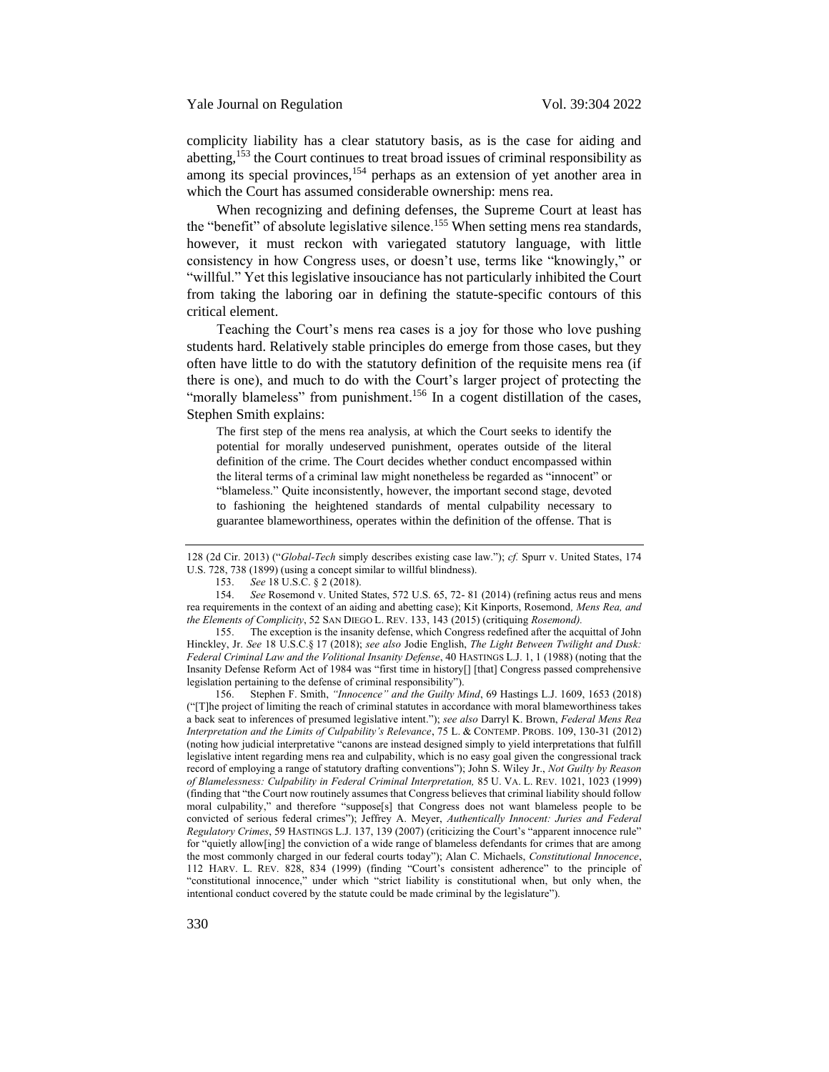complicity liability has a clear statutory basis, as is the case for aiding and abetting,[153] the Court continues to treat broad issues of criminal responsibility as among its special provinces,[154] perhaps as an extension of yet another area in which the Court has assumed considerable ownership: mens rea.

When recognizing and defining defenses, the Supreme Court at least has the "benefit" of absolute legislative silence.[155] When setting mens rea standards, however, it must reckon with variegated statutory language, with little consistency in how Congress uses, or doesn't use, terms like "knowingly," or "willful." Yet this legislative insouciance has not particularly inhibited the Court from taking the laboring oar in defining the statute-specific contours of this critical element.

Teaching the Court's mens rea cases is a joy for those who love pushing students hard. Relatively stable principles do emerge from those cases, but they often have little to do with the statutory definition of the requisite mens rea (if there is one), and much to do with the Court's larger project of protecting the "morally blameless" from punishment.[156] In a cogent distillation of the cases, Stephen Smith explains:

> The first step of the mens rea analysis, at which the Court seeks to identify the potential for morally undeserved punishment, operates outside of the literal definition of the crime. The Court decides whether conduct encompassed within the literal terms of a criminal law might nonetheless be regarded as "innocent" or "blameless." Quite inconsistently, however, the important second stage, devoted to fashioning the heightened standards of mental culpability necessary to guarantee blameworthiness, operates within the definition of the offense. That is

---

128 (2d Cir. 2013) ("*Global-Tech* simply describes existing case law."); *cf.* Spurr v. United States, 174 U.S. 728, 738 (1899) (using a concept similar to willful blindness).

153. *See* 18 U.S.C. § 2 (2018).

154. *See* Rosemond v. United States, 572 U.S. 65, 72- 81 (2014) (refining actus reus and mens rea requirements in the context of an aiding and abetting case); Kit Kinports, Rosemond*, Mens Rea, and the Elements of Complicity*, 52 SAN DIEGO L. REV. 133, 143 (2015) (critiquing *Rosemond).*

155. The exception is the insanity defense, which Congress redefined after the acquittal of John Hinckley, Jr. *See* 18 U.S.C.§ 17 (2018); *see also* Jodie English, *The Light Between Twilight and Dusk: Federal Criminal Law and the Volitional Insanity Defense*, 40 HASTINGS L.J. 1, 1 (1988) (noting that the Insanity Defense Reform Act of 1984 was "first time in history[] [that] Congress passed comprehensive legislation pertaining to the defense of criminal responsibility").

156. Stephen F. Smith, *"Innocence" and the Guilty Mind*, 69 Hastings L.J. 1609, 1653 (2018) ("[T]he project of limiting the reach of criminal statutes in accordance with moral blameworthiness takes a back seat to inferences of presumed legislative intent."); *see also* Darryl K. Brown, *Federal Mens Rea Interpretation and the Limits of Culpability's Relevance*, 75 L. & CONTEMP. PROBS. 109, 130-31 (2012) (noting how judicial interpretative "canons are instead designed simply to yield interpretations that fulfill legislative intent regarding mens rea and culpability, which is no easy goal given the congressional track record of employing a range of statutory drafting conventions"); John S. Wiley Jr., *Not Guilty by Reason of Blamelessness: Culpability in Federal Criminal Interpretation,* 85 U. VA. L. REV. 1021, 1023 (1999) (finding that "the Court now routinely assumes that Congress believes that criminal liability should follow moral culpability," and therefore "suppose[s] that Congress does not want blameless people to be convicted of serious federal crimes"); Jeffrey A. Meyer, *Authentically Innocent: Juries and Federal Regulatory Crimes*, 59 HASTINGS L.J. 137, 139 (2007) (criticizing the Court's "apparent innocence rule" for "quietly allow[ing] the conviction of a wide range of blameless defendants for crimes that are among the most commonly charged in our federal courts today"); Alan C. Michaels, *Constitutional Innocence*, 112 HARV. L. REV. 828, 834 (1999) (finding "Court's consistent adherence" to the principle of "constitutional innocence," under which "strict liability is constitutional when, but only when, the intentional conduct covered by the statute could be made criminal by the legislature").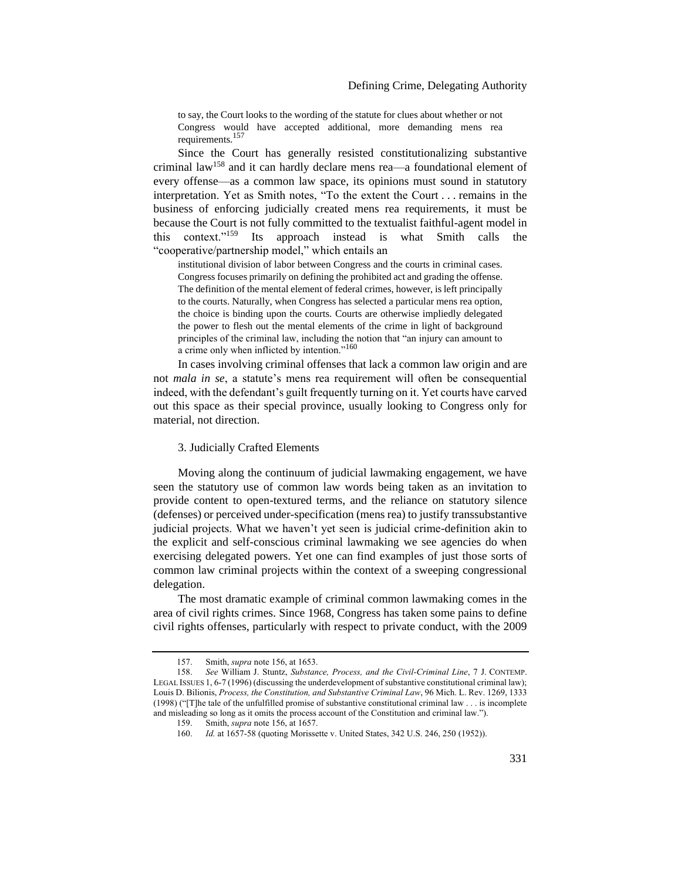to say, the Court looks to the wording of the statute for clues about whether or not Congress would have accepted additional, more demanding mens rea requirements.[157]

Since the Court has generally resisted constitutionalizing substantive criminal law[158] and it can hardly declare mens rea—a foundational element of every offense—as a common law space, its opinions must sound in statutory interpretation. Yet as Smith notes, "To the extent the Court . . . remains in the business of enforcing judicially created mens rea requirements, it must be because the Court is not fully committed to the textualist faithful-agent model in this context."[159] Its approach instead is what Smith calls the "cooperative/partnership model," which entails an

> institutional division of labor between Congress and the courts in criminal cases. Congress focuses primarily on defining the prohibited act and grading the offense. The definition of the mental element of federal crimes, however, is left principally to the courts. Naturally, when Congress has selected a particular mens rea option, the choice is binding upon the courts. Courts are otherwise impliedly delegated the power to flesh out the mental elements of the crime in light of background principles of the criminal law, including the notion that "an injury can amount to a crime only when inflicted by intention."[160]

In cases involving criminal offenses that lack a common law origin and are not *mala in se*, a statute's mens rea requirement will often be consequential indeed, with the defendant's guilt frequently turning on it. Yet courts have carved out this space as their special province, usually looking to Congress only for material, not direction.

### 3. Judicially Crafted Elements

Moving along the continuum of judicial lawmaking engagement, we have seen the statutory use of common law words being taken as an invitation to provide content to open-textured terms, and the reliance on statutory silence (defenses) or perceived under-specification (mens rea) to justify transsubstantive judicial projects. What we haven't yet seen is judicial crime-definition akin to the explicit and self-conscious criminal lawmaking we see agencies do when exercising delegated powers. Yet one can find examples of just those sorts of common law criminal projects within the context of a sweeping congressional delegation.

The most dramatic example of criminal common lawmaking comes in the area of civil rights crimes. Since 1968, Congress has taken some pains to define civil rights offenses, particularly with respect to private conduct, with the 2009

---

157. Smith, *supra* note 156, at 1653.

158. *See* William J. Stuntz, *Substance, Process, and the Civil-Criminal Line*, 7 J. CONTEMP. LEGAL ISSUES 1, 6-7 (1996) (discussing the underdevelopment of substantive constitutional criminal law); Louis D. Bilionis, *Process, the Constitution, and Substantive Criminal Law*, 96 Mich. L. Rev. 1269, 1333 (1998) ("[T]he tale of the unfulfilled promise of substantive constitutional criminal law . . . is incomplete and misleading so long as it omits the process account of the Constitution and criminal law.").

159. Smith, *supra* note 156, at 1657.

160. *Id.* at 1657-58 (quoting Morissette v. United States, 342 U.S. 246, 250 (1952)).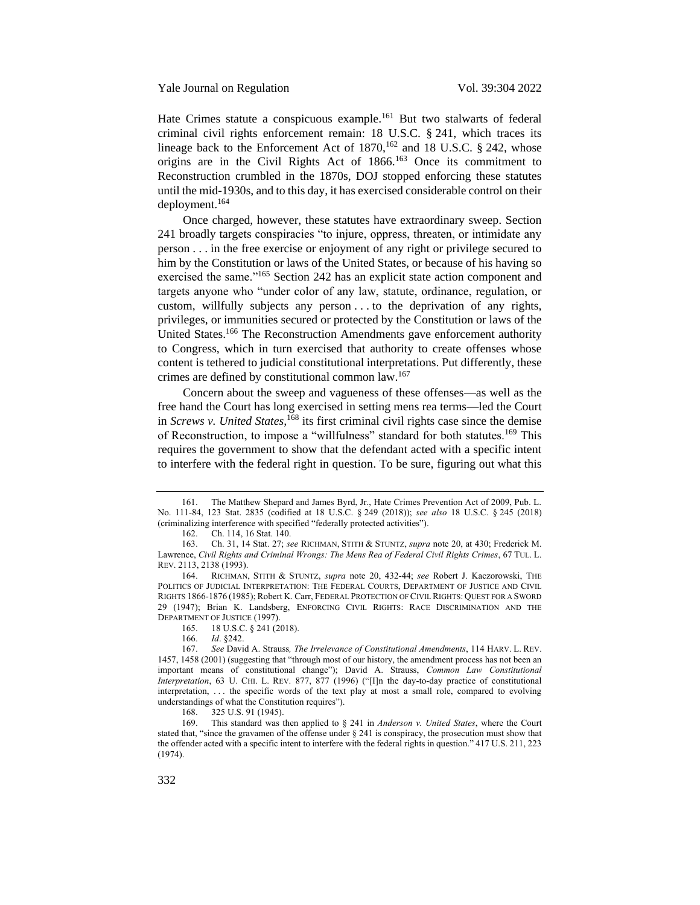Hate Crimes statute a conspicuous example.[161] But two stalwarts of federal criminal civil rights enforcement remain: 18 U.S.C. § 241, which traces its lineage back to the Enforcement Act of 1870,[162] and 18 U.S.C. § 242, whose origins are in the Civil Rights Act of 1866.[163] Once its commitment to Reconstruction crumbled in the 1870s, DOJ stopped enforcing these statutes until the mid-1930s, and to this day, it has exercised considerable control on their deployment.[164]

Once charged, however, these statutes have extraordinary sweep. Section 241 broadly targets conspiracies "to injure, oppress, threaten, or intimidate any person . . . in the free exercise or enjoyment of any right or privilege secured to him by the Constitution or laws of the United States, or because of his having so exercised the same."[165] Section 242 has an explicit state action component and targets anyone who "under color of any law, statute, ordinance, regulation, or custom, willfully subjects any person . . . to the deprivation of any rights, privileges, or immunities secured or protected by the Constitution or laws of the United States.[166] The Reconstruction Amendments gave enforcement authority to Congress, which in turn exercised that authority to create offenses whose content is tethered to judicial constitutional interpretations. Put differently, these crimes are defined by constitutional common law.[167]

Concern about the sweep and vagueness of these offenses—as well as the free hand the Court has long exercised in setting mens rea terms—led the Court in *Screws v. United States*,[168] its first criminal civil rights case since the demise of Reconstruction, to impose a "willfulness" standard for both statutes.[169] This requires the government to show that the defendant acted with a specific intent to interfere with the federal right in question. To be sure, figuring out what this

---

161. The Matthew Shepard and James Byrd, Jr., Hate Crimes Prevention Act of 2009, Pub. L. No. 111-84, 123 Stat. 2835 (codified at 18 U.S.C. § 249 (2018)); *see also* 18 U.S.C. § 245 (2018) (criminalizing interference with specified "federally protected activities").

162. Ch. 114, 16 Stat. 140.

163. Ch. 31, 14 Stat. 27; *see* RICHMAN, STITH & STUNTZ, *supra* note 20, at 430; Frederick M. Lawrence, *Civil Rights and Criminal Wrongs: The Mens Rea of Federal Civil Rights Crimes*, 67 TUL. L. REV. 2113, 2138 (1993).

164. RICHMAN, STITH & STUNTZ, *supra* note 20, 432-44; *see* Robert J. Kaczorowski, THE POLITICS OF JUDICIAL INTERPRETATION: THE FEDERAL COURTS, DEPARTMENT OF JUSTICE AND CIVIL RIGHTS 1866-1876 (1985); Robert K. Carr, FEDERAL PROTECTION OF CIVIL RIGHTS: QUEST FOR A SWORD 29 (1947); Brian K. Landsberg, ENFORCING CIVIL RIGHTS: RACE DISCRIMINATION AND THE DEPARTMENT OF JUSTICE (1997).

165. 18 U.S.C. § 241 (2018).

166. *Id*. §242.

167. *See* David A. Strauss*, The Irrelevance of Constitutional Amendments*, 114 HARV. L. REV. 1457, 1458 (2001) (suggesting that "through most of our history, the amendment process has not been an important means of constitutional change"); David A. Strauss, *Common Law Constitutional Interpretation*, 63 U. CHI. L. REV. 877, 877 (1996) ("[I]n the day-to-day practice of constitutional interpretation, . . . the specific words of the text play at most a small role, compared to evolving understandings of what the Constitution requires").

168. 325 U.S. 91 (1945).

169. This standard was then applied to § 241 in *Anderson v. United States*, where the Court stated that, "since the gravamen of the offense under § 241 is conspiracy, the prosecution must show that the offender acted with a specific intent to interfere with the federal rights in question." 417 U.S. 211, 223 (1974).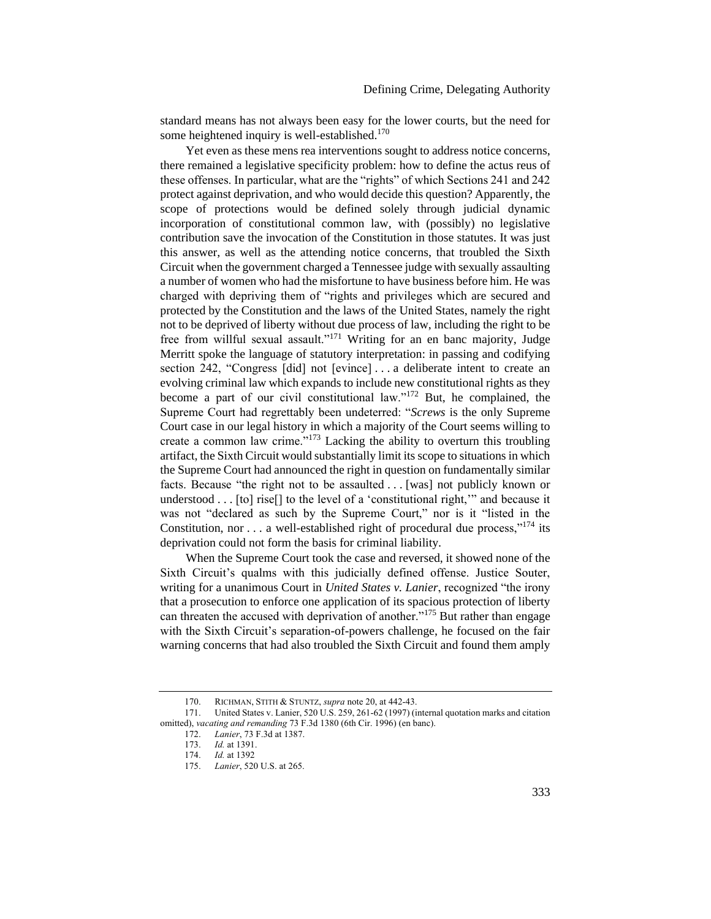standard means has not always been easy for the lower courts, but the need for some heightened inquiry is well-established.[170]

Yet even as these mens rea interventions sought to address notice concerns, there remained a legislative specificity problem: how to define the actus reus of these offenses. In particular, what are the "rights" of which Sections 241 and 242 protect against deprivation, and who would decide this question? Apparently, the scope of protections would be defined solely through judicial dynamic incorporation of constitutional common law, with (possibly) no legislative contribution save the invocation of the Constitution in those statutes. It was just this answer, as well as the attending notice concerns, that troubled the Sixth Circuit when the government charged a Tennessee judge with sexually assaulting a number of women who had the misfortune to have business before him. He was charged with depriving them of "rights and privileges which are secured and protected by the Constitution and the laws of the United States, namely the right not to be deprived of liberty without due process of law, including the right to be free from willful sexual assault."[171] Writing for an en banc majority, Judge Merritt spoke the language of statutory interpretation: in passing and codifying section 242, "Congress [did] not [evince] . . . a deliberate intent to create an evolving criminal law which expands to include new constitutional rights as they become a part of our civil constitutional law."[172] But, he complained, the Supreme Court had regrettably been undeterred: "*Screws* is the only Supreme Court case in our legal history in which a majority of the Court seems willing to create a common law crime."[173] Lacking the ability to overturn this troubling artifact, the Sixth Circuit would substantially limit its scope to situations in which the Supreme Court had announced the right in question on fundamentally similar facts. Because "the right not to be assaulted . . . [was] not publicly known or understood . . . [to] rise[] to the level of a 'constitutional right,'" and because it was not "declared as such by the Supreme Court," nor is it "listed in the Constitution, nor . . . a well-established right of procedural due process,"[174] its deprivation could not form the basis for criminal liability.

When the Supreme Court took the case and reversed, it showed none of the Sixth Circuit's qualms with this judicially defined offense. Justice Souter, writing for a unanimous Court in *United States v. Lanier*, recognized "the irony that a prosecution to enforce one application of its spacious protection of liberty can threaten the accused with deprivation of another."[175] But rather than engage with the Sixth Circuit's separation-of-powers challenge, he focused on the fair warning concerns that had also troubled the Sixth Circuit and found them amply

---

170. RICHMAN, STITH & STUNTZ, *supra* note 20, at 442-43.

171. United States v. Lanier, 520 U.S. 259, 261-62 (1997) (internal quotation marks and citation omitted), *vacating and remanding* 73 F.3d 1380 (6th Cir. 1996) (en banc).

172. *Lanier*, 73 F.3d at 1387.

173. *Id.* at 1391.

174. *Id.* at 1392

175. *Lanier*, 520 U.S. at 265.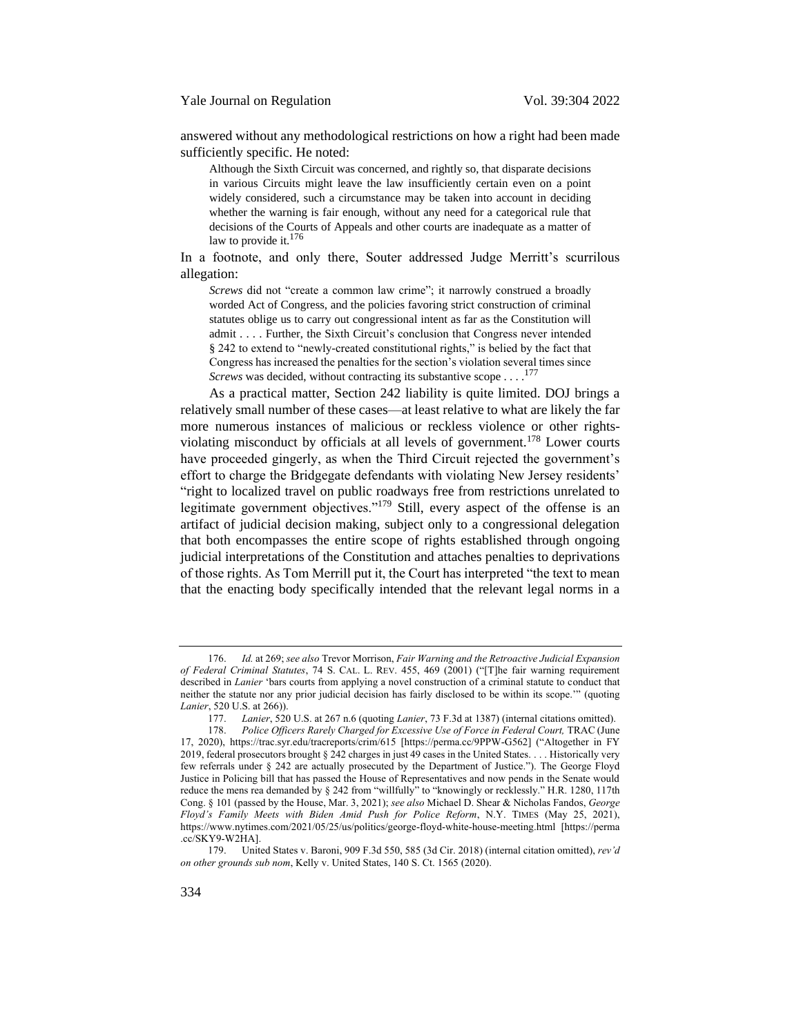answered without any methodological restrictions on how a right had been made sufficiently specific. He noted:

> Although the Sixth Circuit was concerned, and rightly so, that disparate decisions in various Circuits might leave the law insufficiently certain even on a point widely considered, such a circumstance may be taken into account in deciding whether the warning is fair enough, without any need for a categorical rule that decisions of the Courts of Appeals and other courts are inadequate as a matter of law to provide it.[176]

In a footnote, and only there, Souter addressed Judge Merritt's scurrilous allegation:

> *Screws* did not "create a common law crime"; it narrowly construed a broadly worded Act of Congress, and the policies favoring strict construction of criminal statutes oblige us to carry out congressional intent as far as the Constitution will admit . . . . Further, the Sixth Circuit's conclusion that Congress never intended § 242 to extend to "newly-created constitutional rights," is belied by the fact that Congress has increased the penalties for the section's violation several times since *Screws* was decided, without contracting its substantive scope . . . .[177]

As a practical matter, Section 242 liability is quite limited. DOJ brings a relatively small number of these cases—at least relative to what are likely the far more numerous instances of malicious or reckless violence or other rights-violating misconduct by officials at all levels of government.[178] Lower courts have proceeded gingerly, as when the Third Circuit rejected the government's effort to charge the Bridgegate defendants with violating New Jersey residents' "right to localized travel on public roadways free from restrictions unrelated to legitimate government objectives."[179] Still, every aspect of the offense is an artifact of judicial decision making, subject only to a congressional delegation that both encompasses the entire scope of rights established through ongoing judicial interpretations of the Constitution and attaches penalties to deprivations of those rights. As Tom Merrill put it, the Court has interpreted "the text to mean that the enacting body specifically intended that the relevant legal norms in a

---

176. *Id.* at 269; *see also* Trevor Morrison, *Fair Warning and the Retroactive Judicial Expansion of Federal Criminal Statutes*, 74 S. CAL. L. REV. 455, 469 (2001) ("[T]he fair warning requirement described in *Lanier* 'bars courts from applying a novel construction of a criminal statute to conduct that neither the statute nor any prior judicial decision has fairly disclosed to be within its scope.'" (quoting *Lanier*, 520 U.S. at 266)).

177. *Lanier*, 520 U.S. at 267 n.6 (quoting *Lanier*, 73 F.3d at 1387) (internal citations omitted).

178. *Police Officers Rarely Charged for Excessive Use of Force in Federal Court,* TRAC (June 17, 2020), https://trac.syr.edu/tracreports/crim/615 [https://perma.cc/9PPW-G562] ("Altogether in FY 2019, federal prosecutors brought § 242 charges in just 49 cases in the United States. . . . Historically very few referrals under § 242 are actually prosecuted by the Department of Justice."). The George Floyd Justice in Policing bill that has passed the House of Representatives and now pends in the Senate would reduce the mens rea demanded by § 242 from "willfully" to "knowingly or recklessly." H.R. 1280, 117th Cong. § 101 (passed by the House, Mar. 3, 2021); *see also* Michael D. Shear & Nicholas Fandos, *George Floyd's Family Meets with Biden Amid Push for Police Reform*, N.Y. TIMES (May 25, 2021), https://www.nytimes.com/2021/05/25/us/politics/george-floyd-white-house-meeting.html [https://perma.cc/SKY9-W2HA].

179. United States v. Baroni, 909 F.3d 550, 585 (3d Cir. 2018) (internal citation omitted), *rev'd on other grounds sub nom*, Kelly v. United States, 140 S. Ct. 1565 (2020).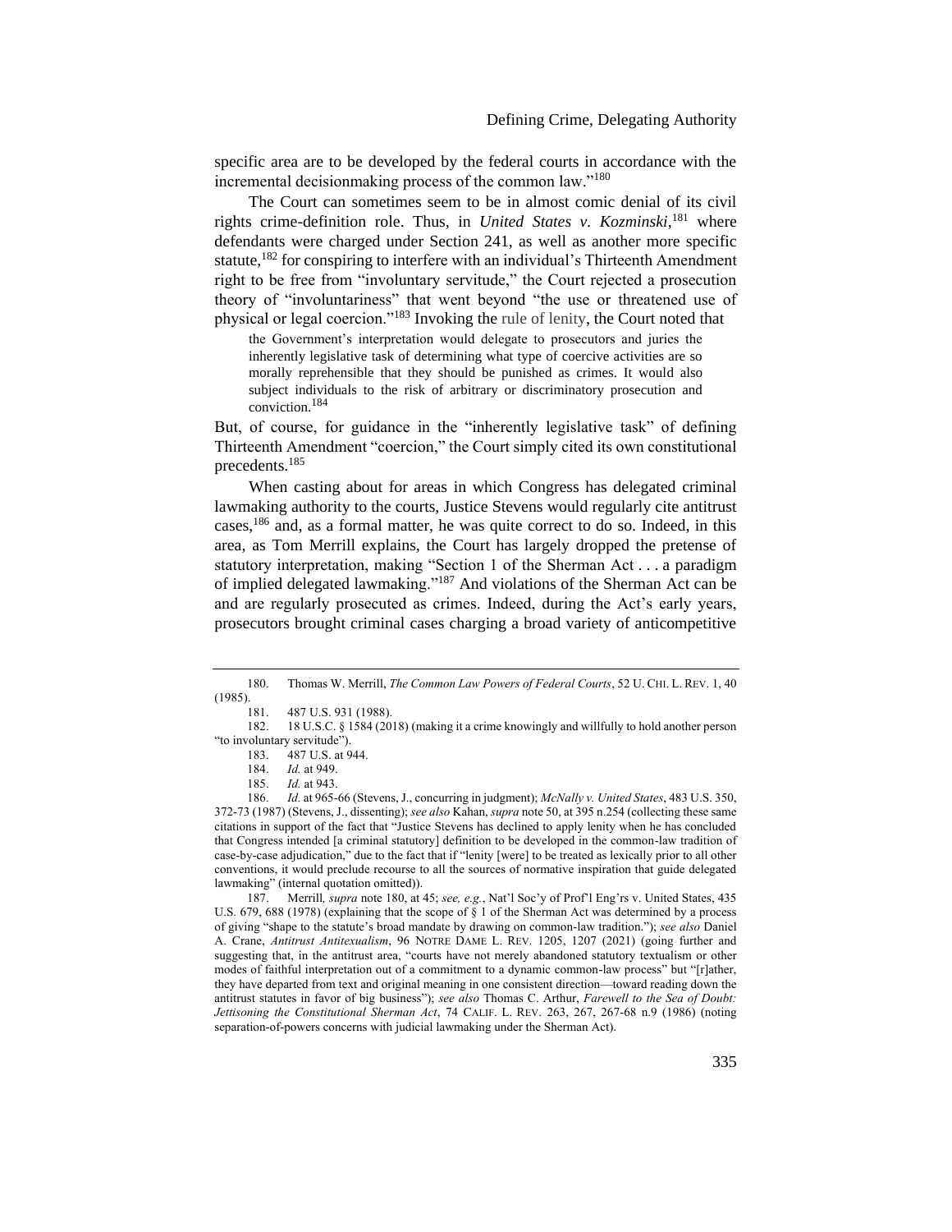specific area are to be developed by the federal courts in accordance with the incremental decisionmaking process of the common law."[180]

The Court can sometimes seem to be in almost comic denial of its civil rights crime-definition role. Thus, in *United States v. Kozminski*,[181] where defendants were charged under Section 241, as well as another more specific statute,[182] for conspiring to interfere with an individual's Thirteenth Amendment right to be free from "involuntary servitude," the Court rejected a prosecution theory of "involuntariness" that went beyond "the use or threatened use of physical or legal coercion."[183] Invoking the rule of lenity, the Court noted that

> the Government's interpretation would delegate to prosecutors and juries the inherently legislative task of determining what type of coercive activities are so morally reprehensible that they should be punished as crimes. It would also subject individuals to the risk of arbitrary or discriminatory prosecution and conviction.[184]

But, of course, for guidance in the "inherently legislative task" of defining Thirteenth Amendment "coercion," the Court simply cited its own constitutional precedents.[185]

When casting about for areas in which Congress has delegated criminal lawmaking authority to the courts, Justice Stevens would regularly cite antitrust cases,[186] and, as a formal matter, he was quite correct to do so. Indeed, in this area, as Tom Merrill explains, the Court has largely dropped the pretense of statutory interpretation, making "Section 1 of the Sherman Act . . . a paradigm of implied delegated lawmaking."[187] And violations of the Sherman Act can be and are regularly prosecuted as crimes. Indeed, during the Act's early years, prosecutors brought criminal cases charging a broad variety of anticompetitive

---

180. Thomas W. Merrill, *The Common Law Powers of Federal Courts*, 52 U. CHI. L. REV. 1, 40 (1985).

181. 487 U.S. 931 (1988).

182. 18 U.S.C. § 1584 (2018) (making it a crime knowingly and willfully to hold another person "to involuntary servitude").

183. 487 U.S. at 944.

184. *Id.* at 949.

185. *Id.* at 943.

186. *Id.* at 965-66 (Stevens, J., concurring in judgment); *McNally v. United States*, 483 U.S. 350, 372-73 (1987) (Stevens, J., dissenting); *see also* Kahan, *supra* note 50, at 395 n.254 (collecting these same citations in support of the fact that "Justice Stevens has declined to apply lenity when he has concluded that Congress intended [a criminal statutory] definition to be developed in the common-law tradition of case-by-case adjudication," due to the fact that if "lenity [were] to be treated as lexically prior to all other conventions, it would preclude recourse to all the sources of normative inspiration that guide delegated lawmaking" (internal quotation omitted)).

187. Merrill*, supra* note 180, at 45; *see, e.g.*, Nat'l Soc'y of Prof'l Eng'rs v. United States, 435 U.S. 679, 688 (1978) (explaining that the scope of § 1 of the Sherman Act was determined by a process of giving "shape to the statute's broad mandate by drawing on common-law tradition."); *see also* Daniel A. Crane, *Antitrust Antitextualism*, 96 NOTRE DAME L. REV. 1205, 1207 (2021) (going further and suggesting that, in the antitrust area, "courts have not merely abandoned statutory textualism or other modes of faithful interpretation out of a commitment to a dynamic common-law process" but "[r]ather, they have departed from text and original meaning in one consistent direction—toward reading down the antitrust statutes in favor of big business"); *see also* Thomas C. Arthur, *Farewell to the Sea of Doubt: Jettisoning the Constitutional Sherman Act*, 74 CALIF. L. REV. 263, 267, 267-68 n.9 (1986) (noting separation-of-powers concerns with judicial lawmaking under the Sherman Act).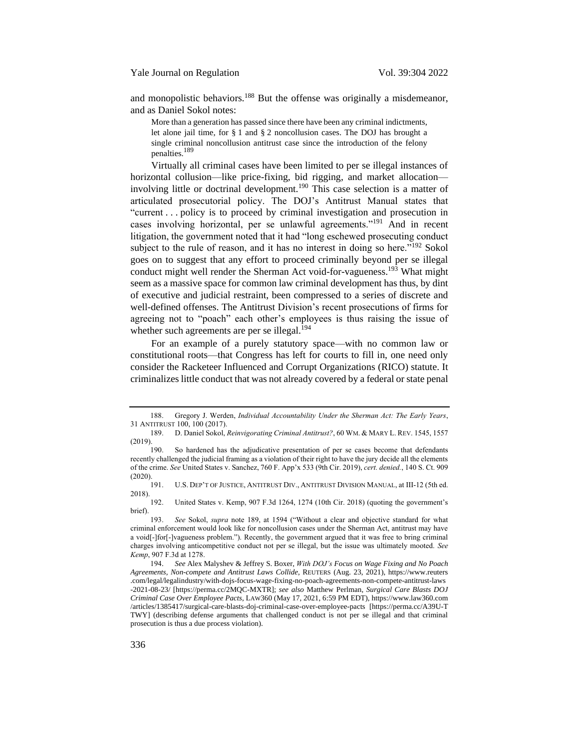and monopolistic behaviors.[188] But the offense was originally a misdemeanor, and as Daniel Sokol notes:

> More than a generation has passed since there have been any criminal indictments, let alone jail time, for § 1 and § 2 noncollusion cases. The DOJ has brought a single criminal noncollusion antitrust case since the introduction of the felony penalties.[189]

Virtually all criminal cases have been limited to per se illegal instances of horizontal collusion—like price-fixing, bid rigging, and market allocation—involving little or doctrinal development.[190] This case selection is a matter of articulated prosecutorial policy. The DOJ's Antitrust Manual states that "current . . . policy is to proceed by criminal investigation and prosecution in cases involving horizontal, per se unlawful agreements."[191] And in recent litigation, the government noted that it had "long eschewed prosecuting conduct subject to the rule of reason, and it has no interest in doing so here."[192] Sokol goes on to suggest that any effort to proceed criminally beyond per se illegal conduct might well render the Sherman Act void-for-vagueness.[193] What might seem as a massive space for common law criminal development has thus, by dint of executive and judicial restraint, been compressed to a series of discrete and well-defined offenses. The Antitrust Division's recent prosecutions of firms for agreeing not to "poach" each other's employees is thus raising the issue of whether such agreements are per se illegal.[194]

For an example of a purely statutory space—with no common law or constitutional roots—that Congress has left for courts to fill in, one need only consider the Racketeer Influenced and Corrupt Organizations (RICO) statute. It criminalizes little conduct that was not already covered by a federal or state penal

---

188. Gregory J. Werden, *Individual Accountability Under the Sherman Act: The Early Years*, 31 ANTITRUST 100, 100 (2017).

189. D. Daniel Sokol, *Reinvigorating Criminal Antitrust?*, 60 WM. & MARY L. REV. 1545, 1557 (2019).

190. So hardened has the adjudicative presentation of per se cases become that defendants recently challenged the judicial framing as a violation of their right to have the jury decide all the elements of the crime. *See* United States v. Sanchez, 760 F. App'x 533 (9th Cir. 2019), *cert. denied.*, 140 S. Ct. 909 (2020).

191. U.S. DEP'T OF JUSTICE, ANTITRUST DIV., ANTITRUST DIVISION MANUAL, at III-12 (5th ed. 2018).

192. United States v. Kemp, 907 F.3d 1264, 1274 (10th Cir. 2018) (quoting the government's brief).

193. *See* Sokol, *supra* note 189, at 1594 ("Without a clear and objective standard for what criminal enforcement would look like for noncollusion cases under the Sherman Act, antitrust may have a void[-]for[-]vagueness problem."). Recently, the government argued that it was free to bring criminal charges involving anticompetitive conduct not per se illegal, but the issue was ultimately mooted. *See Kemp*, 907 F.3d at 1278.

194. *See* Alex Malyshev & Jeffrey S. Boxer, *With DOJ's Focus on Wage Fixing and No Poach Agreements, Non-compete and Antitrust Laws Collide*, REUTERS (Aug. 23, 2021), https://www.reuters.com/legal/legalindustry/with-dojs-focus-wage-fixing-no-poach-agreements-non-compete-antitrust-laws-2021-08-23/ [https://perma.cc/2MQC-MXTR]; *see also* Matthew Perlman, *Surgical Care Blasts DOJ Criminal Case Over Employee Pacts*, LAW360 (May 17, 2021, 6:59 PM EDT), https://www.law360.com/articles/1385417/surgical-care-blasts-doj-criminal-case-over-employee-pacts [https://perma.cc/A39U-TTWY] (describing defense arguments that challenged conduct is not per se illegal and that criminal prosecution is thus a due process violation).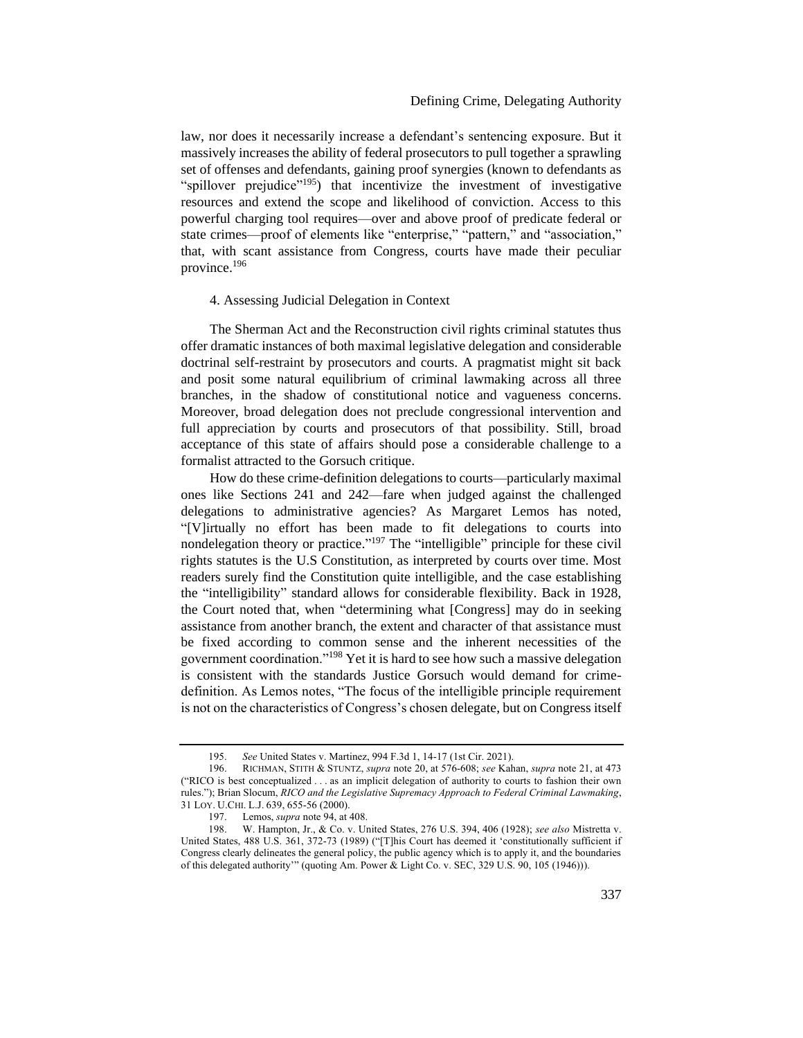law, nor does it necessarily increase a defendant's sentencing exposure. But it massively increases the ability of federal prosecutors to pull together a sprawling set of offenses and defendants, gaining proof synergies (known to defendants as "spillover prejudice"[195]) that incentivize the investment of investigative resources and extend the scope and likelihood of conviction. Access to this powerful charging tool requires—over and above proof of predicate federal or state crimes—proof of elements like "enterprise," "pattern," and "association," that, with scant assistance from Congress, courts have made their peculiar province.[196]

#### 4. Assessing Judicial Delegation in Context

The Sherman Act and the Reconstruction civil rights criminal statutes thus offer dramatic instances of both maximal legislative delegation and considerable doctrinal self-restraint by prosecutors and courts. A pragmatist might sit back and posit some natural equilibrium of criminal lawmaking across all three branches, in the shadow of constitutional notice and vagueness concerns. Moreover, broad delegation does not preclude congressional intervention and full appreciation by courts and prosecutors of that possibility. Still, broad acceptance of this state of affairs should pose a considerable challenge to a formalist attracted to the Gorsuch critique.

How do these crime-definition delegations to courts—particularly maximal ones like Sections 241 and 242—fare when judged against the challenged delegations to administrative agencies? As Margaret Lemos has noted, "[V]irtually no effort has been made to fit delegations to courts into nondelegation theory or practice."[197] The "intelligible" principle for these civil rights statutes is the U.S Constitution, as interpreted by courts over time. Most readers surely find the Constitution quite intelligible, and the case establishing the "intelligibility" standard allows for considerable flexibility. Back in 1928, the Court noted that, when "determining what [Congress] may do in seeking assistance from another branch, the extent and character of that assistance must be fixed according to common sense and the inherent necessities of the government coordination."[198] Yet it is hard to see how such a massive delegation is consistent with the standards Justice Gorsuch would demand for crime-definition. As Lemos notes, "The focus of the intelligible principle requirement is not on the characteristics of Congress's chosen delegate, but on Congress itself

---

195. *See* United States v. Martinez, 994 F.3d 1, 14-17 (1st Cir. 2021).

196. RICHMAN, STITH & STUNTZ, *supra* note 20, at 576-608; *see* Kahan, *supra* note 21, at 473 ("RICO is best conceptualized . . . as an implicit delegation of authority to courts to fashion their own rules."); Brian Slocum, *RICO and the Legislative Supremacy Approach to Federal Criminal Lawmaking*, 31 LOY. U.CHI. L.J. 639, 655-56 (2000).

197. Lemos, *supra* note 94, at 408.

198. W. Hampton, Jr., & Co. v. United States, 276 U.S. 394, 406 (1928); *see also* Mistretta v. United States, 488 U.S. 361, 372-73 (1989) ("[T]his Court has deemed it 'constitutionally sufficient if Congress clearly delineates the general policy, the public agency which is to apply it, and the boundaries of this delegated authority'" (quoting Am. Power & Light Co. v. SEC, 329 U.S. 90, 105 (1946))).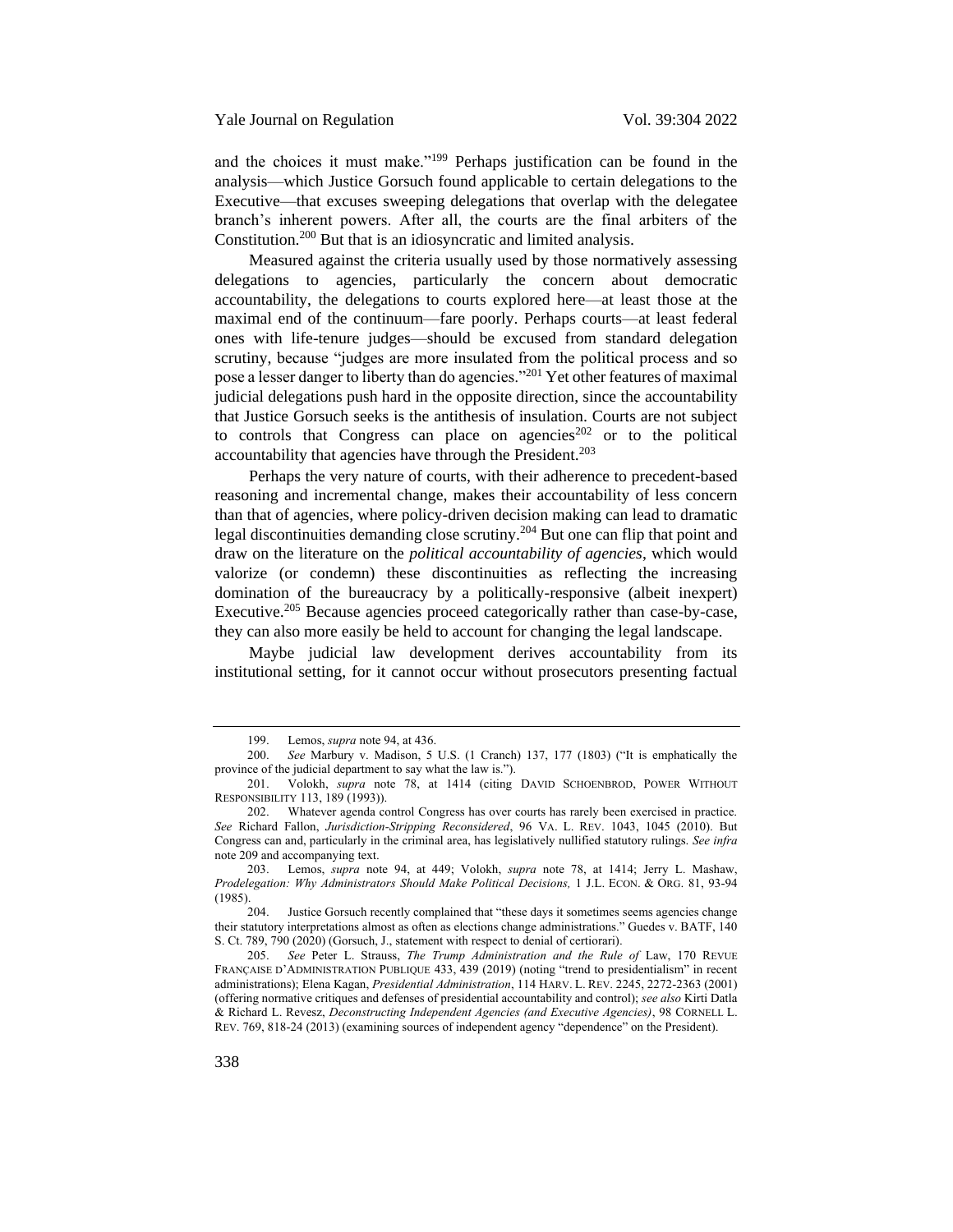and the choices it must make."[199] Perhaps justification can be found in the analysis—which Justice Gorsuch found applicable to certain delegations to the Executive—that excuses sweeping delegations that overlap with the delegatee branch's inherent powers. After all, the courts are the final arbiters of the Constitution.[200] But that is an idiosyncratic and limited analysis.

Measured against the criteria usually used by those normatively assessing delegations to agencies, particularly the concern about democratic accountability, the delegations to courts explored here—at least those at the maximal end of the continuum—fare poorly. Perhaps courts—at least federal ones with life-tenure judges—should be excused from standard delegation scrutiny, because "judges are more insulated from the political process and so pose a lesser danger to liberty than do agencies."[201] Yet other features of maximal judicial delegations push hard in the opposite direction, since the accountability that Justice Gorsuch seeks is the antithesis of insulation. Courts are not subject to controls that Congress can place on agencies[202] or to the political accountability that agencies have through the President.[203]

Perhaps the very nature of courts, with their adherence to precedent-based reasoning and incremental change, makes their accountability of less concern than that of agencies, where policy-driven decision making can lead to dramatic legal discontinuities demanding close scrutiny.[204] But one can flip that point and draw on the literature on the *political accountability of agencies*, which would valorize (or condemn) these discontinuities as reflecting the increasing domination of the bureaucracy by a politically-responsive (albeit inexpert) Executive.[205] Because agencies proceed categorically rather than case-by-case, they can also more easily be held to account for changing the legal landscape.

Maybe judicial law development derives accountability from its institutional setting, for it cannot occur without prosecutors presenting factual

---

199. Lemos, *supra* note 94, at 436.

200. *See* Marbury v. Madison, 5 U.S. (1 Cranch) 137, 177 (1803) ("It is emphatically the province of the judicial department to say what the law is.").

201. Volokh, *supra* note 78, at 1414 (citing DAVID SCHOENBROD, POWER WITHOUT RESPONSIBILITY 113, 189 (1993)).

202. Whatever agenda control Congress has over courts has rarely been exercised in practice. *See* Richard Fallon, *Jurisdiction-Stripping Reconsidered*, 96 VA. L. REV. 1043, 1045 (2010). But Congress can and, particularly in the criminal area, has legislatively nullified statutory rulings. *See infra* note 209 and accompanying text.

203. Lemos, *supra* note 94, at 449; Volokh, *supra* note 78, at 1414; Jerry L. Mashaw, *Prodelegation: Why Administrators Should Make Political Decisions,* 1 J.L. ECON. & ORG. 81, 93-94 (1985).

204. Justice Gorsuch recently complained that "these days it sometimes seems agencies change their statutory interpretations almost as often as elections change administrations." Guedes v. BATF, 140 S. Ct. 789, 790 (2020) (Gorsuch, J., statement with respect to denial of certiorari).

205. *See* Peter L. Strauss, *The Trump Administration and the Rule of* Law, 170 REVUE FRANÇAISE D'ADMINISTRATION PUBLIQUE 433, 439 (2019) (noting "trend to presidentialism" in recent administrations); Elena Kagan, *Presidential Administration*, 114 HARV. L. REV. 2245, 2272-2363 (2001) (offering normative critiques and defenses of presidential accountability and control); *see also* Kirti Datla & Richard L. Revesz, *Deconstructing Independent Agencies (and Executive Agencies)*, 98 CORNELL L. REV. 769, 818-24 (2013) (examining sources of independent agency "dependence" on the President).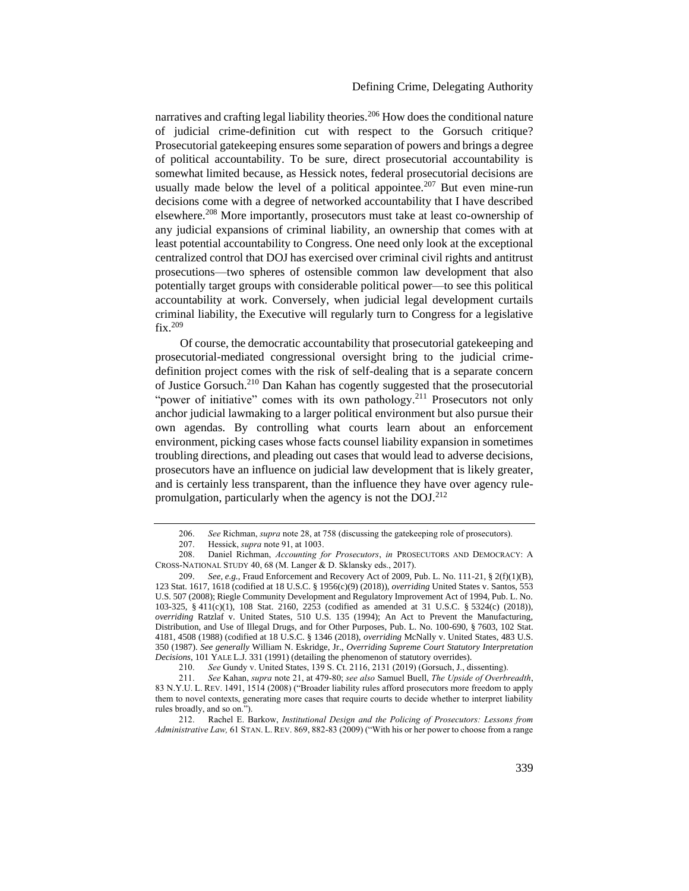narratives and crafting legal liability theories.[206] How does the conditional nature of judicial crime-definition cut with respect to the Gorsuch critique? Prosecutorial gatekeeping ensures some separation of powers and brings a degree of political accountability. To be sure, direct prosecutorial accountability is somewhat limited because, as Hessick notes, federal prosecutorial decisions are usually made below the level of a political appointee.[207] But even mine-run decisions come with a degree of networked accountability that I have described elsewhere.[208] More importantly, prosecutors must take at least co-ownership of any judicial expansions of criminal liability, an ownership that comes with at least potential accountability to Congress. One need only look at the exceptional centralized control that DOJ has exercised over criminal civil rights and antitrust prosecutions—two spheres of ostensible common law development that also potentially target groups with considerable political power—to see this political accountability at work. Conversely, when judicial legal development curtails criminal liability, the Executive will regularly turn to Congress for a legislative fix.[209]

Of course, the democratic accountability that prosecutorial gatekeeping and prosecutorial-mediated congressional oversight bring to the judicial crime-definition project comes with the risk of self-dealing that is a separate concern of Justice Gorsuch.[210] Dan Kahan has cogently suggested that the prosecutorial "power of initiative" comes with its own pathology.[211] Prosecutors not only anchor judicial lawmaking to a larger political environment but also pursue their own agendas. By controlling what courts learn about an enforcement environment, picking cases whose facts counsel liability expansion in sometimes troubling directions, and pleading out cases that would lead to adverse decisions, prosecutors have an influence on judicial law development that is likely greater, and is certainly less transparent, than the influence they have over agency rule-promulgation, particularly when the agency is not the DOJ.[212]

---

206. *See* Richman, *supra* note 28, at 758 (discussing the gatekeeping role of prosecutors).

207. Hessick, *supra* note 91, at 1003.

208. Daniel Richman, *Accounting for Prosecutors*, *in* PROSECUTORS AND DEMOCRACY: A CROSS-NATIONAL STUDY 40, 68 (M. Langer & D. Sklansky eds., 2017).

209. *See, e.g.*, Fraud Enforcement and Recovery Act of 2009, Pub. L. No. 111-21, § 2(f)(1)(B), 123 Stat. 1617, 1618 (codified at 18 U.S.C. § 1956(c)(9) (2018)), *overriding* United States v. Santos, 553 U.S. 507 (2008); Riegle Community Development and Regulatory Improvement Act of 1994, Pub. L. No. 103-325, § 411(c)(1), 108 Stat. 2160, 2253 (codified as amended at 31 U.S.C. § 5324(c) (2018)), *overriding* Ratzlaf v. United States, 510 U.S. 135 (1994); An Act to Prevent the Manufacturing, Distribution, and Use of Illegal Drugs, and for Other Purposes, Pub. L. No. 100-690, § 7603, 102 Stat. 4181, 4508 (1988) (codified at 18 U.S.C. § 1346 (2018), *overriding* McNally v. United States, 483 U.S. 350 (1987). *See generally* William N. Eskridge, Jr., *Overriding Supreme Court Statutory Interpretation Decisions*, 101 YALE L.J. 331 (1991) (detailing the phenomenon of statutory overrides).

210. *See* Gundy v. United States, 139 S. Ct. 2116, 2131 (2019) (Gorsuch, J., dissenting).

211. *See* Kahan, *supra* note 21, at 479-80; *see also* Samuel Buell, *The Upside of Overbreadth*, 83 N.Y.U. L. REV. 1491, 1514 (2008) ("Broader liability rules afford prosecutors more freedom to apply them to novel contexts, generating more cases that require courts to decide whether to interpret liability rules broadly, and so on.").

212. Rachel E. Barkow, *Institutional Design and the Policing of Prosecutors: Lessons from Administrative Law,* 61 STAN. L. REV. 869, 882-83 (2009) ("With his or her power to choose from a range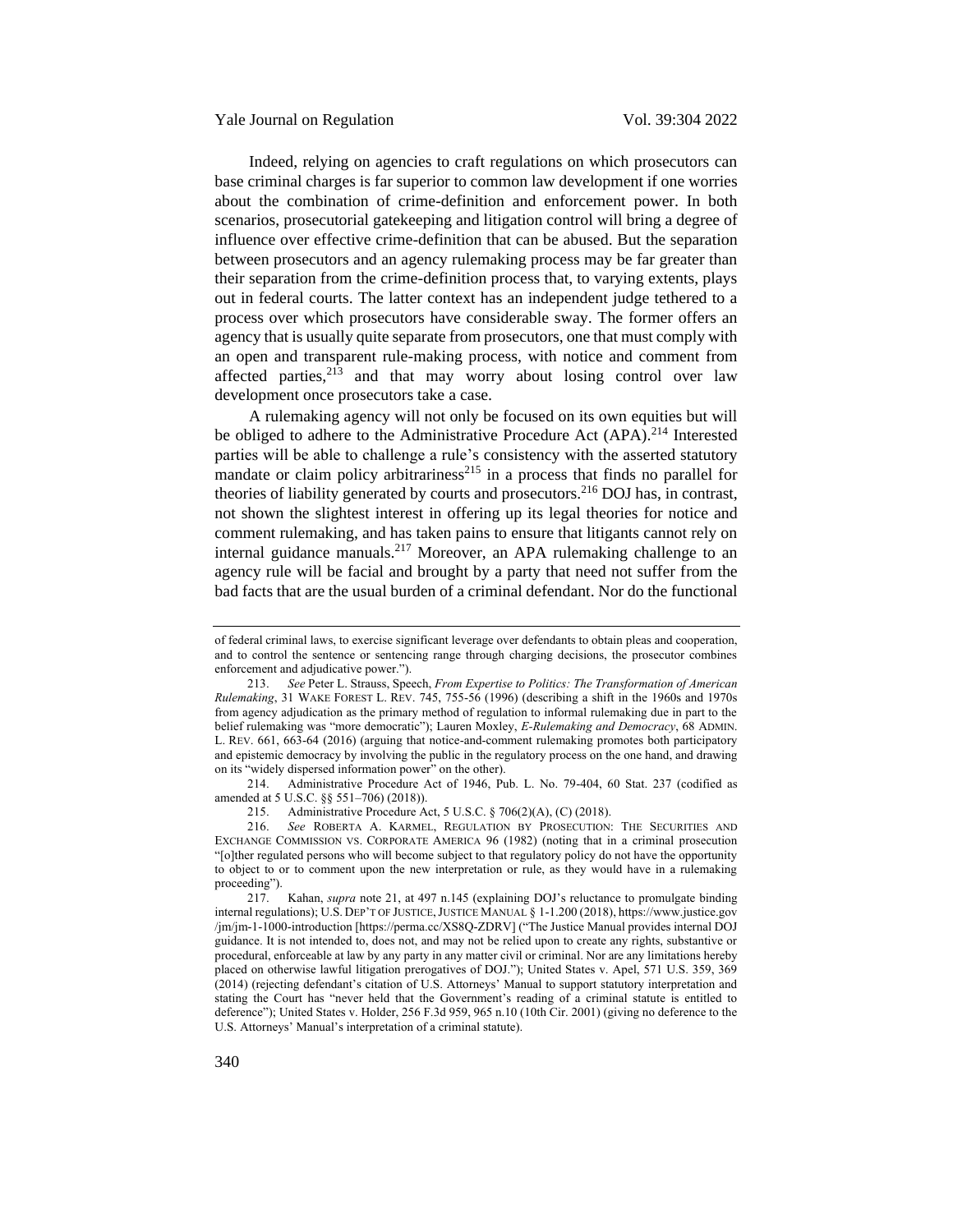Indeed, relying on agencies to craft regulations on which prosecutors can base criminal charges is far superior to common law development if one worries about the combination of crime-definition and enforcement power. In both scenarios, prosecutorial gatekeeping and litigation control will bring a degree of influence over effective crime-definition that can be abused. But the separation between prosecutors and an agency rulemaking process may be far greater than their separation from the crime-definition process that, to varying extents, plays out in federal courts. The latter context has an independent judge tethered to a process over which prosecutors have considerable sway. The former offers an agency that is usually quite separate from prosecutors, one that must comply with an open and transparent rule-making process, with notice and comment from affected parties,[213] and that may worry about losing control over law development once prosecutors take a case.

A rulemaking agency will not only be focused on its own equities but will be obliged to adhere to the Administrative Procedure Act (APA).[214] Interested parties will be able to challenge a rule's consistency with the asserted statutory mandate or claim policy arbitrariness[215] in a process that finds no parallel for theories of liability generated by courts and prosecutors.[216] DOJ has, in contrast, not shown the slightest interest in offering up its legal theories for notice and comment rulemaking, and has taken pains to ensure that litigants cannot rely on internal guidance manuals.[217] Moreover, an APA rulemaking challenge to an agency rule will be facial and brought by a party that need not suffer from the bad facts that are the usual burden of a criminal defendant. Nor do the functional

---

of federal criminal laws, to exercise significant leverage over defendants to obtain pleas and cooperation, and to control the sentence or sentencing range through charging decisions, the prosecutor combines enforcement and adjudicative power.").

213. *See* Peter L. Strauss, Speech, *From Expertise to Politics: The Transformation of American Rulemaking*, 31 WAKE FOREST L. REV. 745, 755-56 (1996) (describing a shift in the 1960s and 1970s from agency adjudication as the primary method of regulation to informal rulemaking due in part to the belief rulemaking was "more democratic"); Lauren Moxley, *E-Rulemaking and Democracy*, 68 ADMIN. L. REV. 661, 663-64 (2016) (arguing that notice-and-comment rulemaking promotes both participatory and epistemic democracy by involving the public in the regulatory process on the one hand, and drawing on its "widely dispersed information power" on the other).

214. Administrative Procedure Act of 1946, Pub. L. No. 79-404, 60 Stat. 237 (codified as amended at 5 U.S.C. §§ 551–706) (2018)).

215. Administrative Procedure Act, 5 U.S.C. § 706(2)(A), (C) (2018).

216. *See* ROBERTA A. KARMEL, REGULATION BY PROSECUTION: THE SECURITIES AND EXCHANGE COMMISSION VS. CORPORATE AMERICA 96 (1982) (noting that in a criminal prosecution "[o]ther regulated persons who will become subject to that regulatory policy do not have the opportunity to object to or to comment upon the new interpretation or rule, as they would have in a rulemaking proceeding").

217. Kahan, *supra* note 21, at 497 n.145 (explaining DOJ's reluctance to promulgate binding internal regulations); U.S. DEP'T OF JUSTICE, JUSTICE MANUAL § 1-1.200 (2018), https://www.justice.gov/jm/jm-1-1000-introduction [https://perma.cc/XS8Q-ZDRV] ("The Justice Manual provides internal DOJ guidance. It is not intended to, does not, and may not be relied upon to create any rights, substantive or procedural, enforceable at law by any party in any matter civil or criminal. Nor are any limitations hereby placed on otherwise lawful litigation prerogatives of DOJ."); United States v. Apel, 571 U.S. 359, 369 (2014) (rejecting defendant's citation of U.S. Attorneys' Manual to support statutory interpretation and stating the Court has "never held that the Government's reading of a criminal statute is entitled to deference"); United States v. Holder, 256 F.3d 959, 965 n.10 (10th Cir. 2001) (giving no deference to the U.S. Attorneys' Manual's interpretation of a criminal statute).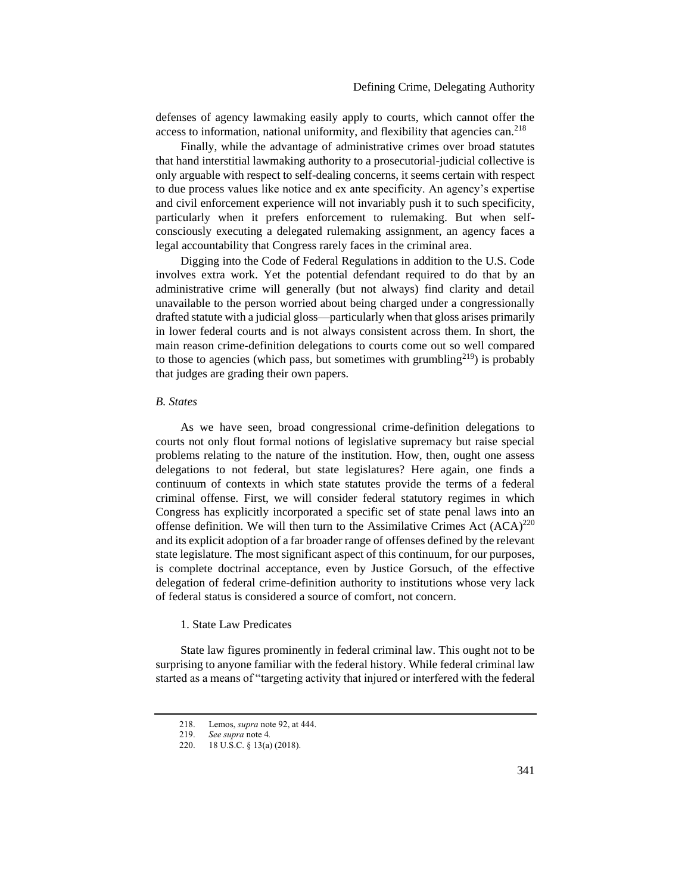defenses of agency lawmaking easily apply to courts, which cannot offer the access to information, national uniformity, and flexibility that agencies can.[218]

Finally, while the advantage of administrative crimes over broad statutes that hand interstitial lawmaking authority to a prosecutorial-judicial collective is only arguable with respect to self-dealing concerns, it seems certain with respect to due process values like notice and ex ante specificity. An agency's expertise and civil enforcement experience will not invariably push it to such specificity, particularly when it prefers enforcement to rulemaking. But when self-consciously executing a delegated rulemaking assignment, an agency faces a legal accountability that Congress rarely faces in the criminal area.

Digging into the Code of Federal Regulations in addition to the U.S. Code involves extra work. Yet the potential defendant required to do that by an administrative crime will generally (but not always) find clarity and detail unavailable to the person worried about being charged under a congressionally drafted statute with a judicial gloss—particularly when that gloss arises primarily in lower federal courts and is not always consistent across them. In short, the main reason crime-definition delegations to courts come out so well compared to those to agencies (which pass, but sometimes with grumbling[219]) is probably that judges are grading their own papers.

### *B. States*

As we have seen, broad congressional crime-definition delegations to courts not only flout formal notions of legislative supremacy but raise special problems relating to the nature of the institution. How, then, ought one assess delegations to not federal, but state legislatures? Here again, one finds a continuum of contexts in which state statutes provide the terms of a federal criminal offense. First, we will consider federal statutory regimes in which Congress has explicitly incorporated a specific set of state penal laws into an offense definition. We will then turn to the Assimilative Crimes Act (ACA)[220] and its explicit adoption of a far broader range of offenses defined by the relevant state legislature. The most significant aspect of this continuum, for our purposes, is complete doctrinal acceptance, even by Justice Gorsuch, of the effective delegation of federal crime-definition authority to institutions whose very lack of federal status is considered a source of comfort, not concern.

#### 1. State Law Predicates

State law figures prominently in federal criminal law. This ought not to be surprising to anyone familiar with the federal history. While federal criminal law started as a means of "targeting activity that injured or interfered with the federal

---

218. Lemos, *supra* note 92, at 444.

219. *See supra* note 4*.*

220. 18 U.S.C. § 13(a) (2018).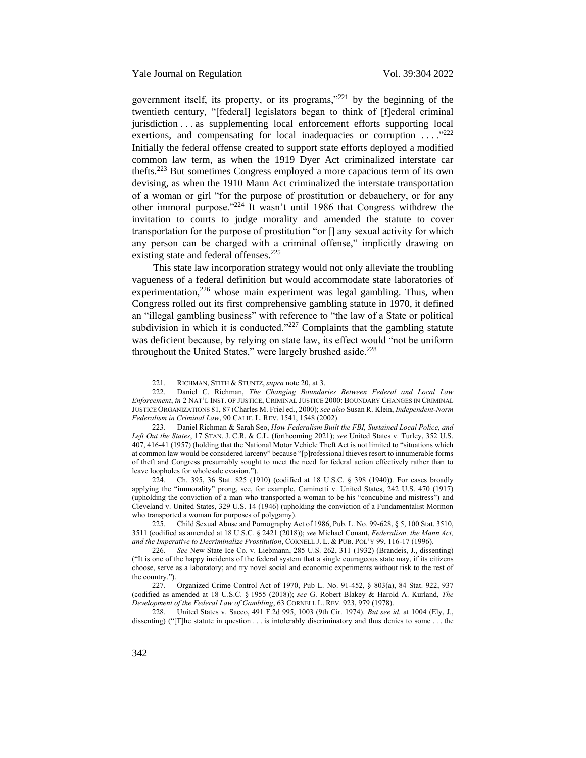government itself, its property, or its programs,"[221] by the beginning of the twentieth century, "[federal] legislators began to think of [f]ederal criminal jurisdiction . . . as supplementing local enforcement efforts supporting local exertions, and compensating for local inadequacies or corruption . . . ."[222] Initially the federal offense created to support state efforts deployed a modified common law term, as when the 1919 Dyer Act criminalized interstate car thefts.[223] But sometimes Congress employed a more capacious term of its own devising, as when the 1910 Mann Act criminalized the interstate transportation of a woman or girl "for the purpose of prostitution or debauchery, or for any other immoral purpose."[224] It wasn't until 1986 that Congress withdrew the invitation to courts to judge morality and amended the statute to cover transportation for the purpose of prostitution "or [] any sexual activity for which any person can be charged with a criminal offense," implicitly drawing on existing state and federal offenses.[225]

This state law incorporation strategy would not only alleviate the troubling vagueness of a federal definition but would accommodate state laboratories of experimentation,[226] whose main experiment was legal gambling. Thus, when Congress rolled out its first comprehensive gambling statute in 1970, it defined an "illegal gambling business" with reference to "the law of a State or political subdivision in which it is conducted."[227] Complaints that the gambling statute was deficient because, by relying on state law, its effect would "not be uniform throughout the United States," were largely brushed aside.[228]

---

221. RICHMAN, STITH & STUNTZ, *supra* note 20, at 3.

222. Daniel C. Richman, *The Changing Boundaries Between Federal and Local Law Enforcement*, *in* 2 NAT'L INST. OF JUSTICE, CRIMINAL JUSTICE 2000: BOUNDARY CHANGES IN CRIMINAL JUSTICE ORGANIZATIONS 81, 87 (Charles M. Friel ed., 2000); *see also* Susan R. Klein, *Independent-Norm Federalism in Criminal Law*, 90 CALIF. L. REV. 1541, 1548 (2002).

223. Daniel Richman & Sarah Seo, *How Federalism Built the FBI, Sustained Local Police, and Left Out the States*, 17 STAN. J. C.R. & C.L. (forthcoming 2021); *see* United States v. Turley, 352 U.S. 407, 416-41 (1957) (holding that the National Motor Vehicle Theft Act is not limited to "situations which at common law would be considered larceny" because "[p]rofessional thieves resort to innumerable forms of theft and Congress presumably sought to meet the need for federal action effectively rather than to leave loopholes for wholesale evasion.").

224. Ch. 395, 36 Stat. 825 (1910) (codified at 18 U.S.C. § 398 (1940)). For cases broadly applying the "immorality" prong, see, for example, Caminetti v. United States, 242 U.S. 470 (1917) (upholding the conviction of a man who transported a woman to be his "concubine and mistress") and Cleveland v. United States, 329 U.S. 14 (1946) (upholding the conviction of a Fundamentalist Mormon who transported a woman for purposes of polygamy).

225. Child Sexual Abuse and Pornography Act of 1986, Pub. L. No. 99-628, § 5, 100 Stat. 3510, 3511 (codified as amended at 18 U.S.C. § 2421 (2018)); *see* Michael Conant, *Federalism, the Mann Act, and the Imperative to Decriminalize Prostitution*, CORNELL J. L. & PUB. POL'Y 99, 116-17 (1996).

226. *See* New State Ice Co. v. Liebmann, 285 U.S. 262, 311 (1932) (Brandeis, J., dissenting) ("It is one of the happy incidents of the federal system that a single courageous state may, if its citizens choose, serve as a laboratory; and try novel social and economic experiments without risk to the rest of the country.").

227. Organized Crime Control Act of 1970, Pub L. No. 91-452, § 803(a), 84 Stat. 922, 937 (codified as amended at 18 U.S.C. § 1955 (2018)); *see* G. Robert Blakey & Harold A. Kurland, *The Development of the Federal Law of Gambling*, 63 CORNELL L. REV. 923, 979 (1978).

228. United States v. Sacco, 491 F.2d 995, 1003 (9th Cir. 1974). *But see id.* at 1004 (Ely, J., dissenting) ("[T]he statute in question . . . is intolerably discriminatory and thus denies to some . . . the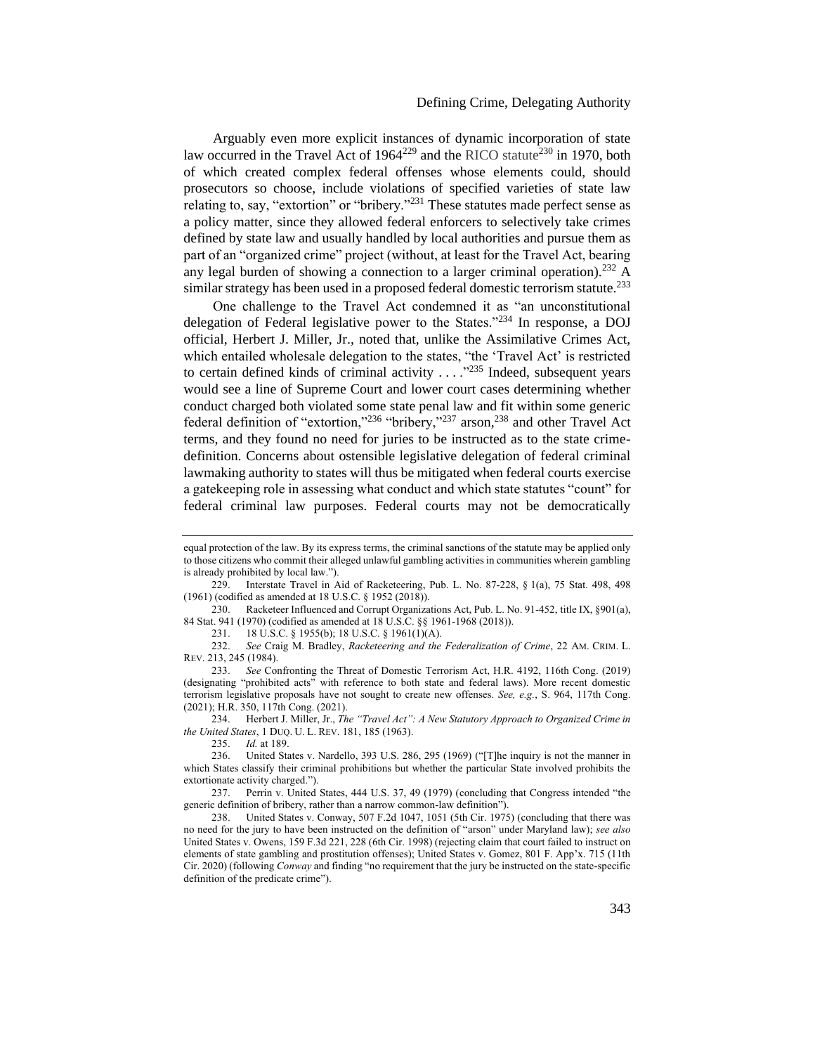Arguably even more explicit instances of dynamic incorporation of state law occurred in the Travel Act of 1964[229] and the RICO statute[230] in 1970, both of which created complex federal offenses whose elements could, should prosecutors so choose, include violations of specified varieties of state law relating to, say, "extortion" or "bribery."[231] These statutes made perfect sense as a policy matter, since they allowed federal enforcers to selectively take crimes defined by state law and usually handled by local authorities and pursue them as part of an "organized crime" project (without, at least for the Travel Act, bearing any legal burden of showing a connection to a larger criminal operation).[232] A similar strategy has been used in a proposed federal domestic terrorism statute.[233]

One challenge to the Travel Act condemned it as "an unconstitutional delegation of Federal legislative power to the States."[234] In response, a DOJ official, Herbert J. Miller, Jr., noted that, unlike the Assimilative Crimes Act, which entailed wholesale delegation to the states, "the 'Travel Act' is restricted to certain defined kinds of criminal activity . . . ."[235] Indeed, subsequent years would see a line of Supreme Court and lower court cases determining whether conduct charged both violated some state penal law and fit within some generic federal definition of "extortion,"[236] "bribery,"[237] arson,[238] and other Travel Act terms, and they found no need for juries to be instructed as to the state crime-definition. Concerns about ostensible legislative delegation of federal criminal lawmaking authority to states will thus be mitigated when federal courts exercise a gatekeeping role in assessing what conduct and which state statutes "count" for federal criminal law purposes. Federal courts may not be democratically

---

equal protection of the law. By its express terms, the criminal sanctions of the statute may be applied only to those citizens who commit their alleged unlawful gambling activities in communities wherein gambling is already prohibited by local law.").

229. Interstate Travel in Aid of Racketeering, Pub. L. No. 87-228, § 1(a), 75 Stat. 498, 498 (1961) (codified as amended at 18 U.S.C. § 1952 (2018)).

230. Racketeer Influenced and Corrupt Organizations Act, Pub. L. No. 91-452, title IX, §901(a), 84 Stat. 941 (1970) (codified as amended at 18 U.S.C. §§ 1961-1968 (2018)).

231. 18 U.S.C. § 1955(b); 18 U.S.C. § 1961(1)(A).

232. *See* Craig M. Bradley, *Racketeering and the Federalization of Crime*, 22 AM. CRIM. L. REV. 213, 245 (1984).

233. *See* Confronting the Threat of Domestic Terrorism Act, H.R. 4192, 116th Cong. (2019) (designating "prohibited acts" with reference to both state and federal laws). More recent domestic terrorism legislative proposals have not sought to create new offenses. *See, e.g.*, S. 964, 117th Cong. (2021); H.R. 350, 117th Cong. (2021).

234. Herbert J. Miller, Jr., *The "Travel Act": A New Statutory Approach to Organized Crime in the United States*, 1 DUQ. U. L. REV. 181, 185 (1963).

235. *Id.* at 189.

236. United States v. Nardello, 393 U.S. 286, 295 (1969) ("[T]he inquiry is not the manner in which States classify their criminal prohibitions but whether the particular State involved prohibits the extortionate activity charged.").

237. Perrin v. United States, 444 U.S. 37, 49 (1979) (concluding that Congress intended "the generic definition of bribery, rather than a narrow common-law definition").

238. United States v. Conway, 507 F.2d 1047, 1051 (5th Cir. 1975) (concluding that there was no need for the jury to have been instructed on the definition of "arson" under Maryland law); *see also* United States v. Owens, 159 F.3d 221, 228 (6th Cir. 1998) (rejecting claim that court failed to instruct on elements of state gambling and prostitution offenses); United States v. Gomez, 801 F. App'x. 715 (11th Cir. 2020) (following *Conway* and finding "no requirement that the jury be instructed on the state-specific definition of the predicate crime").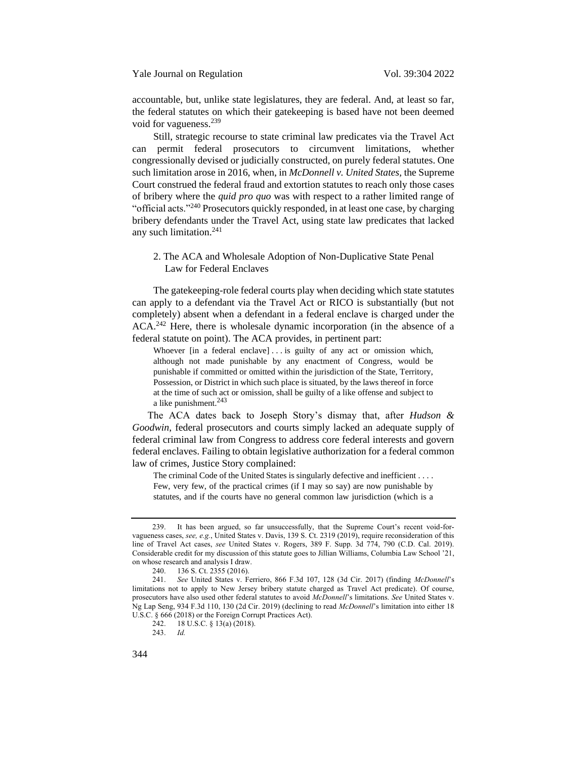accountable, but, unlike state legislatures, they are federal. And, at least so far, the federal statutes on which their gatekeeping is based have not been deemed void for vagueness.[239]

Still, strategic recourse to state criminal law predicates via the Travel Act can permit federal prosecutors to circumvent limitations, whether congressionally devised or judicially constructed, on purely federal statutes. One such limitation arose in 2016, when, in *McDonnell v. United States*, the Supreme Court construed the federal fraud and extortion statutes to reach only those cases of bribery where the *quid pro quo* was with respect to a rather limited range of "official acts."[240] Prosecutors quickly responded, in at least one case, by charging bribery defendants under the Travel Act, using state law predicates that lacked any such limitation.[241]

### 2. The ACA and Wholesale Adoption of Non-Duplicative State Penal Law for Federal Enclaves

The gatekeeping-role federal courts play when deciding which state statutes can apply to a defendant via the Travel Act or RICO is substantially (but not completely) absent when a defendant in a federal enclave is charged under the ACA.[242] Here, there is wholesale dynamic incorporation (in the absence of a federal statute on point). The ACA provides, in pertinent part:

> Whoever [in a federal enclave] . . . is guilty of any act or omission which, although not made punishable by any enactment of Congress, would be punishable if committed or omitted within the jurisdiction of the State, Territory, Possession, or District in which such place is situated, by the laws thereof in force at the time of such act or omission, shall be guilty of a like offense and subject to a like punishment.[243]

The ACA dates back to Joseph Story's dismay that, after *Hudson & Goodwin*, federal prosecutors and courts simply lacked an adequate supply of federal criminal law from Congress to address core federal interests and govern federal enclaves. Failing to obtain legislative authorization for a federal common law of crimes, Justice Story complained:

> The criminal Code of the United States is singularly defective and inefficient . . . . Few, very few, of the practical crimes (if I may so say) are now punishable by statutes, and if the courts have no general common law jurisdiction (which is a

---

239. It has been argued, so far unsuccessfully, that the Supreme Court's recent void-for-vagueness cases, *see, e.g.*, United States v. Davis, 139 S. Ct. 2319 (2019), require reconsideration of this line of Travel Act cases, *see* United States v. Rogers, 389 F. Supp. 3d 774, 790 (C.D. Cal. 2019). Considerable credit for my discussion of this statute goes to Jillian Williams, Columbia Law School '21, on whose research and analysis I draw.

240. 136 S. Ct. 2355 (2016).

241. *See* United States v. Ferriero, 866 F.3d 107, 128 (3d Cir. 2017) (finding *McDonnell*'s limitations not to apply to New Jersey bribery statute charged as Travel Act predicate). Of course, prosecutors have also used other federal statutes to avoid *McDonnell*'s limitations. *See* United States v. Ng Lap Seng, 934 F.3d 110, 130 (2d Cir. 2019) (declining to read *McDonnell*'s limitation into either 18 U.S.C. § 666 (2018) or the Foreign Corrupt Practices Act).

242. 18 U.S.C. § 13(a) (2018).

243. *Id.*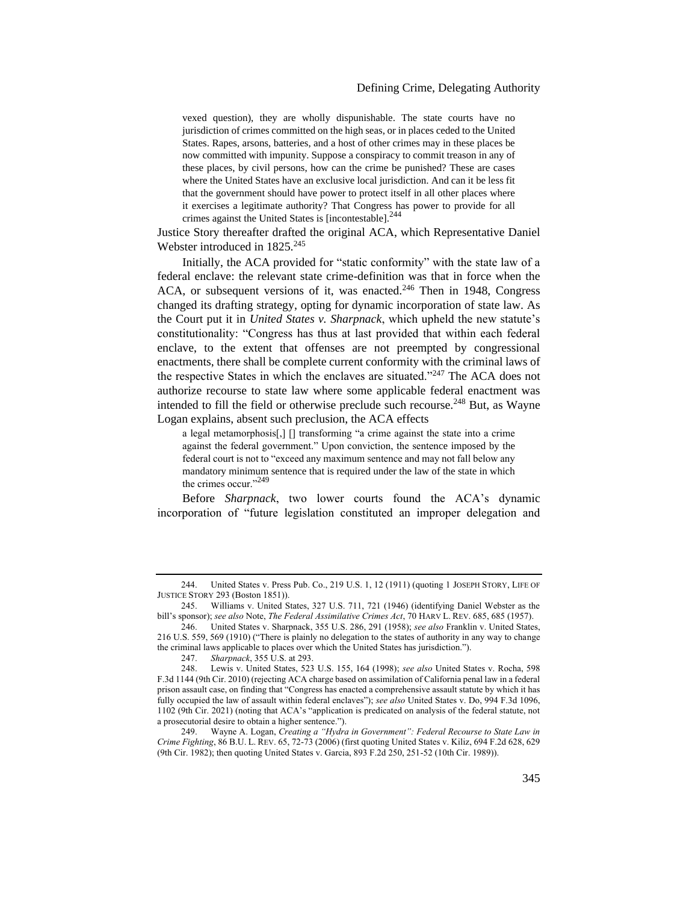> vexed question), they are wholly dispunishable. The state courts have no jurisdiction of crimes committed on the high seas, or in places ceded to the United States. Rapes, arsons, batteries, and a host of other crimes may in these places be now committed with impunity. Suppose a conspiracy to commit treason in any of these places, by civil persons, how can the crime be punished? These are cases where the United States have an exclusive local jurisdiction. And can it be less fit that the government should have power to protect itself in all other places where it exercises a legitimate authority? That Congress has power to provide for all crimes against the United States is [incontestable].[244]

Justice Story thereafter drafted the original ACA, which Representative Daniel Webster introduced in 1825.[245]

Initially, the ACA provided for "static conformity" with the state law of a federal enclave: the relevant state crime-definition was that in force when the ACA, or subsequent versions of it, was enacted.[246] Then in 1948, Congress changed its drafting strategy, opting for dynamic incorporation of state law. As the Court put it in *United States v. Sharpnack*, which upheld the new statute's constitutionality: "Congress has thus at last provided that within each federal enclave, to the extent that offenses are not preempted by congressional enactments, there shall be complete current conformity with the criminal laws of the respective States in which the enclaves are situated."[247] The ACA does not authorize recourse to state law where some applicable federal enactment was intended to fill the field or otherwise preclude such recourse.[248] But, as Wayne Logan explains, absent such preclusion, the ACA effects

> a legal metamorphosis[,] [] transforming "a crime against the state into a crime against the federal government." Upon conviction, the sentence imposed by the federal court is not to "exceed any maximum sentence and may not fall below any mandatory minimum sentence that is required under the law of the state in which the crimes occur."[249]

Before *Sharpnack*, two lower courts found the ACA's dynamic incorporation of "future legislation constituted an improper delegation and

---

244. United States v. Press Pub. Co., 219 U.S. 1, 12 (1911) (quoting 1 JOSEPH STORY, LIFE OF JUSTICE STORY 293 (Boston 1851)).

245. Williams v. United States, 327 U.S. 711, 721 (1946) (identifying Daniel Webster as the bill's sponsor); *see also* Note, *The Federal Assimilative Crimes Act*, 70 HARV L. REV. 685, 685 (1957).

246. United States v. Sharpnack, 355 U.S. 286, 291 (1958); *see also* Franklin v. United States, 216 U.S. 559, 569 (1910) ("There is plainly no delegation to the states of authority in any way to change the criminal laws applicable to places over which the United States has jurisdiction.").

247. *Sharpnack*, 355 U.S. at 293.

248. Lewis v. United States, 523 U.S. 155, 164 (1998); *see also* United States v. Rocha, 598 F.3d 1144 (9th Cir. 2010) (rejecting ACA charge based on assimilation of California penal law in a federal prison assault case, on finding that "Congress has enacted a comprehensive assault statute by which it has fully occupied the law of assault within federal enclaves"); *see also* United States v. Do, 994 F.3d 1096, 1102 (9th Cir. 2021) (noting that ACA's "application is predicated on analysis of the federal statute, not a prosecutorial desire to obtain a higher sentence.").

249. Wayne A. Logan, *Creating a "Hydra in Government": Federal Recourse to State Law in Crime Fighting*, 86 B.U. L. REV. 65, 72-73 (2006) (first quoting United States v. Kiliz, 694 F.2d 628, 629 (9th Cir. 1982); then quoting United States v. Garcia, 893 F.2d 250, 251-52 (10th Cir. 1989)).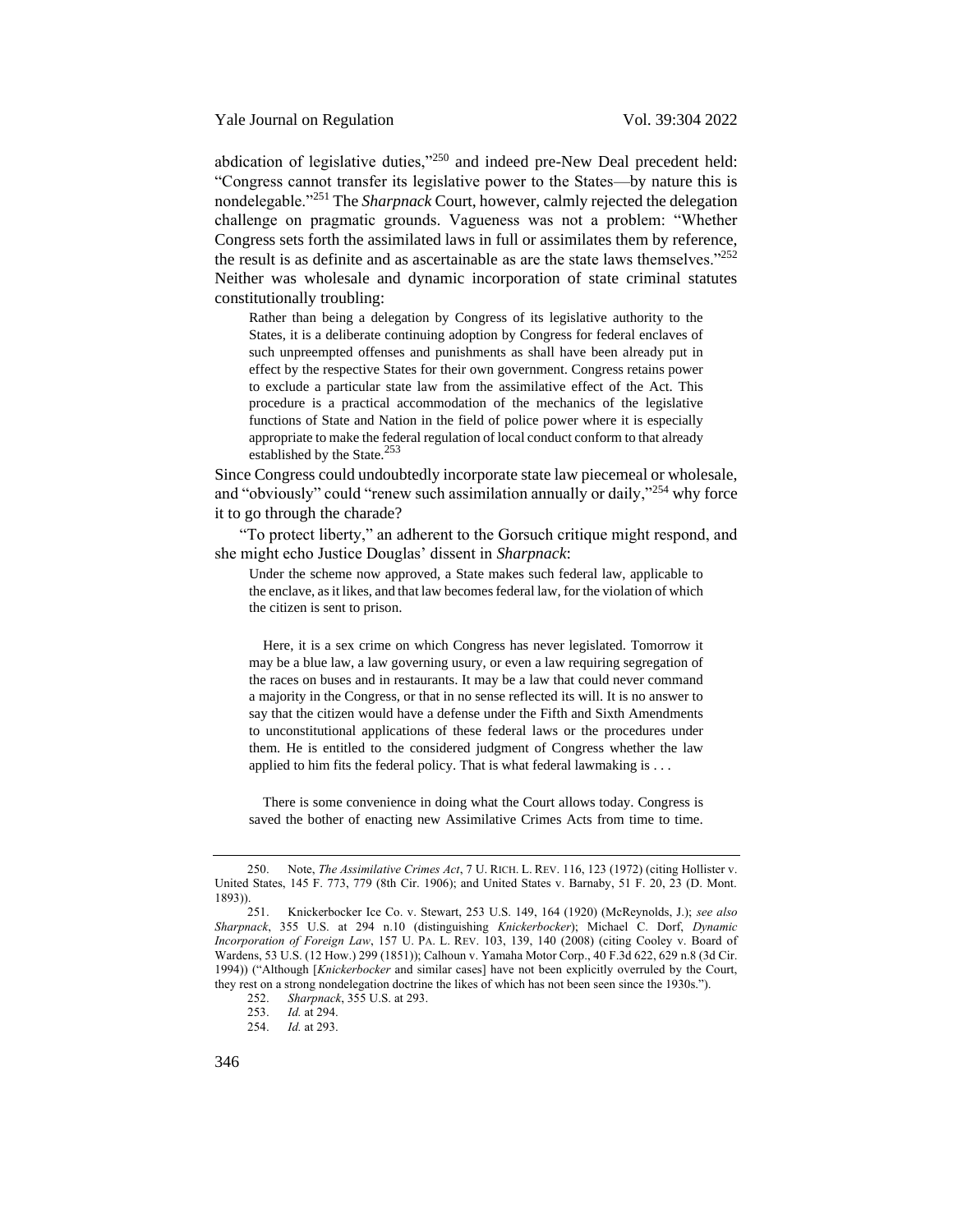abdication of legislative duties,"[250] and indeed pre-New Deal precedent held: "Congress cannot transfer its legislative power to the States—by nature this is nondelegable."[251] The *Sharpnack* Court, however, calmly rejected the delegation challenge on pragmatic grounds. Vagueness was not a problem: "Whether Congress sets forth the assimilated laws in full or assimilates them by reference, the result is as definite and as ascertainable as are the state laws themselves."[252] Neither was wholesale and dynamic incorporation of state criminal statutes constitutionally troubling:

> Rather than being a delegation by Congress of its legislative authority to the States, it is a deliberate continuing adoption by Congress for federal enclaves of such unpreempted offenses and punishments as shall have been already put in effect by the respective States for their own government. Congress retains power to exclude a particular state law from the assimilative effect of the Act. This procedure is a practical accommodation of the mechanics of the legislative functions of State and Nation in the field of police power where it is especially appropriate to make the federal regulation of local conduct conform to that already established by the State.[253]

Since Congress could undoubtedly incorporate state law piecemeal or wholesale, and "obviously" could "renew such assimilation annually or daily,"[254] why force it to go through the charade?

"To protect liberty," an adherent to the Gorsuch critique might respond, and she might echo Justice Douglas' dissent in *Sharpnack*:

> Under the scheme now approved, a State makes such federal law, applicable to the enclave, as it likes, and that law becomes federal law, for the violation of which the citizen is sent to prison.
>
> Here, it is a sex crime on which Congress has never legislated. Tomorrow it may be a blue law, a law governing usury, or even a law requiring segregation of the races on buses and in restaurants. It may be a law that could never command a majority in the Congress, or that in no sense reflected its will. It is no answer to say that the citizen would have a defense under the Fifth and Sixth Amendments to unconstitutional applications of these federal laws or the procedures under them. He is entitled to the considered judgment of Congress whether the law applied to him fits the federal policy. That is what federal lawmaking is . . .
>
> There is some convenience in doing what the Court allows today. Congress is saved the bother of enacting new Assimilative Crimes Acts from time to time.

---

250. Note, *The Assimilative Crimes Act*, 7 U. RICH. L. REV. 116, 123 (1972) (citing Hollister v. United States, 145 F. 773, 779 (8th Cir. 1906); and United States v. Barnaby, 51 F. 20, 23 (D. Mont. 1893)).

251. Knickerbocker Ice Co. v. Stewart, 253 U.S. 149, 164 (1920) (McReynolds, J.); *see also Sharpnack*, 355 U.S. at 294 n.10 (distinguishing *Knickerbocker*); Michael C. Dorf, *Dynamic Incorporation of Foreign Law*, 157 U. PA. L. REV. 103, 139, 140 (2008) (citing Cooley v. Board of Wardens, 53 U.S. (12 How.) 299 (1851)); Calhoun v. Yamaha Motor Corp., 40 F.3d 622, 629 n.8 (3d Cir. 1994)) ("Although [*Knickerbocker* and similar cases] have not been explicitly overruled by the Court, they rest on a strong nondelegation doctrine the likes of which has not been seen since the 1930s.").

252. *Sharpnack*, 355 U.S. at 293.

253. *Id.* at 294.

254. *Id.* at 293.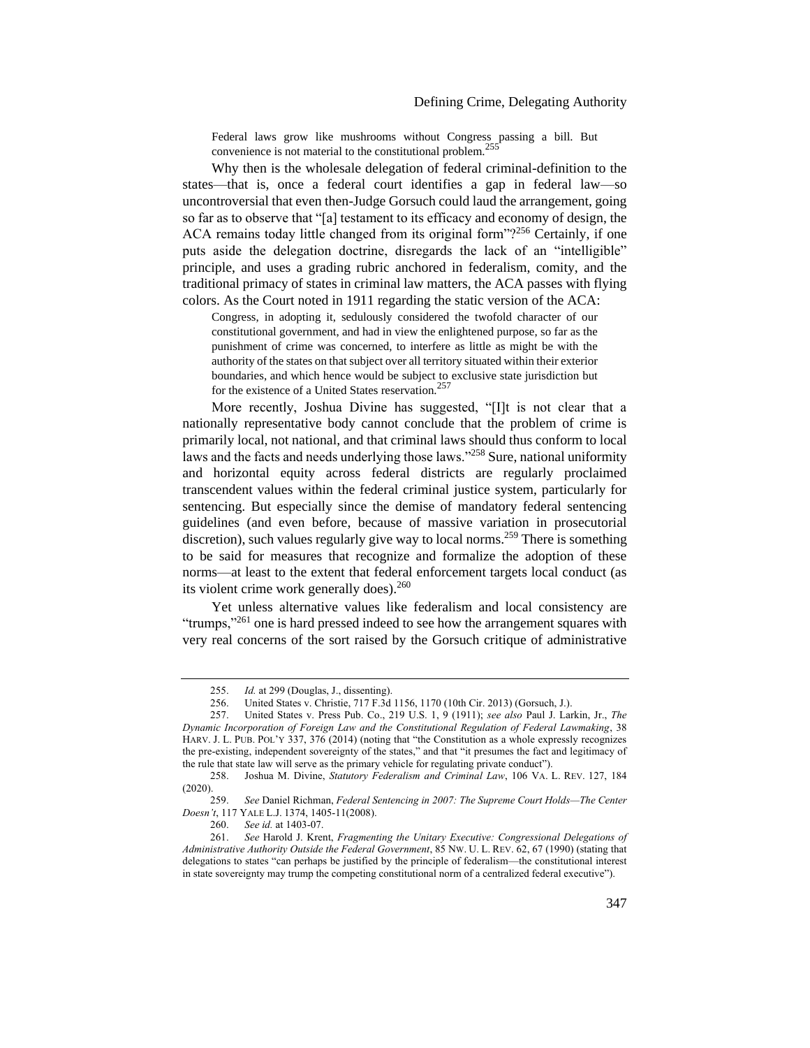> Federal laws grow like mushrooms without Congress passing a bill. But convenience is not material to the constitutional problem.[255]

Why then is the wholesale delegation of federal criminal-definition to the states—that is, once a federal court identifies a gap in federal law—so uncontroversial that even then-Judge Gorsuch could laud the arrangement, going so far as to observe that "[a] testament to its efficacy and economy of design, the ACA remains today little changed from its original form"?[256] Certainly, if one puts aside the delegation doctrine, disregards the lack of an "intelligible" principle, and uses a grading rubric anchored in federalism, comity, and the traditional primacy of states in criminal law matters, the ACA passes with flying colors. As the Court noted in 1911 regarding the static version of the ACA:

> Congress, in adopting it, sedulously considered the twofold character of our constitutional government, and had in view the enlightened purpose, so far as the punishment of crime was concerned, to interfere as little as might be with the authority of the states on that subject over all territory situated within their exterior boundaries, and which hence would be subject to exclusive state jurisdiction but for the existence of a United States reservation.[257]

More recently, Joshua Divine has suggested, "[I]t is not clear that a nationally representative body cannot conclude that the problem of crime is primarily local, not national, and that criminal laws should thus conform to local laws and the facts and needs underlying those laws."[258] Sure, national uniformity and horizontal equity across federal districts are regularly proclaimed transcendent values within the federal criminal justice system, particularly for sentencing. But especially since the demise of mandatory federal sentencing guidelines (and even before, because of massive variation in prosecutorial discretion), such values regularly give way to local norms.[259] There is something to be said for measures that recognize and formalize the adoption of these norms—at least to the extent that federal enforcement targets local conduct (as its violent crime work generally does).[260]

Yet unless alternative values like federalism and local consistency are "trumps,"[261] one is hard pressed indeed to see how the arrangement squares with very real concerns of the sort raised by the Gorsuch critique of administrative

---

255. *Id.* at 299 (Douglas, J., dissenting).

256. United States v. Christie, 717 F.3d 1156, 1170 (10th Cir. 2013) (Gorsuch, J.).

257. United States v. Press Pub. Co., 219 U.S. 1, 9 (1911); *see also* Paul J. Larkin, Jr., *The Dynamic Incorporation of Foreign Law and the Constitutional Regulation of Federal Lawmaking*, 38 HARV. J. L. PUB. POL'Y 337, 376 (2014) (noting that "the Constitution as a whole expressly recognizes the pre-existing, independent sovereignty of the states," and that "it presumes the fact and legitimacy of the rule that state law will serve as the primary vehicle for regulating private conduct").

258. Joshua M. Divine, *Statutory Federalism and Criminal Law*, 106 VA. L. REV. 127, 184 (2020).

259. *See* Daniel Richman, *Federal Sentencing in 2007: The Supreme Court Holds—The Center Doesn't*, 117 YALE L.J. 1374, 1405-11(2008).

260. *See id.* at 1403-07.

261. *See* Harold J. Krent, *Fragmenting the Unitary Executive: Congressional Delegations of Administrative Authority Outside the Federal Government*, 85 NW. U. L. REV. 62, 67 (1990) (stating that delegations to states "can perhaps be justified by the principle of federalism—the constitutional interest in state sovereignty may trump the competing constitutional norm of a centralized federal executive").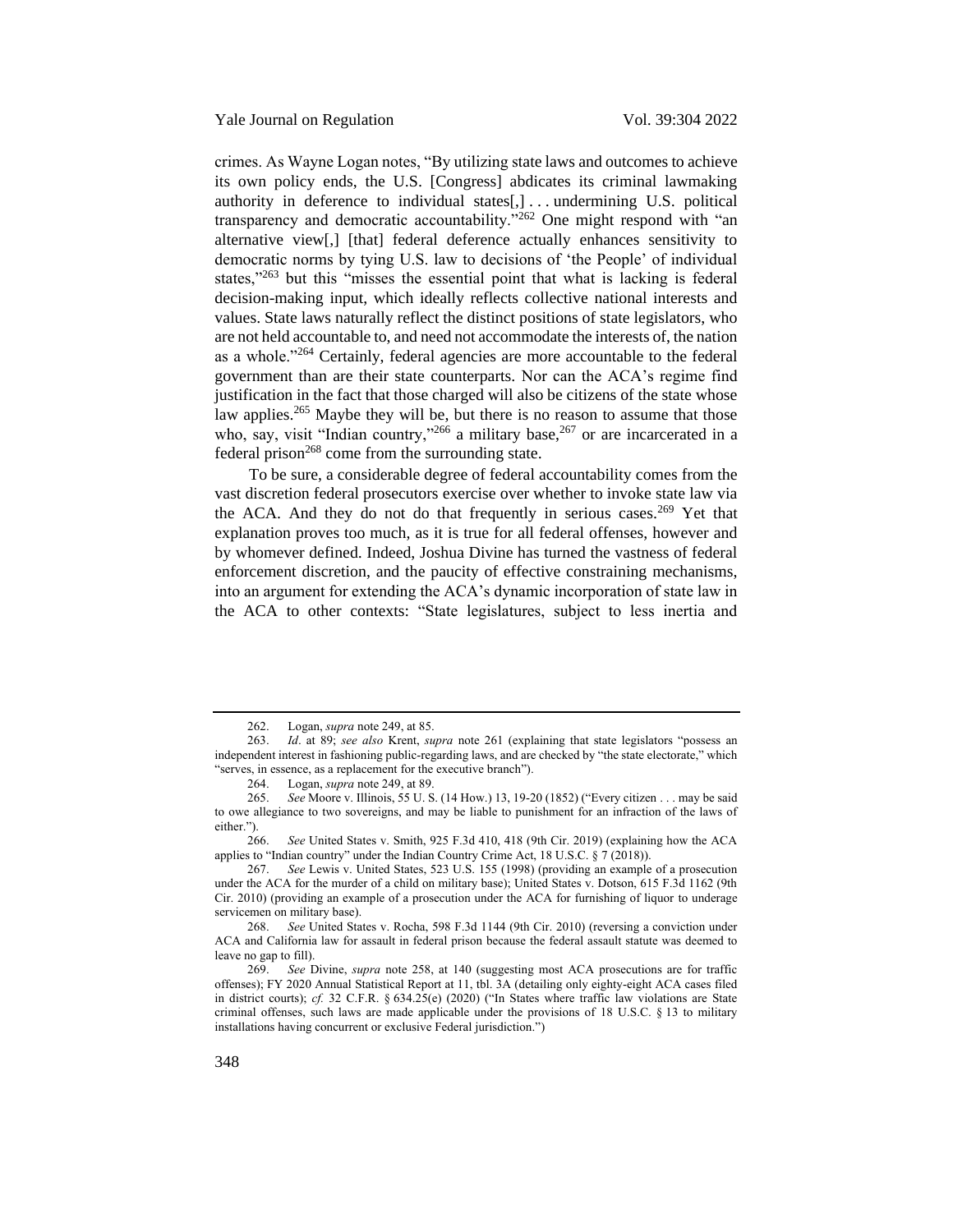crimes. As Wayne Logan notes, "By utilizing state laws and outcomes to achieve its own policy ends, the U.S. [Congress] abdicates its criminal lawmaking authority in deference to individual states[,] . . . undermining U.S. political transparency and democratic accountability."[262] One might respond with "an alternative view[,] [that] federal deference actually enhances sensitivity to democratic norms by tying U.S. law to decisions of 'the People' of individual states,"[263] but this "misses the essential point that what is lacking is federal decision-making input, which ideally reflects collective national interests and values. State laws naturally reflect the distinct positions of state legislators, who are not held accountable to, and need not accommodate the interests of, the nation as a whole."[264] Certainly, federal agencies are more accountable to the federal government than are their state counterparts. Nor can the ACA's regime find justification in the fact that those charged will also be citizens of the state whose law applies.[265] Maybe they will be, but there is no reason to assume that those who, say, visit "Indian country,"[266] a military base,[267] or are incarcerated in a federal prison[268] come from the surrounding state.

To be sure, a considerable degree of federal accountability comes from the vast discretion federal prosecutors exercise over whether to invoke state law via the ACA. And they do not do that frequently in serious cases.[269] Yet that explanation proves too much, as it is true for all federal offenses, however and by whomever defined. Indeed, Joshua Divine has turned the vastness of federal enforcement discretion, and the paucity of effective constraining mechanisms, into an argument for extending the ACA's dynamic incorporation of state law in the ACA to other contexts: "State legislatures, subject to less inertia and

---

262. Logan, *supra* note 249, at 85.

263. *Id*. at 89; *see also* Krent, *supra* note 261 (explaining that state legislators "possess an independent interest in fashioning public-regarding laws, and are checked by "the state electorate," which "serves, in essence, as a replacement for the executive branch").

264. Logan, *supra* note 249, at 89.

265. *See* Moore v. Illinois, 55 U. S. (14 How.) 13, 19-20 (1852) ("Every citizen . . . may be said to owe allegiance to two sovereigns, and may be liable to punishment for an infraction of the laws of either.").

266. *See* United States v. Smith, 925 F.3d 410, 418 (9th Cir. 2019) (explaining how the ACA applies to "Indian country" under the Indian Country Crime Act, 18 U.S.C. § 7 (2018)).

267. *See* Lewis v. United States, 523 U.S. 155 (1998) (providing an example of a prosecution under the ACA for the murder of a child on military base); United States v. Dotson, 615 F.3d 1162 (9th Cir. 2010) (providing an example of a prosecution under the ACA for furnishing of liquor to underage servicemen on military base).

268. *See* United States v. Rocha, 598 F.3d 1144 (9th Cir. 2010) (reversing a conviction under ACA and California law for assault in federal prison because the federal assault statute was deemed to leave no gap to fill).

269. *See* Divine, *supra* note 258, at 140 (suggesting most ACA prosecutions are for traffic offenses); FY 2020 Annual Statistical Report at 11, tbl. 3A (detailing only eighty-eight ACA cases filed in district courts); *cf.* 32 C.F.R. § 634.25(e) (2020) ("In States where traffic law violations are State criminal offenses, such laws are made applicable under the provisions of 18 U.S.C. § 13 to military installations having concurrent or exclusive Federal jurisdiction.")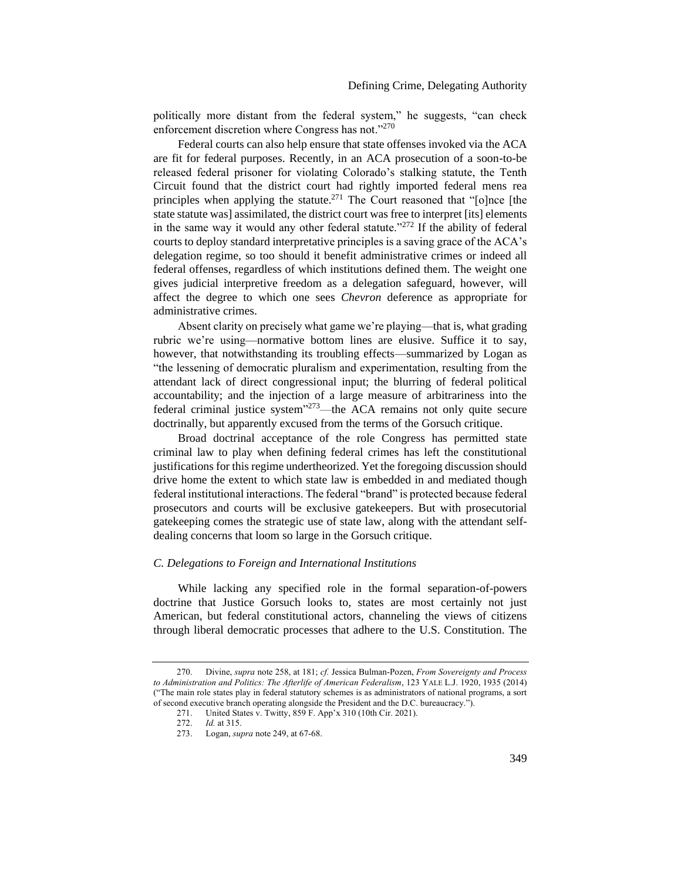politically more distant from the federal system," he suggests, "can check enforcement discretion where Congress has not."[270]

Federal courts can also help ensure that state offenses invoked via the ACA are fit for federal purposes. Recently, in an ACA prosecution of a soon-to-be released federal prisoner for violating Colorado's stalking statute, the Tenth Circuit found that the district court had rightly imported federal mens rea principles when applying the statute.[271] The Court reasoned that "[o]nce [the state statute was] assimilated, the district court was free to interpret [its] elements in the same way it would any other federal statute."[272] If the ability of federal courts to deploy standard interpretative principles is a saving grace of the ACA's delegation regime, so too should it benefit administrative crimes or indeed all federal offenses, regardless of which institutions defined them. The weight one gives judicial interpretive freedom as a delegation safeguard, however, will affect the degree to which one sees *Chevron* deference as appropriate for administrative crimes.

Absent clarity on precisely what game we're playing—that is, what grading rubric we're using—normative bottom lines are elusive. Suffice it to say, however, that notwithstanding its troubling effects—summarized by Logan as "the lessening of democratic pluralism and experimentation, resulting from the attendant lack of direct congressional input; the blurring of federal political accountability; and the injection of a large measure of arbitrariness into the federal criminal justice system"[273]—the ACA remains not only quite secure doctrinally, but apparently excused from the terms of the Gorsuch critique.

Broad doctrinal acceptance of the role Congress has permitted state criminal law to play when defining federal crimes has left the constitutional justifications for this regime undertheorized. Yet the foregoing discussion should drive home the extent to which state law is embedded in and mediated though federal institutional interactions. The federal "brand" is protected because federal prosecutors and courts will be exclusive gatekeepers. But with prosecutorial gatekeeping comes the strategic use of state law, along with the attendant self-dealing concerns that loom so large in the Gorsuch critique.

### *C. Delegations to Foreign and International Institutions*

While lacking any specified role in the formal separation-of-powers doctrine that Justice Gorsuch looks to, states are most certainly not just American, but federal constitutional actors, channeling the views of citizens through liberal democratic processes that adhere to the U.S. Constitution. The

---

270. Divine, *supra* note 258, at 181; *cf.* Jessica Bulman-Pozen, *From Sovereignty and Process to Administration and Politics: The Afterlife of American Federalism*, 123 YALE L.J. 1920, 1935 (2014) ("The main role states play in federal statutory schemes is as administrators of national programs, a sort of second executive branch operating alongside the President and the D.C. bureaucracy.").

271. United States v. Twitty, 859 F. App'x 310 (10th Cir. 2021).

272. *Id.* at 315.

273. Logan, *supra* note 249, at 67-68.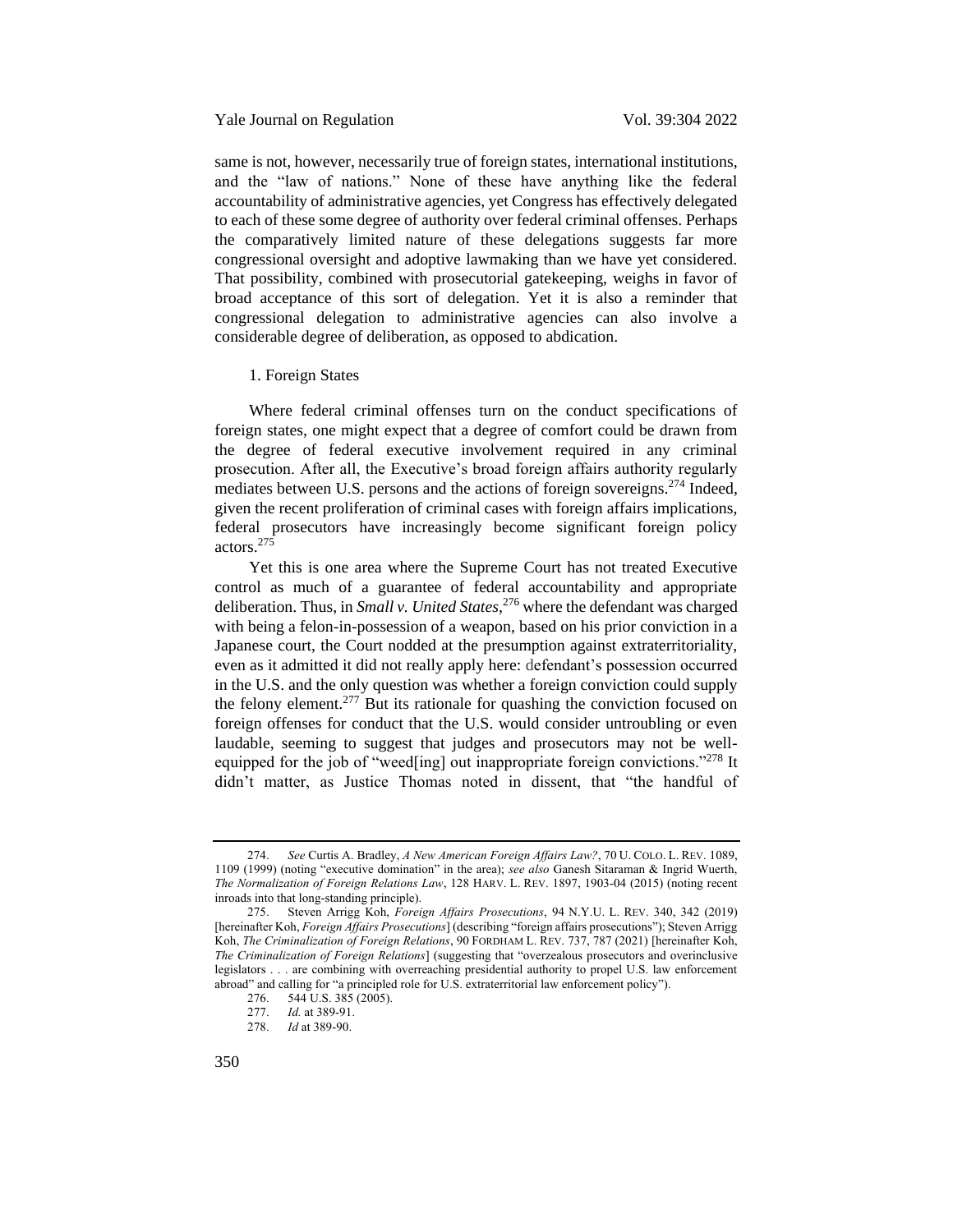same is not, however, necessarily true of foreign states, international institutions, and the "law of nations." None of these have anything like the federal accountability of administrative agencies, yet Congress has effectively delegated to each of these some degree of authority over federal criminal offenses. Perhaps the comparatively limited nature of these delegations suggests far more congressional oversight and adoptive lawmaking than we have yet considered. That possibility, combined with prosecutorial gatekeeping, weighs in favor of broad acceptance of this sort of delegation. Yet it is also a reminder that congressional delegation to administrative agencies can also involve a considerable degree of deliberation, as opposed to abdication.

### 1. Foreign States

Where federal criminal offenses turn on the conduct specifications of foreign states, one might expect that a degree of comfort could be drawn from the degree of federal executive involvement required in any criminal prosecution. After all, the Executive's broad foreign affairs authority regularly mediates between U.S. persons and the actions of foreign sovereigns.[274] Indeed, given the recent proliferation of criminal cases with foreign affairs implications, federal prosecutors have increasingly become significant foreign policy actors.[275]

Yet this is one area where the Supreme Court has not treated Executive control as much of a guarantee of federal accountability and appropriate deliberation. Thus, in *Small v. United States*,[276] where the defendant was charged with being a felon-in-possession of a weapon, based on his prior conviction in a Japanese court, the Court nodded at the presumption against extraterritoriality, even as it admitted it did not really apply here: defendant's possession occurred in the U.S. and the only question was whether a foreign conviction could supply the felony element.[277] But its rationale for quashing the conviction focused on foreign offenses for conduct that the U.S. would consider untroubling or even laudable, seeming to suggest that judges and prosecutors may not be well-equipped for the job of "weed[ing] out inappropriate foreign convictions."[278] It didn't matter, as Justice Thomas noted in dissent, that "the handful of

---

274. *See* Curtis A. Bradley, *A New American Foreign Affairs Law?*, 70 U. COLO. L. REV. 1089, 1109 (1999) (noting "executive domination" in the area); *see also* Ganesh Sitaraman & Ingrid Wuerth, *The Normalization of Foreign Relations Law*, 128 HARV. L. REV. 1897, 1903-04 (2015) (noting recent inroads into that long-standing principle).

275. Steven Arrigg Koh, *Foreign Affairs Prosecutions*, 94 N.Y.U. L. REV. 340, 342 (2019) [hereinafter Koh, *Foreign Affairs Prosecutions*] (describing "foreign affairs prosecutions"); Steven Arrigg Koh, *The Criminalization of Foreign Relations*, 90 FORDHAM L. REV. 737, 787 (2021) [hereinafter Koh, *The Criminalization of Foreign Relations*] (suggesting that "overzealous prosecutors and overinclusive legislators . . . are combining with overreaching presidential authority to propel U.S. law enforcement abroad" and calling for "a principled role for U.S. extraterritorial law enforcement policy").

276. 544 U.S. 385 (2005).

277. *Id.* at 389-91.

278. *Id* at 389-90.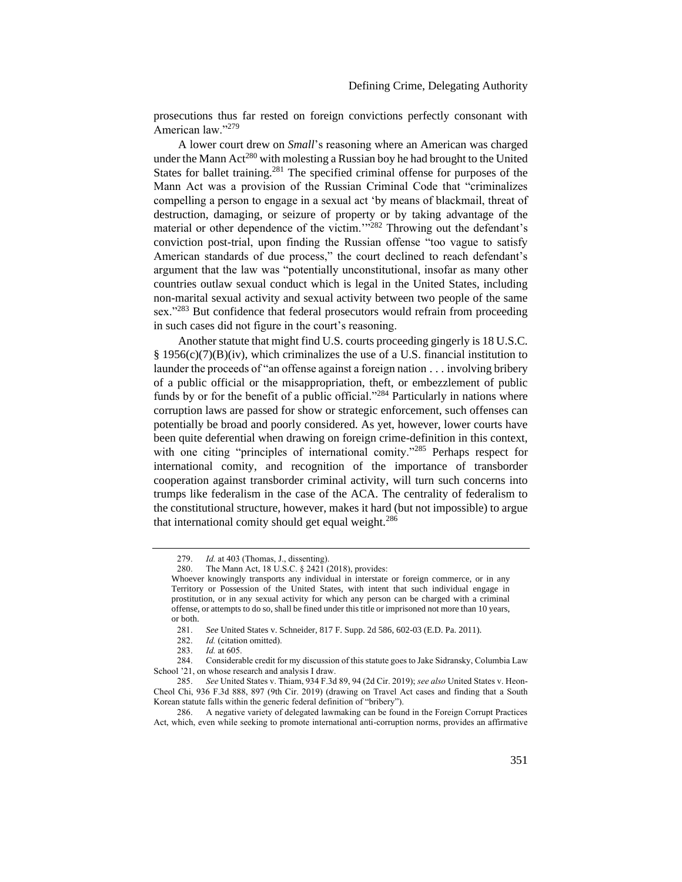prosecutions thus far rested on foreign convictions perfectly consonant with American law."[279]

A lower court drew on *Small*'s reasoning where an American was charged under the Mann Act[280] with molesting a Russian boy he had brought to the United States for ballet training.[281] The specified criminal offense for purposes of the Mann Act was a provision of the Russian Criminal Code that "criminalizes compelling a person to engage in a sexual act 'by means of blackmail, threat of destruction, damaging, or seizure of property or by taking advantage of the material or other dependence of the victim.'"[282] Throwing out the defendant's conviction post-trial, upon finding the Russian offense "too vague to satisfy American standards of due process," the court declined to reach defendant's argument that the law was "potentially unconstitutional, insofar as many other countries outlaw sexual conduct which is legal in the United States, including non-marital sexual activity and sexual activity between two people of the same sex."[283] But confidence that federal prosecutors would refrain from proceeding in such cases did not figure in the court's reasoning.

Another statute that might find U.S. courts proceeding gingerly is 18 U.S.C. § 1956(c)(7)(B)(iv), which criminalizes the use of a U.S. financial institution to launder the proceeds of "an offense against a foreign nation . . . involving bribery of a public official or the misappropriation, theft, or embezzlement of public funds by or for the benefit of a public official."[284] Particularly in nations where corruption laws are passed for show or strategic enforcement, such offenses can potentially be broad and poorly considered. As yet, however, lower courts have been quite deferential when drawing on foreign crime-definition in this context, with one citing "principles of international comity."[285] Perhaps respect for international comity, and recognition of the importance of transborder cooperation against transborder criminal activity, will turn such concerns into trumps like federalism in the case of the ACA. The centrality of federalism to the constitutional structure, however, makes it hard (but not impossible) to argue that international comity should get equal weight.[286]

---

279. *Id.* at 403 (Thomas, J., dissenting).

280. The Mann Act, 18 U.S.C. § 2421 (2018), provides:

> Whoever knowingly transports any individual in interstate or foreign commerce, or in any Territory or Possession of the United States, with intent that such individual engage in prostitution, or in any sexual activity for which any person can be charged with a criminal offense, or attempts to do so, shall be fined under this title or imprisoned not more than 10 years, or both.

281. *See* United States v. Schneider, 817 F. Supp. 2d 586, 602-03 (E.D. Pa. 2011).

282. *Id.* (citation omitted).

283. *Id.* at 605.

284. Considerable credit for my discussion of this statute goes to Jake Sidransky, Columbia Law School '21, on whose research and analysis I draw.

285. *See* United States v. Thiam, 934 F.3d 89, 94 (2d Cir. 2019); *see also* United States v. Heon-Cheol Chi, 936 F.3d 888, 897 (9th Cir. 2019) (drawing on Travel Act cases and finding that a South Korean statute falls within the generic federal definition of "bribery").

286. A negative variety of delegated lawmaking can be found in the Foreign Corrupt Practices Act, which, even while seeking to promote international anti-corruption norms, provides an affirmative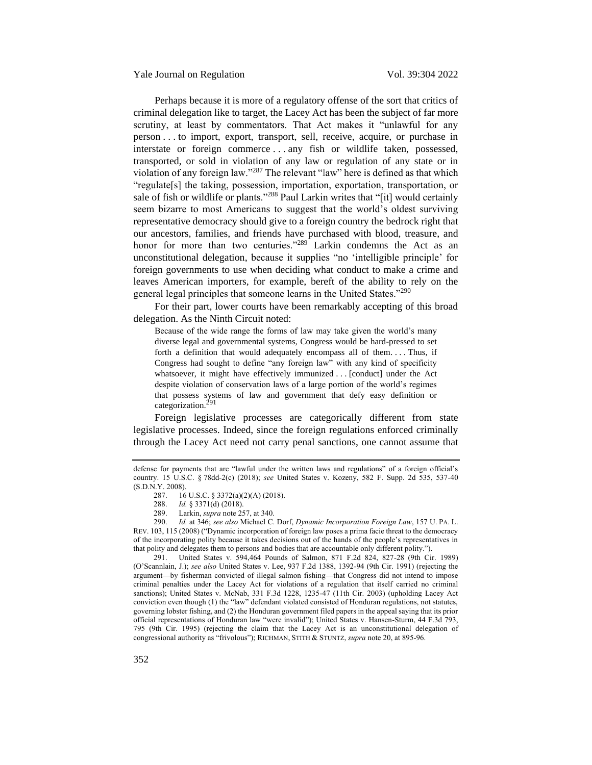Perhaps because it is more of a regulatory offense of the sort that critics of criminal delegation like to target, the Lacey Act has been the subject of far more scrutiny, at least by commentators. That Act makes it "unlawful for any person . . . to import, export, transport, sell, receive, acquire, or purchase in interstate or foreign commerce . . . any fish or wildlife taken, possessed, transported, or sold in violation of any law or regulation of any state or in violation of any foreign law."[287] The relevant "law" here is defined as that which "regulate[s] the taking, possession, importation, exportation, transportation, or sale of fish or wildlife or plants."[288] Paul Larkin writes that "[it] would certainly seem bizarre to most Americans to suggest that the world's oldest surviving representative democracy should give to a foreign country the bedrock right that our ancestors, families, and friends have purchased with blood, treasure, and honor for more than two centuries."[289] Larkin condemns the Act as an unconstitutional delegation, because it supplies "no 'intelligible principle' for foreign governments to use when deciding what conduct to make a crime and leaves American importers, for example, bereft of the ability to rely on the general legal principles that someone learns in the United States."[290]

For their part, lower courts have been remarkably accepting of this broad delegation. As the Ninth Circuit noted:

> Because of the wide range the forms of law may take given the world's many diverse legal and governmental systems, Congress would be hard-pressed to set forth a definition that would adequately encompass all of them. . . . Thus, if Congress had sought to define "any foreign law" with any kind of specificity whatsoever, it might have effectively immunized . . . [conduct] under the Act despite violation of conservation laws of a large portion of the world's regimes that possess systems of law and government that defy easy definition or categorization.[291]

Foreign legislative processes are categorically different from state legislative processes. Indeed, since the foreign regulations enforced criminally through the Lacey Act need not carry penal sanctions, one cannot assume that

---

defense for payments that are "lawful under the written laws and regulations" of a foreign official's country. 15 U.S.C. § 78dd-2(c) (2018); *see* United States v. Kozeny, 582 F. Supp. 2d 535, 537-40 (S.D.N.Y. 2008).

287. 16 U.S.C. § 3372(a)(2)(A) (2018).

288. *Id.* § 3371(d) (2018).

289. Larkin, *supra* note 257, at 340.

290. *Id.* at 346; *see also* Michael C. Dorf, *Dynamic Incorporation Foreign Law*, 157 U. PA. L. REV. 103, 115 (2008) ("Dynamic incorporation of foreign law poses a prima facie threat to the democracy of the incorporating polity because it takes decisions out of the hands of the people's representatives in that polity and delegates them to persons and bodies that are accountable only different polity.").

291. United States v. 594,464 Pounds of Salmon, 871 F.2d 824, 827-28 (9th Cir. 1989) (O'Scannlain, J.); *see also* United States v. Lee, 937 F.2d 1388, 1392-94 (9th Cir. 1991) (rejecting the argument—by fisherman convicted of illegal salmon fishing—that Congress did not intend to impose criminal penalties under the Lacey Act for violations of a regulation that itself carried no criminal sanctions); United States v. McNab, 331 F.3d 1228, 1235-47 (11th Cir. 2003) (upholding Lacey Act conviction even though (1) the "law" defendant violated consisted of Honduran regulations, not statutes, governing lobster fishing, and (2) the Honduran government filed papers in the appeal saying that its prior official representations of Honduran law "were invalid"); United States v. Hansen-Sturm, 44 F.3d 793, 795 (9th Cir. 1995) (rejecting the claim that the Lacey Act is an unconstitutional delegation of congressional authority as "frivolous"); RICHMAN, STITH & STUNTZ, *supra* note 20, at 895-96.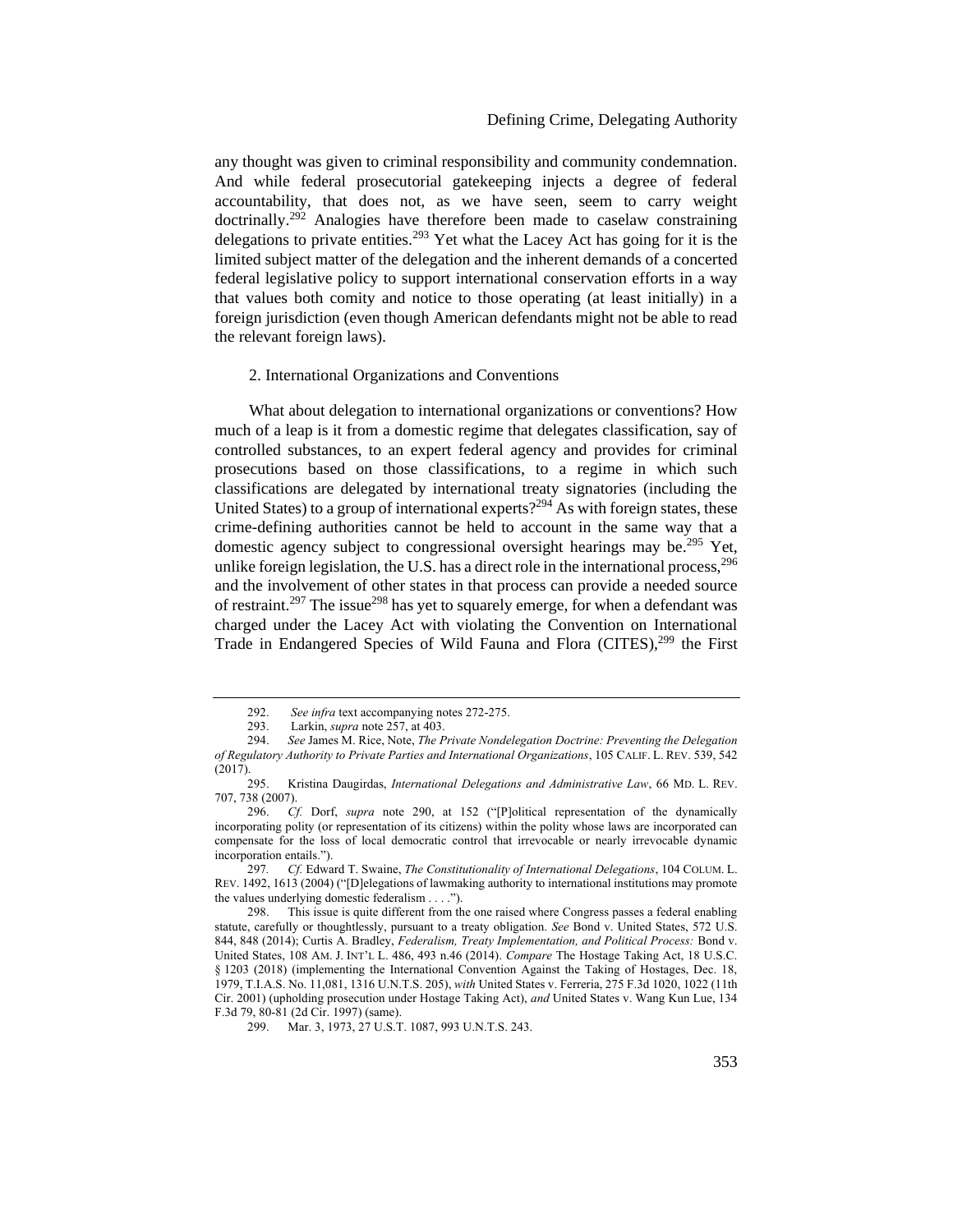any thought was given to criminal responsibility and community condemnation. And while federal prosecutorial gatekeeping injects a degree of federal accountability, that does not, as we have seen, seem to carry weight doctrinally.[292] Analogies have therefore been made to caselaw constraining delegations to private entities.[293] Yet what the Lacey Act has going for it is the limited subject matter of the delegation and the inherent demands of a concerted federal legislative policy to support international conservation efforts in a way that values both comity and notice to those operating (at least initially) in a foreign jurisdiction (even though American defendants might not be able to read the relevant foreign laws).

### 2. International Organizations and Conventions

What about delegation to international organizations or conventions? How much of a leap is it from a domestic regime that delegates classification, say of controlled substances, to an expert federal agency and provides for criminal prosecutions based on those classifications, to a regime in which such classifications are delegated by international treaty signatories (including the United States) to a group of international experts?[294] As with foreign states, these crime-defining authorities cannot be held to account in the same way that a domestic agency subject to congressional oversight hearings may be.[295] Yet, unlike foreign legislation, the U.S. has a direct role in the international process,[296] and the involvement of other states in that process can provide a needed source of restraint.[297] The issue[298] has yet to squarely emerge, for when a defendant was charged under the Lacey Act with violating the Convention on International Trade in Endangered Species of Wild Fauna and Flora (CITES),[299] the First

---

292. *See infra* text accompanying notes 272-275.

293. Larkin, *supra* note 257, at 403.

294. *See* James M. Rice, Note, *The Private Nondelegation Doctrine: Preventing the Delegation of Regulatory Authority to Private Parties and International Organizations*, 105 CALIF. L. REV. 539, 542 (2017).

295. Kristina Daugirdas, *International Delegations and Administrative Law*, 66 MD. L. REV. 707, 738 (2007).

296. *Cf.* Dorf, *supra* note 290, at 152 ("[P]olitical representation of the dynamically incorporating polity (or representation of its citizens) within the polity whose laws are incorporated can compensate for the loss of local democratic control that irrevocable or nearly irrevocable dynamic incorporation entails.").

297. *Cf.* Edward T. Swaine, *The Constitutionality of International Delegations*, 104 COLUM. L. REV. 1492, 1613 (2004) ("[D]elegations of lawmaking authority to international institutions may promote the values underlying domestic federalism . . . .").

298. This issue is quite different from the one raised where Congress passes a federal enabling statute, carefully or thoughtlessly, pursuant to a treaty obligation. *See* Bond v. United States, 572 U.S. 844, 848 (2014); Curtis A. Bradley, *Federalism, Treaty Implementation, and Political Process:* Bond v. United States, 108 AM. J. INT'L L. 486, 493 n.46 (2014). *Compare* The Hostage Taking Act, 18 U.S.C. § 1203 (2018) (implementing the International Convention Against the Taking of Hostages, Dec. 18, 1979, T.I.A.S. No. 11,081, 1316 U.N.T.S. 205), *with* United States v. Ferreria, 275 F.3d 1020, 1022 (11th Cir. 2001) (upholding prosecution under Hostage Taking Act), *and* United States v. Wang Kun Lue, 134 F.3d 79, 80-81 (2d Cir. 1997) (same).

299. Mar. 3, 1973, 27 U.S.T. 1087, 993 U.N.T.S. 243.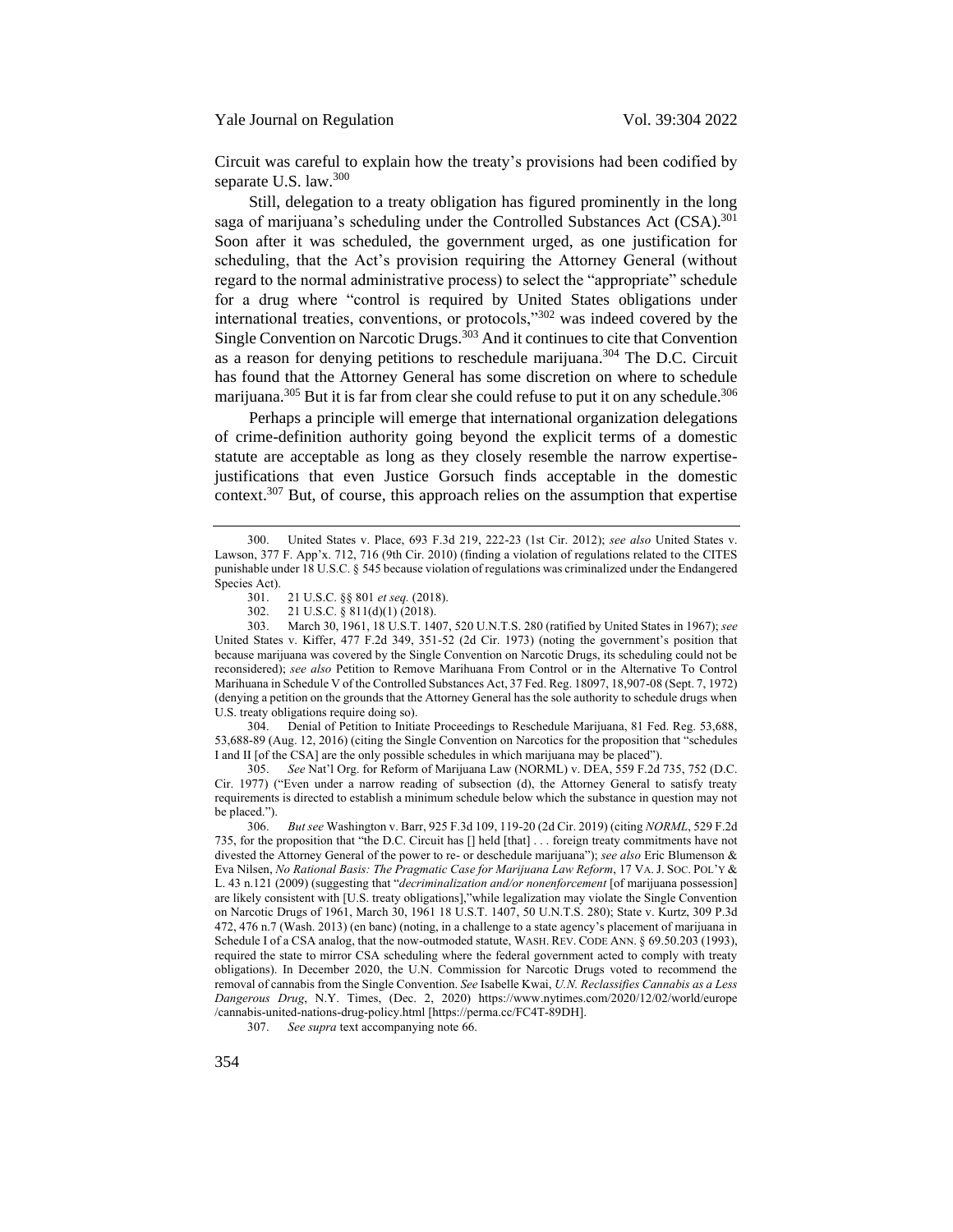Circuit was careful to explain how the treaty's provisions had been codified by separate U.S. law.[300]

Still, delegation to a treaty obligation has figured prominently in the long saga of marijuana's scheduling under the Controlled Substances Act (CSA).[301] Soon after it was scheduled, the government urged, as one justification for scheduling, that the Act's provision requiring the Attorney General (without regard to the normal administrative process) to select the "appropriate" schedule for a drug where "control is required by United States obligations under international treaties, conventions, or protocols,"[302] was indeed covered by the Single Convention on Narcotic Drugs.[303] And it continues to cite that Convention as a reason for denying petitions to reschedule marijuana.[304] The D.C. Circuit has found that the Attorney General has some discretion on where to schedule marijuana.[305] But it is far from clear she could refuse to put it on any schedule.[306]

Perhaps a principle will emerge that international organization delegations of crime-definition authority going beyond the explicit terms of a domestic statute are acceptable as long as they closely resemble the narrow expertise-justifications that even Justice Gorsuch finds acceptable in the domestic context.[307] But, of course, this approach relies on the assumption that expertise

---

300. United States v. Place, 693 F.3d 219, 222-23 (1st Cir. 2012); *see also* United States v. Lawson, 377 F. App'x. 712, 716 (9th Cir. 2010) (finding a violation of regulations related to the CITES punishable under 18 U.S.C. § 545 because violation of regulations was criminalized under the Endangered Species Act).

301. 21 U.S.C. §§ 801 *et seq.* (2018).

302. 21 U.S.C. § 811(d)(1) (2018).

303. March 30, 1961, 18 U.S.T. 1407, 520 U.N.T.S. 280 (ratified by United States in 1967); *see* United States v. Kiffer, 477 F.2d 349, 351-52 (2d Cir. 1973) (noting the government's position that because marijuana was covered by the Single Convention on Narcotic Drugs, its scheduling could not be reconsidered); *see also* Petition to Remove Marihuana From Control or in the Alternative To Control Marihuana in Schedule V of the Controlled Substances Act, 37 Fed. Reg. 18097, 18,907-08 (Sept. 7, 1972) (denying a petition on the grounds that the Attorney General has the sole authority to schedule drugs when U.S. treaty obligations require doing so).

304. Denial of Petition to Initiate Proceedings to Reschedule Marijuana, 81 Fed. Reg. 53,688, 53,688-89 (Aug. 12, 2016) (citing the Single Convention on Narcotics for the proposition that "schedules I and II [of the CSA] are the only possible schedules in which marijuana may be placed").

305. *See* Nat'l Org. for Reform of Marijuana Law (NORML) v. DEA, 559 F.2d 735, 752 (D.C. Cir. 1977) ("Even under a narrow reading of subsection (d), the Attorney General to satisfy treaty requirements is directed to establish a minimum schedule below which the substance in question may not be placed.").

306. *But see* Washington v. Barr, 925 F.3d 109, 119-20 (2d Cir. 2019) (citing *NORML*, 529 F.2d 735, for the proposition that "the D.C. Circuit has [] held [that] . . . foreign treaty commitments have not divested the Attorney General of the power to re- or deschedule marijuana"); *see also* Eric Blumenson & Eva Nilsen, *No Rational Basis: The Pragmatic Case for Marijuana Law Reform*, 17 VA. J. SOC. POL'Y & L. 43 n.121 (2009) (suggesting that "*decriminalization and/or nonenforcement* [of marijuana possession] are likely consistent with [U.S. treaty obligations],"while legalization may violate the Single Convention on Narcotic Drugs of 1961, March 30, 1961 18 U.S.T. 1407, 50 U.N.T.S. 280); State v. Kurtz, 309 P.3d 472, 476 n.7 (Wash. 2013) (en banc) (noting, in a challenge to a state agency's placement of marijuana in Schedule I of a CSA analog, that the now-outmoded statute, WASH. REV. CODE ANN. § 69.50.203 (1993), required the state to mirror CSA scheduling where the federal government acted to comply with treaty obligations). In December 2020, the U.N. Commission for Narcotic Drugs voted to recommend the removal of cannabis from the Single Convention. *See* Isabelle Kwai, *U.N. Reclassifies Cannabis as a Less Dangerous Drug*, N.Y. Times, (Dec. 2, 2020) https://www.nytimes.com/2020/12/02/world/europe /cannabis-united-nations-drug-policy.html [https://perma.cc/FC4T-89DH].

307. *See supra* text accompanying note 66.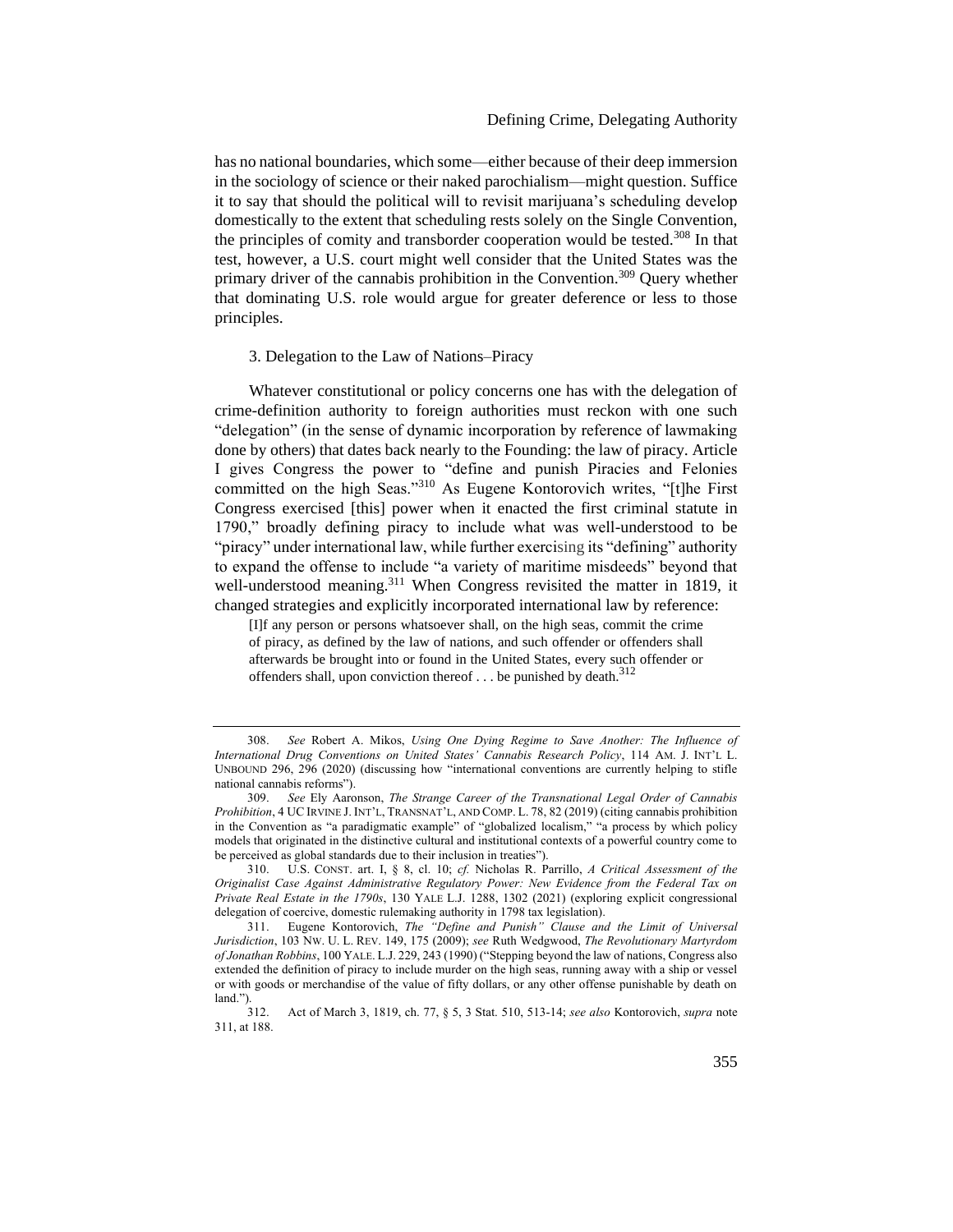has no national boundaries, which some—either because of their deep immersion in the sociology of science or their naked parochialism—might question. Suffice it to say that should the political will to revisit marijuana's scheduling develop domestically to the extent that scheduling rests solely on the Single Convention, the principles of comity and transborder cooperation would be tested.[308] In that test, however, a U.S. court might well consider that the United States was the primary driver of the cannabis prohibition in the Convention.[309] Query whether that dominating U.S. role would argue for greater deference or less to those principles.

### 3. Delegation to the Law of Nations–Piracy

Whatever constitutional or policy concerns one has with the delegation of crime-definition authority to foreign authorities must reckon with one such "delegation" (in the sense of dynamic incorporation by reference of lawmaking done by others) that dates back nearly to the Founding: the law of piracy. Article I gives Congress the power to "define and punish Piracies and Felonies committed on the high Seas."[310] As Eugene Kontorovich writes, "[t]he First Congress exercised [this] power when it enacted the first criminal statute in 1790," broadly defining piracy to include what was well-understood to be "piracy" under international law, while further exercising its "defining" authority to expand the offense to include "a variety of maritime misdeeds" beyond that well-understood meaning.[311] When Congress revisited the matter in 1819, it changed strategies and explicitly incorporated international law by reference:

> [I]f any person or persons whatsoever shall, on the high seas, commit the crime of piracy, as defined by the law of nations, and such offender or offenders shall afterwards be brought into or found in the United States, every such offender or offenders shall, upon conviction thereof . . . be punished by death.[312]

---

308. *See* Robert A. Mikos, *Using One Dying Regime to Save Another: The Influence of International Drug Conventions on United States' Cannabis Research Policy*, 114 AM. J. INT'L L. UNBOUND 296, 296 (2020) (discussing how "international conventions are currently helping to stifle national cannabis reforms").

309. *See* Ely Aaronson, *The Strange Career of the Transnational Legal Order of Cannabis Prohibition*, 4 UC IRVINE J. INT'L, TRANSNAT'L, AND COMP. L. 78, 82 (2019) (citing cannabis prohibition in the Convention as "a paradigmatic example" of "globalized localism," "a process by which policy models that originated in the distinctive cultural and institutional contexts of a powerful country come to be perceived as global standards due to their inclusion in treaties").

310. U.S. CONST. art. I, § 8, cl. 10; *cf.* Nicholas R. Parrillo, *A Critical Assessment of the Originalist Case Against Administrative Regulatory Power: New Evidence from the Federal Tax on Private Real Estate in the 1790s*, 130 YALE L.J. 1288, 1302 (2021) (exploring explicit congressional delegation of coercive, domestic rulemaking authority in 1798 tax legislation).

311. Eugene Kontorovich, *The "Define and Punish" Clause and the Limit of Universal Jurisdiction*, 103 NW. U. L. REV. 149, 175 (2009); *see* Ruth Wedgwood, *The Revolutionary Martyrdom of Jonathan Robbins*, 100 YALE. L.J. 229, 243 (1990) ("Stepping beyond the law of nations, Congress also extended the definition of piracy to include murder on the high seas, running away with a ship or vessel or with goods or merchandise of the value of fifty dollars, or any other offense punishable by death on land.").

312. Act of March 3, 1819, ch. 77, § 5, 3 Stat. 510, 513-14; *see also* Kontorovich, *supra* note 311, at 188.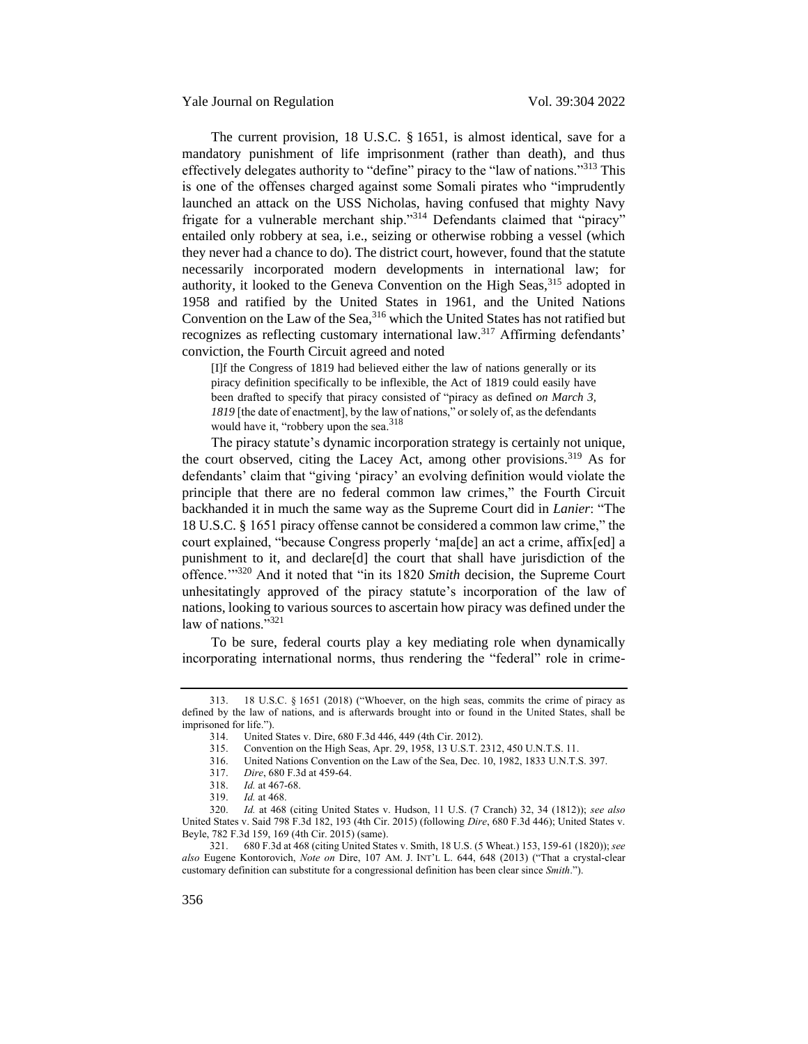The current provision, 18 U.S.C. § 1651, is almost identical, save for a mandatory punishment of life imprisonment (rather than death), and thus effectively delegates authority to "define" piracy to the "law of nations."[313] This is one of the offenses charged against some Somali pirates who "imprudently launched an attack on the USS Nicholas, having confused that mighty Navy frigate for a vulnerable merchant ship."[314] Defendants claimed that "piracy" entailed only robbery at sea, i.e., seizing or otherwise robbing a vessel (which they never had a chance to do). The district court, however, found that the statute necessarily incorporated modern developments in international law; for authority, it looked to the Geneva Convention on the High Seas,[315] adopted in 1958 and ratified by the United States in 1961, and the United Nations Convention on the Law of the Sea,[316] which the United States has not ratified but recognizes as reflecting customary international law.[317] Affirming defendants' conviction, the Fourth Circuit agreed and noted

> [I]f the Congress of 1819 had believed either the law of nations generally or its piracy definition specifically to be inflexible, the Act of 1819 could easily have been drafted to specify that piracy consisted of "piracy as defined *on March 3, 1819* [the date of enactment], by the law of nations," or solely of, as the defendants would have it, "robbery upon the sea.[318]

The piracy statute's dynamic incorporation strategy is certainly not unique, the court observed, citing the Lacey Act, among other provisions.[319] As for defendants' claim that "giving 'piracy' an evolving definition would violate the principle that there are no federal common law crimes," the Fourth Circuit backhanded it in much the same way as the Supreme Court did in *Lanier*: "The 18 U.S.C. § 1651 piracy offense cannot be considered a common law crime," the court explained, "because Congress properly 'ma[de] an act a crime, affix[ed] a punishment to it, and declare[d] the court that shall have jurisdiction of the offence.'"[320] And it noted that "in its 1820 *Smith* decision, the Supreme Court unhesitatingly approved of the piracy statute's incorporation of the law of nations, looking to various sources to ascertain how piracy was defined under the law of nations."[321]

To be sure, federal courts play a key mediating role when dynamically incorporating international norms, thus rendering the "federal" role in crime-

---

313. 18 U.S.C. § 1651 (2018) ("Whoever, on the high seas, commits the crime of piracy as defined by the law of nations, and is afterwards brought into or found in the United States, shall be imprisoned for life.").

314. United States v. Dire, 680 F.3d 446, 449 (4th Cir. 2012).

315. Convention on the High Seas, Apr. 29, 1958, 13 U.S.T. 2312, 450 U.N.T.S. 11.

316. United Nations Convention on the Law of the Sea, Dec. 10, 1982, 1833 U.N.T.S. 397.

317. *Dire*, 680 F.3d at 459-64.

318. *Id.* at 467-68.

319. *Id.* at 468.

320. *Id.* at 468 (citing United States v. Hudson, 11 U.S. (7 Cranch) 32, 34 (1812)); *see also* United States v. Said 798 F.3d 182, 193 (4th Cir. 2015) (following *Dire*, 680 F.3d 446); United States v. Beyle, 782 F.3d 159, 169 (4th Cir. 2015) (same).

321. 680 F.3d at 468 (citing United States v. Smith, 18 U.S. (5 Wheat.) 153, 159-61 (1820)); *see also* Eugene Kontorovich, *Note on* Dire, 107 AM. J. INT'L L. 644, 648 (2013) ("That a crystal-clear customary definition can substitute for a congressional definition has been clear since *Smith*.").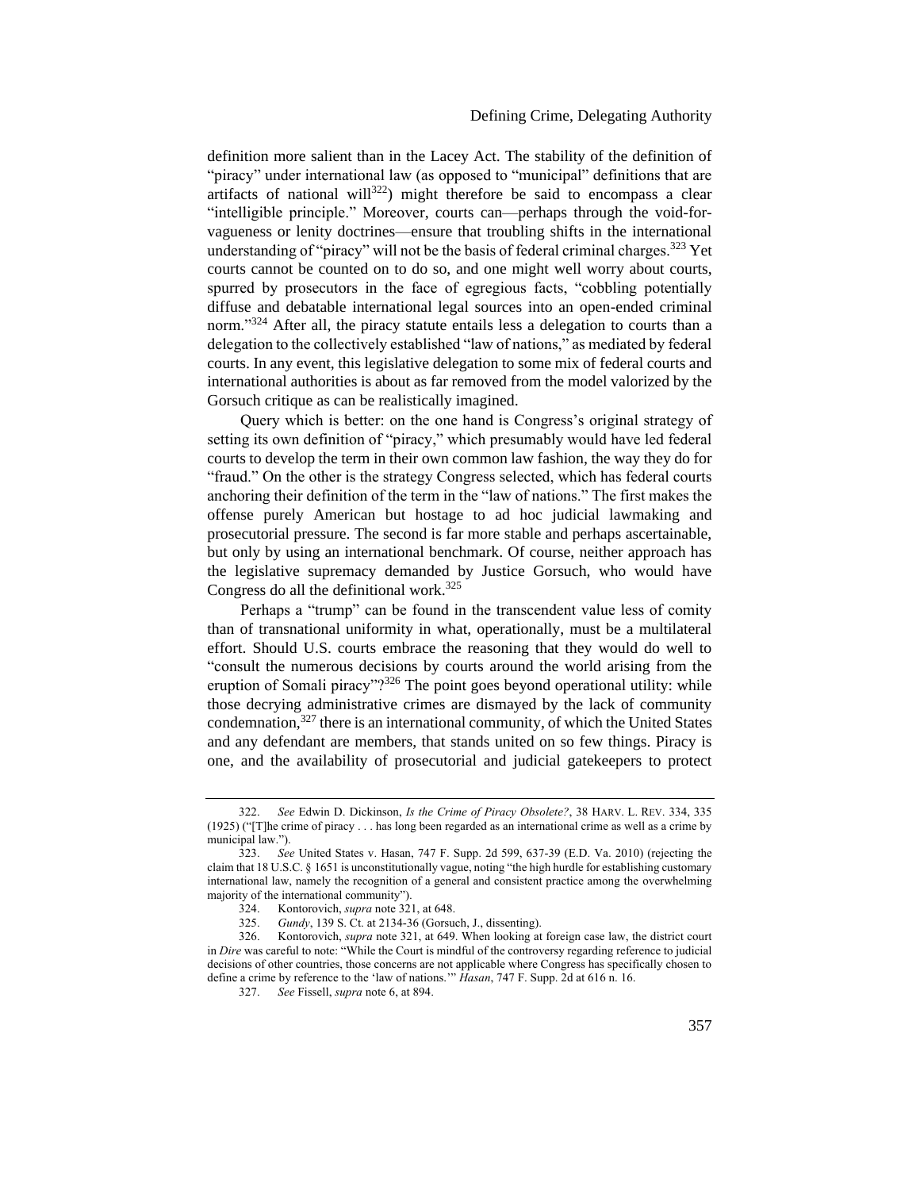definition more salient than in the Lacey Act. The stability of the definition of "piracy" under international law (as opposed to "municipal" definitions that are artifacts of national will[322]) might therefore be said to encompass a clear "intelligible principle." Moreover, courts can—perhaps through the void-for-vagueness or lenity doctrines—ensure that troubling shifts in the international understanding of "piracy" will not be the basis of federal criminal charges.[323] Yet courts cannot be counted on to do so, and one might well worry about courts, spurred by prosecutors in the face of egregious facts, "cobbling potentially diffuse and debatable international legal sources into an open-ended criminal norm."[324] After all, the piracy statute entails less a delegation to courts than a delegation to the collectively established "law of nations," as mediated by federal courts. In any event, this legislative delegation to some mix of federal courts and international authorities is about as far removed from the model valorized by the Gorsuch critique as can be realistically imagined.

Query which is better: on the one hand is Congress's original strategy of setting its own definition of "piracy," which presumably would have led federal courts to develop the term in their own common law fashion, the way they do for "fraud." On the other is the strategy Congress selected, which has federal courts anchoring their definition of the term in the "law of nations." The first makes the offense purely American but hostage to ad hoc judicial lawmaking and prosecutorial pressure. The second is far more stable and perhaps ascertainable, but only by using an international benchmark. Of course, neither approach has the legislative supremacy demanded by Justice Gorsuch, who would have Congress do all the definitional work.[325]

Perhaps a "trump" can be found in the transcendent value less of comity than of transnational uniformity in what, operationally, must be a multilateral effort. Should U.S. courts embrace the reasoning that they would do well to "consult the numerous decisions by courts around the world arising from the eruption of Somali piracy"?[326] The point goes beyond operational utility: while those decrying administrative crimes are dismayed by the lack of community condemnation,[327] there is an international community, of which the United States and any defendant are members, that stands united on so few things. Piracy is one, and the availability of prosecutorial and judicial gatekeepers to protect

---

322. *See* Edwin D. Dickinson, *Is the Crime of Piracy Obsolete?*, 38 HARV. L. REV. 334, 335 (1925) ("[T]he crime of piracy . . . has long been regarded as an international crime as well as a crime by municipal law.").

323. *See* United States v. Hasan, 747 F. Supp. 2d 599, 637-39 (E.D. Va. 2010) (rejecting the claim that 18 U.S.C. § 1651 is unconstitutionally vague, noting "the high hurdle for establishing customary international law, namely the recognition of a general and consistent practice among the overwhelming majority of the international community").

324. Kontorovich, *supra* note 321, at 648.

325. *Gundy*, 139 S. Ct. at 2134-36 (Gorsuch, J., dissenting).

326. Kontorovich, *supra* note 321, at 649. When looking at foreign case law, the district court in *Dire* was careful to note: "While the Court is mindful of the controversy regarding reference to judicial decisions of other countries, those concerns are not applicable where Congress has specifically chosen to define a crime by reference to the 'law of nations.'" *Hasan*, 747 F. Supp. 2d at 616 n. 16.

327. *See* Fissell, *supra* note 6, at 894.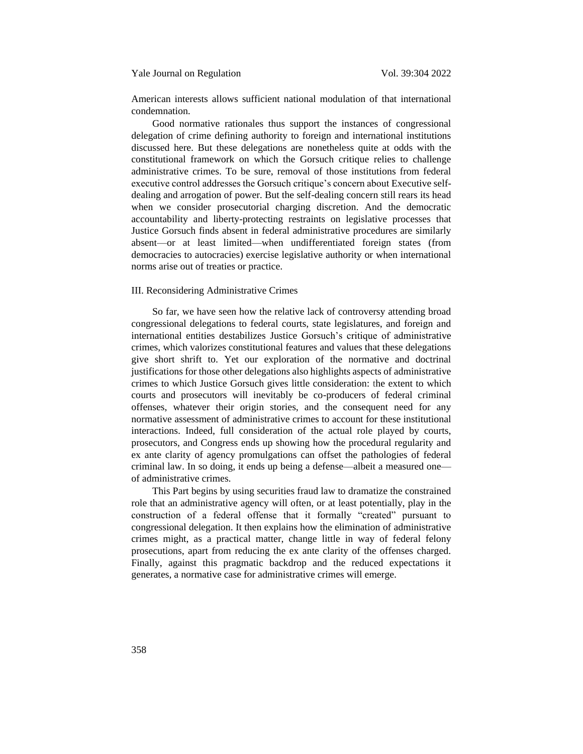American interests allows sufficient national modulation of that international condemnation.

Good normative rationales thus support the instances of congressional delegation of crime defining authority to foreign and international institutions discussed here. But these delegations are nonetheless quite at odds with the constitutional framework on which the Gorsuch critique relies to challenge administrative crimes. To be sure, removal of those institutions from federal executive control addresses the Gorsuch critique's concern about Executive self-dealing and arrogation of power. But the self-dealing concern still rears its head when we consider prosecutorial charging discretion. And the democratic accountability and liberty-protecting restraints on legislative processes that Justice Gorsuch finds absent in federal administrative procedures are similarly absent—or at least limited—when undifferentiated foreign states (from democracies to autocracies) exercise legislative authority or when international norms arise out of treaties or practice.

## III. Reconsidering Administrative Crimes

So far, we have seen how the relative lack of controversy attending broad congressional delegations to federal courts, state legislatures, and foreign and international entities destabilizes Justice Gorsuch's critique of administrative crimes, which valorizes constitutional features and values that these delegations give short shrift to. Yet our exploration of the normative and doctrinal justifications for those other delegations also highlights aspects of administrative crimes to which Justice Gorsuch gives little consideration: the extent to which courts and prosecutors will inevitably be co-producers of federal criminal offenses, whatever their origin stories, and the consequent need for any normative assessment of administrative crimes to account for these institutional interactions. Indeed, full consideration of the actual role played by courts, prosecutors, and Congress ends up showing how the procedural regularity and ex ante clarity of agency promulgations can offset the pathologies of federal criminal law. In so doing, it ends up being a defense—albeit a measured one—of administrative crimes.

This Part begins by using securities fraud law to dramatize the constrained role that an administrative agency will often, or at least potentially, play in the construction of a federal offense that it formally "created" pursuant to congressional delegation. It then explains how the elimination of administrative crimes might, as a practical matter, change little in way of federal felony prosecutions, apart from reducing the ex ante clarity of the offenses charged. Finally, against this pragmatic backdrop and the reduced expectations it generates, a normative case for administrative crimes will emerge.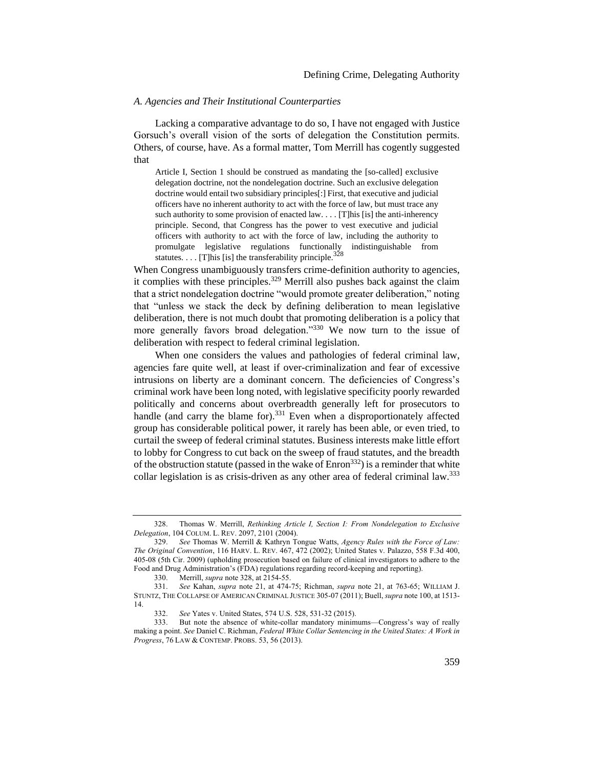### *A. Agencies and Their Institutional Counterparties*

Lacking a comparative advantage to do so, I have not engaged with Justice Gorsuch's overall vision of the sorts of delegation the Constitution permits. Others, of course, have. As a formal matter, Tom Merrill has cogently suggested that

> Article I, Section 1 should be construed as mandating the [so-called] exclusive delegation doctrine, not the nondelegation doctrine. Such an exclusive delegation doctrine would entail two subsidiary principles[:] First, that executive and judicial officers have no inherent authority to act with the force of law, but must trace any such authority to some provision of enacted law. . . . [T]his [is] the anti-inherency principle. Second, that Congress has the power to vest executive and judicial officers with authority to act with the force of law, including the authority to promulgate legislative regulations functionally indistinguishable from statutes. . . . [T]his [is] the transferability principle.[328]

When Congress unambiguously transfers crime-definition authority to agencies, it complies with these principles.[329] Merrill also pushes back against the claim that a strict nondelegation doctrine "would promote greater deliberation," noting that "unless we stack the deck by defining deliberation to mean legislative deliberation, there is not much doubt that promoting deliberation is a policy that more generally favors broad delegation."[330] We now turn to the issue of deliberation with respect to federal criminal legislation.

When one considers the values and pathologies of federal criminal law, agencies fare quite well, at least if over-criminalization and fear of excessive intrusions on liberty are a dominant concern. The deficiencies of Congress's criminal work have been long noted, with legislative specificity poorly rewarded politically and concerns about overbreadth generally left for prosecutors to handle (and carry the blame for).[331] Even when a disproportionately affected group has considerable political power, it rarely has been able, or even tried, to curtail the sweep of federal criminal statutes. Business interests make little effort to lobby for Congress to cut back on the sweep of fraud statutes, and the breadth of the obstruction statute (passed in the wake of Enron[332]) is a reminder that white collar legislation is as crisis-driven as any other area of federal criminal law.[333]

---

328. Thomas W. Merrill, *Rethinking Article I, Section I: From Nondelegation to Exclusive Delegation*, 104 COLUM. L. REV. 2097, 2101 (2004).

329. *See* Thomas W. Merrill & Kathryn Tongue Watts, *Agency Rules with the Force of Law: The Original Convention*, 116 HARV. L. REV. 467, 472 (2002); United States v. Palazzo, 558 F.3d 400, 405-08 (5th Cir. 2009) (upholding prosecution based on failure of clinical investigators to adhere to the Food and Drug Administration's (FDA) regulations regarding record-keeping and reporting).

330. Merrill, *supra* note 328, at 2154-55.

331. *See* Kahan, *supra* note 21, at 474-75; Richman, *supra* note 21, at 763-65; WILLIAM J. STUNTZ, THE COLLAPSE OF AMERICAN CRIMINAL JUSTICE 305-07 (2011); Buell, *supra* note 100, at 1513-14.

332. *See* Yates v. United States, 574 U.S. 528, 531-32 (2015).

333. But note the absence of white-collar mandatory minimums—Congress's way of really making a point. *See* Daniel C. Richman, *Federal White Collar Sentencing in the United States: A Work in Progress*, 76 LAW & CONTEMP. PROBS. 53, 56 (2013).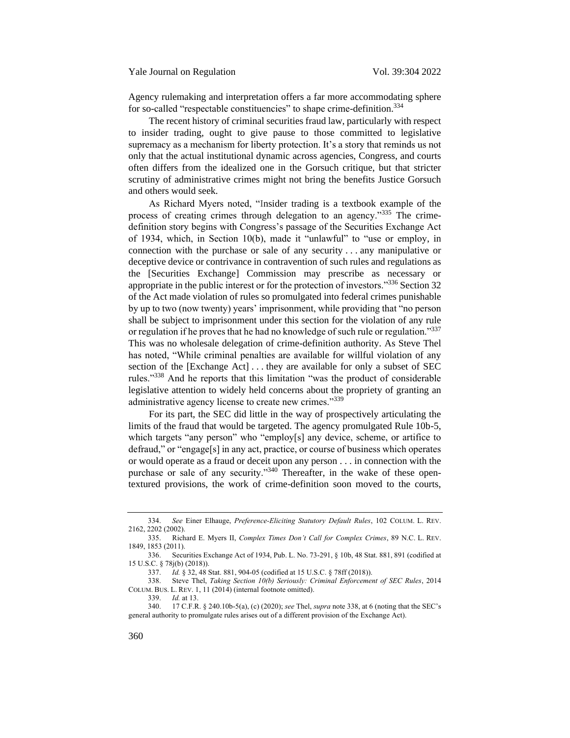Agency rulemaking and interpretation offers a far more accommodating sphere for so-called "respectable constituencies" to shape crime-definition.[334]

The recent history of criminal securities fraud law, particularly with respect to insider trading, ought to give pause to those committed to legislative supremacy as a mechanism for liberty protection. It's a story that reminds us not only that the actual institutional dynamic across agencies, Congress, and courts often differs from the idealized one in the Gorsuch critique, but that stricter scrutiny of administrative crimes might not bring the benefits Justice Gorsuch and others would seek.

As Richard Myers noted, "Insider trading is a textbook example of the process of creating crimes through delegation to an agency."[335] The crime-definition story begins with Congress's passage of the Securities Exchange Act of 1934, which, in Section 10(b), made it "unlawful" to "use or employ, in connection with the purchase or sale of any security . . . any manipulative or deceptive device or contrivance in contravention of such rules and regulations as the [Securities Exchange] Commission may prescribe as necessary or appropriate in the public interest or for the protection of investors."[336] Section 32 of the Act made violation of rules so promulgated into federal crimes punishable by up to two (now twenty) years' imprisonment, while providing that "no person shall be subject to imprisonment under this section for the violation of any rule or regulation if he proves that he had no knowledge of such rule or regulation."[337] This was no wholesale delegation of crime-definition authority. As Steve Thel has noted, "While criminal penalties are available for willful violation of any section of the [Exchange Act] . . . they are available for only a subset of SEC rules."[338] And he reports that this limitation "was the product of considerable legislative attention to widely held concerns about the propriety of granting an administrative agency license to create new crimes."[339]

For its part, the SEC did little in the way of prospectively articulating the limits of the fraud that would be targeted. The agency promulgated Rule 10b-5, which targets "any person" who "employ[s] any device, scheme, or artifice to defraud," or "engage[s] in any act, practice, or course of business which operates or would operate as a fraud or deceit upon any person . . . in connection with the purchase or sale of any security."[340] Thereafter, in the wake of these open-textured provisions, the work of crime-definition soon moved to the courts,

---

334. *See* Einer Elhauge, *Preference-Eliciting Statutory Default Rules*, 102 COLUM. L. REV. 2162, 2202 (2002).

335. Richard E. Myers II, *Complex Times Don't Call for Complex Crimes*, 89 N.C. L. REV. 1849, 1853 (2011).

336. Securities Exchange Act of 1934, Pub. L. No. 73-291, § 10b, 48 Stat. 881, 891 (codified at 15 U.S.C. § 78j(b) (2018)).

337. *Id.* § 32, 48 Stat. 881, 904-05 (codified at 15 U.S.C. § 78ff (2018)).

338. Steve Thel, *Taking Section 10(b) Seriously: Criminal Enforcement of SEC Rules*, 2014 COLUM. BUS. L. REV. 1, 11 (2014) (internal footnote omitted).

339. *Id.* at 13.

340. 17 C.F.R. § 240.10b-5(a), (c) (2020); *see* Thel, *supra* note 338, at 6 (noting that the SEC's general authority to promulgate rules arises out of a different provision of the Exchange Act).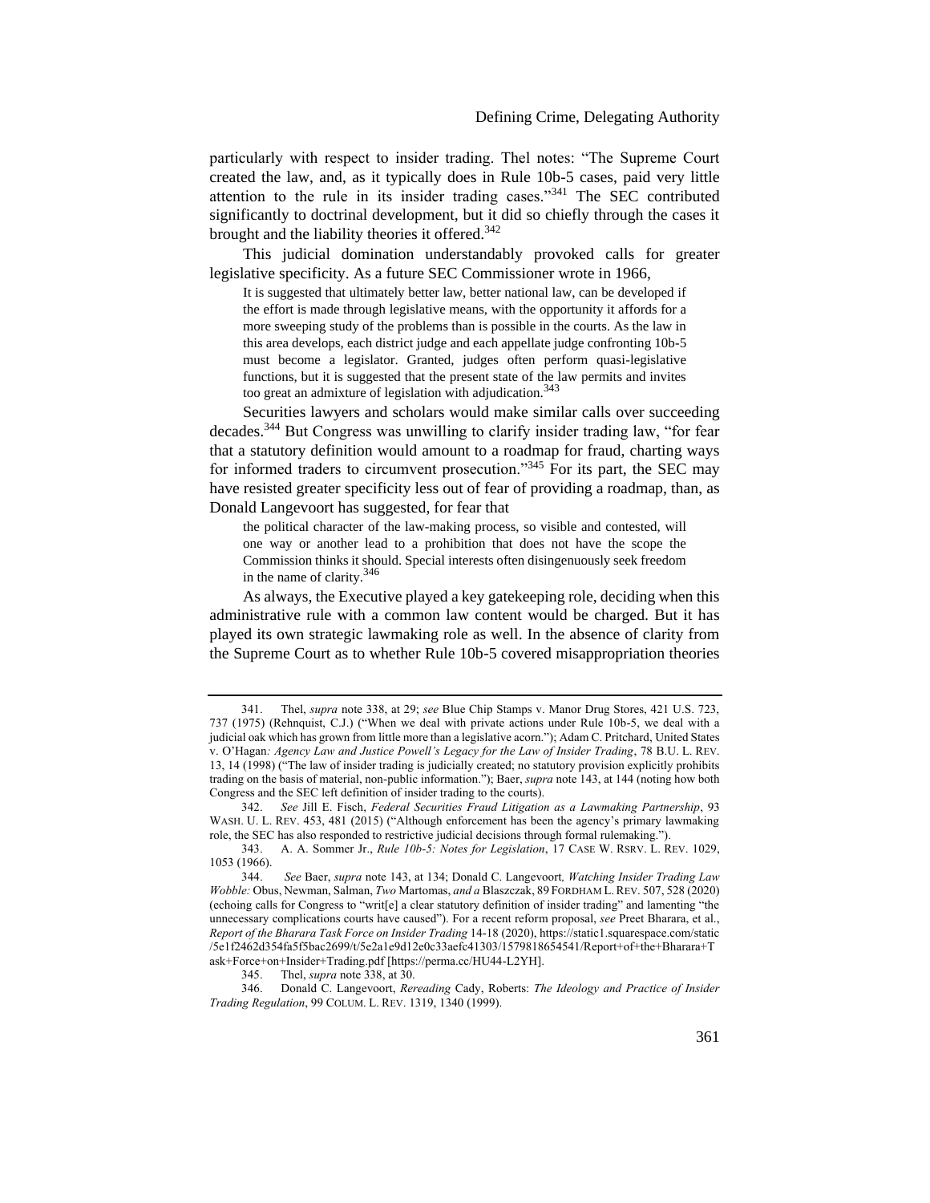particularly with respect to insider trading. Thel notes: "The Supreme Court created the law, and, as it typically does in Rule 10b-5 cases, paid very little attention to the rule in its insider trading cases."[341] The SEC contributed significantly to doctrinal development, but it did so chiefly through the cases it brought and the liability theories it offered.[342]

This judicial domination understandably provoked calls for greater legislative specificity. As a future SEC Commissioner wrote in 1966,

> It is suggested that ultimately better law, better national law, can be developed if the effort is made through legislative means, with the opportunity it affords for a more sweeping study of the problems than is possible in the courts. As the law in this area develops, each district judge and each appellate judge confronting 10b-5 must become a legislator. Granted, judges often perform quasi-legislative functions, but it is suggested that the present state of the law permits and invites too great an admixture of legislation with adjudication.[343]

Securities lawyers and scholars would make similar calls over succeeding decades.[344] But Congress was unwilling to clarify insider trading law, "for fear that a statutory definition would amount to a roadmap for fraud, charting ways for informed traders to circumvent prosecution."[345] For its part, the SEC may have resisted greater specificity less out of fear of providing a roadmap, than, as Donald Langevoort has suggested, for fear that

> the political character of the law-making process, so visible and contested, will one way or another lead to a prohibition that does not have the scope the Commission thinks it should. Special interests often disingenuously seek freedom in the name of clarity.[346]

As always, the Executive played a key gatekeeping role, deciding when this administrative rule with a common law content would be charged. But it has played its own strategic lawmaking role as well. In the absence of clarity from the Supreme Court as to whether Rule 10b-5 covered misappropriation theories

---

341. Thel, *supra* note 338, at 29; *see* Blue Chip Stamps v. Manor Drug Stores, 421 U.S. 723, 737 (1975) (Rehnquist, C.J.) ("When we deal with private actions under Rule 10b-5, we deal with a judicial oak which has grown from little more than a legislative acorn."); Adam C. Pritchard, United States v. O'Hagan*: Agency Law and Justice Powell's Legacy for the Law of Insider Trading*, 78 B.U. L. REV. 13, 14 (1998) ("The law of insider trading is judicially created; no statutory provision explicitly prohibits trading on the basis of material, non-public information."); Baer, *supra* note 143, at 144 (noting how both Congress and the SEC left definition of insider trading to the courts).

342. *See* Jill E. Fisch, *Federal Securities Fraud Litigation as a Lawmaking Partnership*, 93 WASH. U. L. REV. 453, 481 (2015) ("Although enforcement has been the agency's primary lawmaking role, the SEC has also responded to restrictive judicial decisions through formal rulemaking.").

343. A. A. Sommer Jr., *Rule 10b-5: Notes for Legislation*, 17 CASE W. RSRV. L. REV. 1029, 1053 (1966).

344. *See* Baer, *supra* note 143, at 134; Donald C. Langevoort*, Watching Insider Trading Law Wobble:* Obus, Newman, Salman, *Two* Martomas, *and a* Blaszczak, 89 FORDHAM L. REV. 507, 528 (2020) (echoing calls for Congress to "writ[e] a clear statutory definition of insider trading" and lamenting "the unnecessary complications courts have caused"). For a recent reform proposal, *see* Preet Bharara, et al., *Report of the Bharara Task Force on Insider Trading* 14-18 (2020), https://static1.squarespace.com/static/5e1f2462d354fa5f5bac2699/t/5e2a1e9d12e0c33aefc41303/1579818654541/Report+of+the+Bharara+Task+Force+on+Insider+Trading.pdf [https://perma.cc/HU44-L2YH].

345. Thel, *supra* note 338, at 30.

346. Donald C. Langevoort, *Rereading* Cady, Roberts: *The Ideology and Practice of Insider Trading Regulation*, 99 COLUM. L. REV. 1319, 1340 (1999).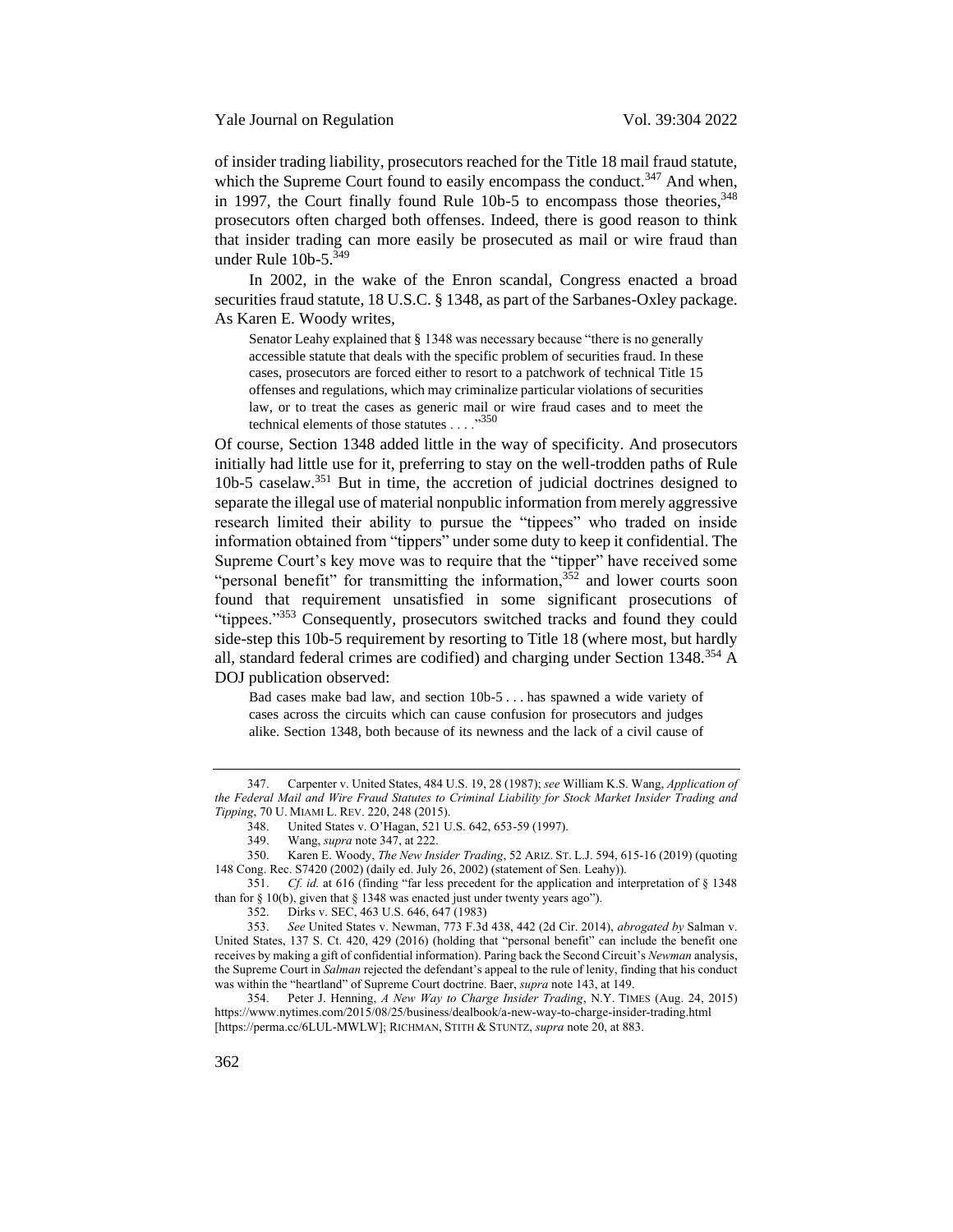of insider trading liability, prosecutors reached for the Title 18 mail fraud statute, which the Supreme Court found to easily encompass the conduct.[347] And when, in 1997, the Court finally found Rule 10b-5 to encompass those theories,[348] prosecutors often charged both offenses. Indeed, there is good reason to think that insider trading can more easily be prosecuted as mail or wire fraud than under Rule 10b-5.[349]

In 2002, in the wake of the Enron scandal, Congress enacted a broad securities fraud statute, 18 U.S.C. § 1348, as part of the Sarbanes-Oxley package. As Karen E. Woody writes,

> Senator Leahy explained that § 1348 was necessary because "there is no generally accessible statute that deals with the specific problem of securities fraud. In these cases, prosecutors are forced either to resort to a patchwork of technical Title 15 offenses and regulations, which may criminalize particular violations of securities law, or to treat the cases as generic mail or wire fraud cases and to meet the technical elements of those statutes . . . ."[350]

Of course, Section 1348 added little in the way of specificity. And prosecutors initially had little use for it, preferring to stay on the well-trodden paths of Rule 10b-5 caselaw.[351] But in time, the accretion of judicial doctrines designed to separate the illegal use of material nonpublic information from merely aggressive research limited their ability to pursue the "tippees" who traded on inside information obtained from "tippers" under some duty to keep it confidential. The Supreme Court's key move was to require that the "tipper" have received some "personal benefit" for transmitting the information,[352] and lower courts soon found that requirement unsatisfied in some significant prosecutions of "tippees."[353] Consequently, prosecutors switched tracks and found they could side-step this 10b-5 requirement by resorting to Title 18 (where most, but hardly all, standard federal crimes are codified) and charging under Section 1348.[354] A DOJ publication observed:

> Bad cases make bad law, and section 10b-5 . . . has spawned a wide variety of cases across the circuits which can cause confusion for prosecutors and judges alike. Section 1348, both because of its newness and the lack of a civil cause of

---

347. Carpenter v. United States, 484 U.S. 19, 28 (1987); *see* William K.S. Wang, *Application of the Federal Mail and Wire Fraud Statutes to Criminal Liability for Stock Market Insider Trading and Tipping*, 70 U. MIAMI L. REV. 220, 248 (2015).

348. United States v. O'Hagan, 521 U.S. 642, 653-59 (1997).

349. Wang, *supra* note 347, at 222.

350. Karen E. Woody, *The New Insider Trading*, 52 ARIZ. ST. L.J. 594, 615-16 (2019) (quoting 148 Cong. Rec. S7420 (2002) (daily ed. July 26, 2002) (statement of Sen. Leahy)).

351. *Cf. id.* at 616 (finding "far less precedent for the application and interpretation of § 1348 than for § 10(b), given that § 1348 was enacted just under twenty years ago").

352. Dirks v. SEC, 463 U.S. 646, 647 (1983)

353. *See* United States v. Newman, 773 F.3d 438, 442 (2d Cir. 2014), *abrogated by* Salman v. United States, 137 S. Ct. 420, 429 (2016) (holding that "personal benefit" can include the benefit one receives by making a gift of confidential information). Paring back the Second Circuit's *Newman* analysis, the Supreme Court in *Salman* rejected the defendant's appeal to the rule of lenity, finding that his conduct was within the "heartland" of Supreme Court doctrine. Baer, *supra* note 143, at 149.

354. Peter J. Henning, *A New Way to Charge Insider Trading*, N.Y. TIMES (Aug. 24, 2015) https://www.nytimes.com/2015/08/25/business/dealbook/a-new-way-to-charge-insider-trading.html [https://perma.cc/6LUL-MWLW]; RICHMAN, STITH & STUNTZ, *supra* note 20, at 883.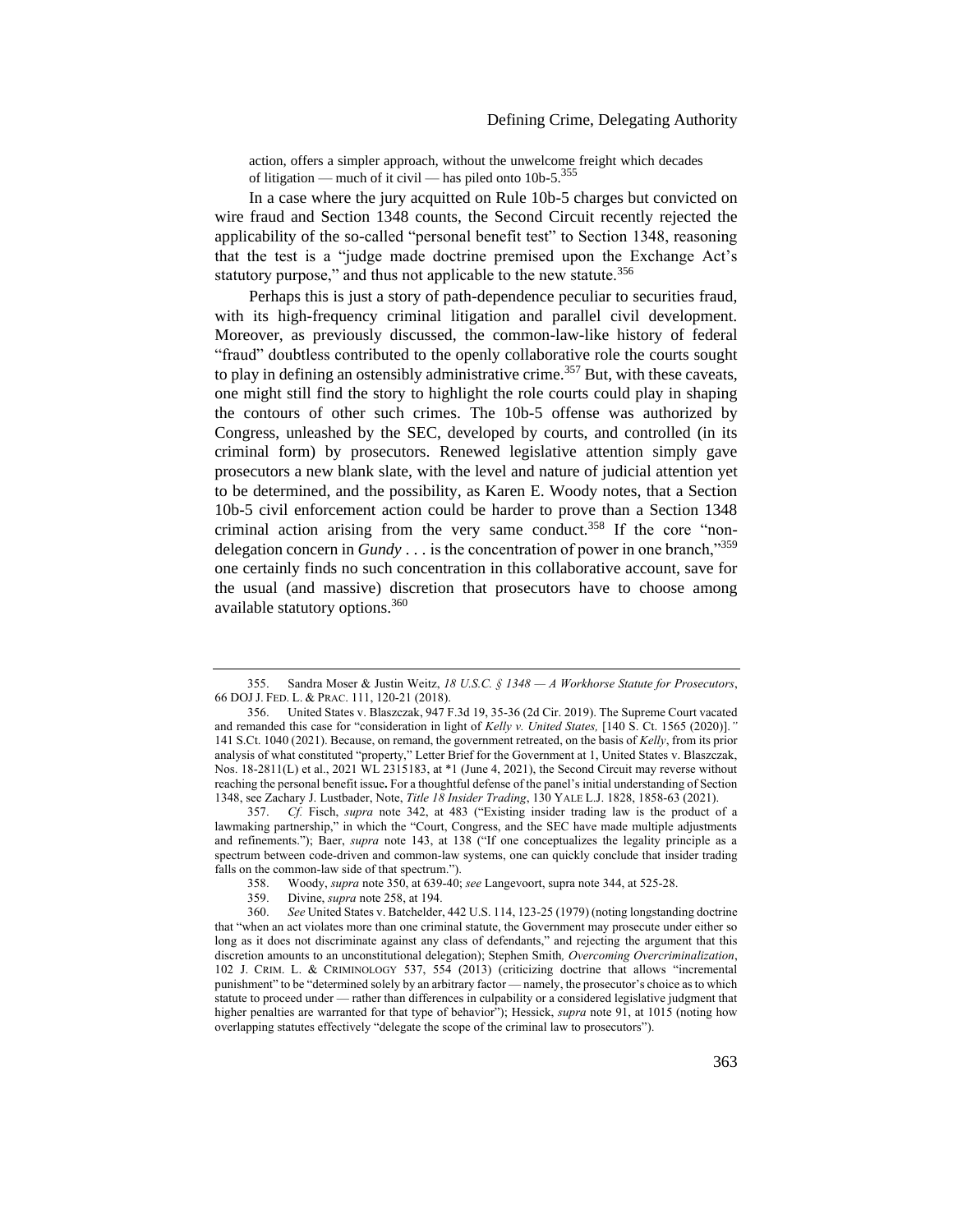action, offers a simpler approach, without the unwelcome freight which decades of litigation — much of it civil — has piled onto 10b-5.[355]

In a case where the jury acquitted on Rule 10b-5 charges but convicted on wire fraud and Section 1348 counts, the Second Circuit recently rejected the applicability of the so-called "personal benefit test" to Section 1348, reasoning that the test is a "judge made doctrine premised upon the Exchange Act's statutory purpose," and thus not applicable to the new statute.[356]

Perhaps this is just a story of path-dependence peculiar to securities fraud, with its high-frequency criminal litigation and parallel civil development. Moreover, as previously discussed, the common-law-like history of federal "fraud" doubtless contributed to the openly collaborative role the courts sought to play in defining an ostensibly administrative crime.[357] But, with these caveats, one might still find the story to highlight the role courts could play in shaping the contours of other such crimes. The 10b-5 offense was authorized by Congress, unleashed by the SEC, developed by courts, and controlled (in its criminal form) by prosecutors. Renewed legislative attention simply gave prosecutors a new blank slate, with the level and nature of judicial attention yet to be determined, and the possibility, as Karen E. Woody notes, that a Section 10b-5 civil enforcement action could be harder to prove than a Section 1348 criminal action arising from the very same conduct.[358] If the core "non-delegation concern in *Gundy* . . . is the concentration of power in one branch,"[359] one certainly finds no such concentration in this collaborative account, save for the usual (and massive) discretion that prosecutors have to choose among available statutory options.[360]

---

355. Sandra Moser & Justin Weitz, *18 U.S.C. § 1348 — A Workhorse Statute for Prosecutors*, 66 DOJ J. FED. L. & PRAC. 111, 120-21 (2018).

356. United States v. Blaszczak, 947 F.3d 19, 35-36 (2d Cir. 2019). The Supreme Court vacated and remanded this case for "consideration in light of *Kelly v. United States,* [140 S. Ct. 1565 (2020)]." 141 S.Ct. 1040 (2021). Because, on remand, the government retreated, on the basis of *Kelly*, from its prior analysis of what constituted "property," Letter Brief for the Government at 1, United States v. Blaszczak, Nos. 18-2811(L) et al., 2021 WL 2315183, at *1 (June 4, 2021), the Second Circuit may reverse without reaching the personal benefit issue. For a thoughtful defense of the panel's initial understanding of Section 1348, see Zachary J. Lustbader, Note, *Title 18 Insider Trading*, 130 YALE L.J. 1828, 1858-63 (2021).

357. *Cf.* Fisch, *supra* note 342, at 483 ("Existing insider trading law is the product of a lawmaking partnership," in which the "Court, Congress, and the SEC have made multiple adjustments and refinements."); Baer, *supra* note 143, at 138 ("If one conceptualizes the legality principle as a spectrum between code-driven and common-law systems, one can quickly conclude that insider trading falls on the common-law side of that spectrum.").

358. Woody, *supra* note 350, at 639-40; *see* Langevoort, supra note 344, at 525-28.

359. Divine, *supra* note 258, at 194.

360. *See* United States v. Batchelder, 442 U.S. 114, 123-25 (1979) (noting longstanding doctrine that "when an act violates more than one criminal statute, the Government may prosecute under either so long as it does not discriminate against any class of defendants," and rejecting the argument that this discretion amounts to an unconstitutional delegation); Stephen Smith*, Overcoming Overcriminalization*, 102 J. CRIM. L. & CRIMINOLOGY 537, 554 (2013) (criticizing doctrine that allows "incremental punishment" to be "determined solely by an arbitrary factor — namely, the prosecutor's choice as to which statute to proceed under — rather than differences in culpability or a considered legislative judgment that higher penalties are warranted for that type of behavior"); Hessick, *supra* note 91, at 1015 (noting how overlapping statutes effectively "delegate the scope of the criminal law to prosecutors").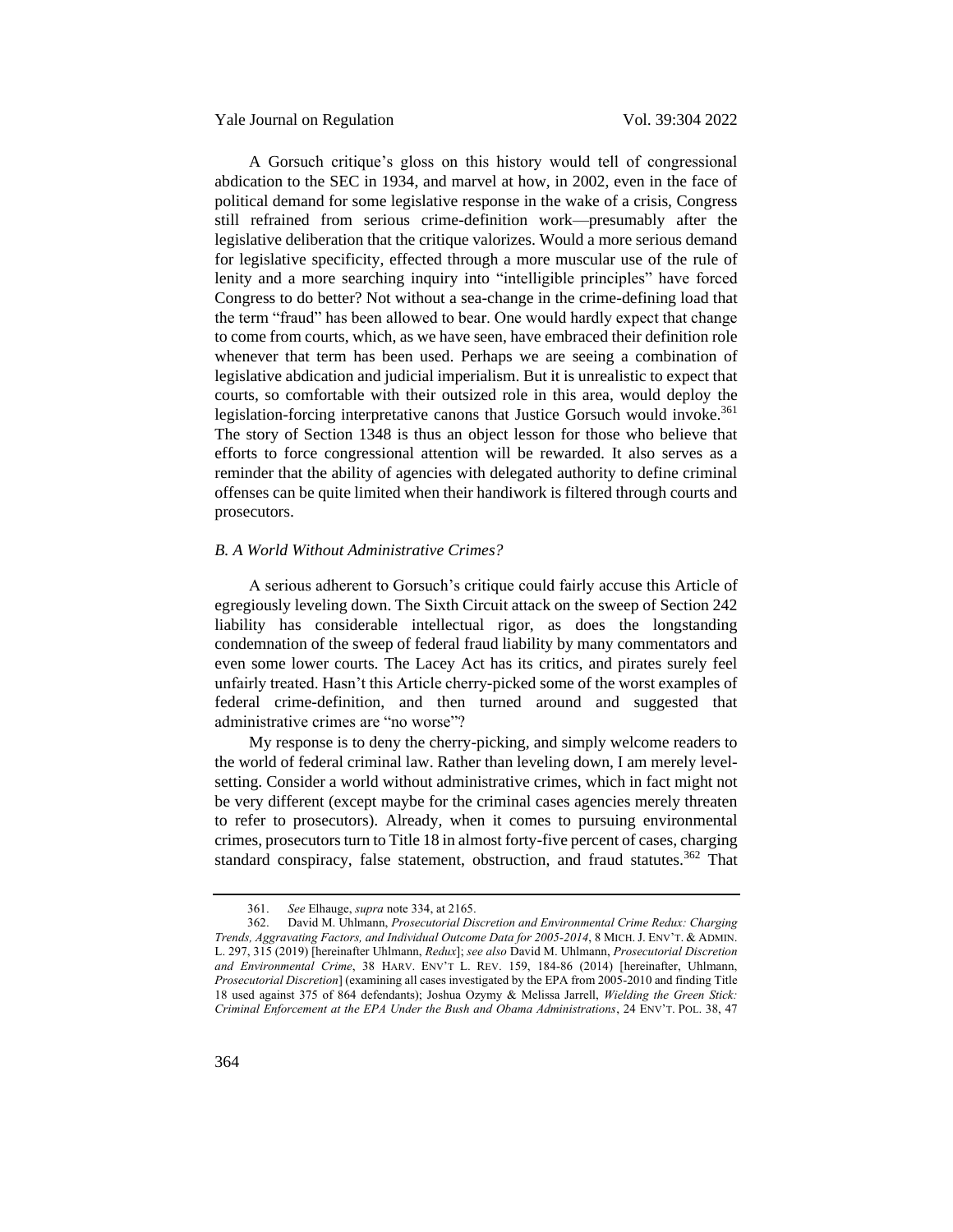A Gorsuch critique's gloss on this history would tell of congressional abdication to the SEC in 1934, and marvel at how, in 2002, even in the face of political demand for some legislative response in the wake of a crisis, Congress still refrained from serious crime-definition work—presumably after the legislative deliberation that the critique valorizes. Would a more serious demand for legislative specificity, effected through a more muscular use of the rule of lenity and a more searching inquiry into "intelligible principles" have forced Congress to do better? Not without a sea-change in the crime-defining load that the term "fraud" has been allowed to bear. One would hardly expect that change to come from courts, which, as we have seen, have embraced their definition role whenever that term has been used. Perhaps we are seeing a combination of legislative abdication and judicial imperialism. But it is unrealistic to expect that courts, so comfortable with their outsized role in this area, would deploy the legislation-forcing interpretative canons that Justice Gorsuch would invoke.[361] The story of Section 1348 is thus an object lesson for those who believe that efforts to force congressional attention will be rewarded. It also serves as a reminder that the ability of agencies with delegated authority to define criminal offenses can be quite limited when their handiwork is filtered through courts and prosecutors.

### *B. A World Without Administrative Crimes?*

A serious adherent to Gorsuch's critique could fairly accuse this Article of egregiously leveling down. The Sixth Circuit attack on the sweep of Section 242 liability has considerable intellectual rigor, as does the longstanding condemnation of the sweep of federal fraud liability by many commentators and even some lower courts. The Lacey Act has its critics, and pirates surely feel unfairly treated. Hasn't this Article cherry-picked some of the worst examples of federal crime-definition, and then turned around and suggested that administrative crimes are "no worse"?

My response is to deny the cherry-picking, and simply welcome readers to the world of federal criminal law. Rather than leveling down, I am merely level-setting. Consider a world without administrative crimes, which in fact might not be very different (except maybe for the criminal cases agencies merely threaten to refer to prosecutors). Already, when it comes to pursuing environmental crimes, prosecutors turn to Title 18 in almost forty-five percent of cases, charging standard conspiracy, false statement, obstruction, and fraud statutes.[362] That

---

361. *See* Elhauge, *supra* note 334, at 2165.

362. David M. Uhlmann, *Prosecutorial Discretion and Environmental Crime Redux: Charging Trends, Aggravating Factors, and Individual Outcome Data for 2005-2014*, 8 MICH. J. ENV'T. & ADMIN. L. 297, 315 (2019) [hereinafter Uhlmann, *Redux*]; *see also* David M. Uhlmann, *Prosecutorial Discretion and Environmental Crime*, 38 HARV. ENV'T L. REV. 159, 184-86 (2014) [hereinafter, Uhlmann, *Prosecutorial Discretion*] (examining all cases investigated by the EPA from 2005-2010 and finding Title 18 used against 375 of 864 defendants); Joshua Ozymy & Melissa Jarrell, *Wielding the Green Stick: Criminal Enforcement at the EPA Under the Bush and Obama Administrations*, 24 ENV'T. POL. 38, 47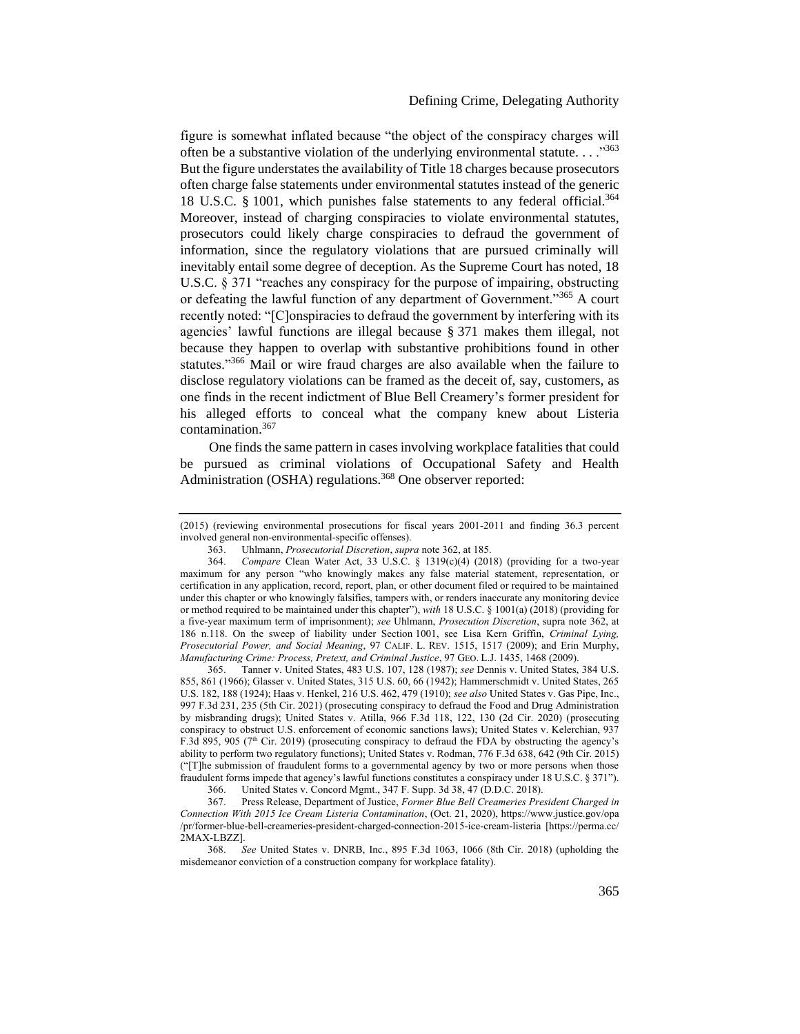figure is somewhat inflated because "the object of the conspiracy charges will often be a substantive violation of the underlying environmental statute. . . ."[363] But the figure understates the availability of Title 18 charges because prosecutors often charge false statements under environmental statutes instead of the generic 18 U.S.C. § 1001, which punishes false statements to any federal official.[364] Moreover, instead of charging conspiracies to violate environmental statutes, prosecutors could likely charge conspiracies to defraud the government of information, since the regulatory violations that are pursued criminally will inevitably entail some degree of deception. As the Supreme Court has noted, 18 U.S.C. § 371 "reaches any conspiracy for the purpose of impairing, obstructing or defeating the lawful function of any department of Government."[365] A court recently noted: "[C]onspiracies to defraud the government by interfering with its agencies' lawful functions are illegal because § 371 makes them illegal, not because they happen to overlap with substantive prohibitions found in other statutes."[366] Mail or wire fraud charges are also available when the failure to disclose regulatory violations can be framed as the deceit of, say, customers, as one finds in the recent indictment of Blue Bell Creamery's former president for his alleged efforts to conceal what the company knew about Listeria contamination.[367]

One finds the same pattern in cases involving workplace fatalities that could be pursued as criminal violations of Occupational Safety and Health Administration (OSHA) regulations.[368] One observer reported:

---

(2015) (reviewing environmental prosecutions for fiscal years 2001-2011 and finding 36.3 percent involved general non-environmental-specific offenses).

363. Uhlmann, *Prosecutorial Discretion*, *supra* note 362, at 185.

364. *Compare* Clean Water Act, 33 U.S.C. § 1319(c)(4) (2018) (providing for a two-year maximum for any person "who knowingly makes any false material statement, representation, or certification in any application, record, report, plan, or other document filed or required to be maintained under this chapter or who knowingly falsifies, tampers with, or renders inaccurate any monitoring device or method required to be maintained under this chapter"), *with* 18 U.S.C. § 1001(a) (2018) (providing for a five-year maximum term of imprisonment); *see* Uhlmann, *Prosecution Discretion*, supra note 362, at 186 n.118. On the sweep of liability under Section 1001, see Lisa Kern Griffin, *Criminal Lying, Prosecutorial Power, and Social Meaning*, 97 CALIF. L. REV. 1515, 1517 (2009); and Erin Murphy, *Manufacturing Crime: Process, Pretext, and Criminal Justice*, 97 GEO. L.J. 1435, 1468 (2009).

365. Tanner v. United States, 483 U.S. 107, 128 (1987); *see* Dennis v. United States, 384 U.S. 855, 861 (1966); Glasser v. United States, 315 U.S. 60, 66 (1942); Hammerschmidt v. United States, 265 U.S. 182, 188 (1924); Haas v. Henkel, 216 U.S. 462, 479 (1910); *see also* United States v. Gas Pipe, Inc., 997 F.3d 231, 235 (5th Cir. 2021) (prosecuting conspiracy to defraud the Food and Drug Administration by misbranding drugs); United States v. Atilla, 966 F.3d 118, 122, 130 (2d Cir. 2020) (prosecuting conspiracy to obstruct U.S. enforcement of economic sanctions laws); United States v. Kelerchian, 937 F.3d 895, 905 (7th Cir. 2019) (prosecuting conspiracy to defraud the FDA by obstructing the agency's ability to perform two regulatory functions); United States v. Rodman, 776 F.3d 638, 642 (9th Cir. 2015) ("[T]he submission of fraudulent forms to a governmental agency by two or more persons when those fraudulent forms impede that agency's lawful functions constitutes a conspiracy under 18 U.S.C. § 371").

366. United States v. Concord Mgmt., 347 F. Supp. 3d 38, 47 (D.D.C. 2018).

367. Press Release, Department of Justice, *Former Blue Bell Creameries President Charged in Connection With 2015 Ice Cream Listeria Contamination*, (Oct. 21, 2020), https://www.justice.gov/opa/pr/former-blue-bell-creameries-president-charged-connection-2015-ice-cream-listeria [https://perma.cc/2MAX-LBZZ].

368. *See* United States v. DNRB, Inc., 895 F.3d 1063, 1066 (8th Cir. 2018) (upholding the misdemeanor conviction of a construction company for workplace fatality).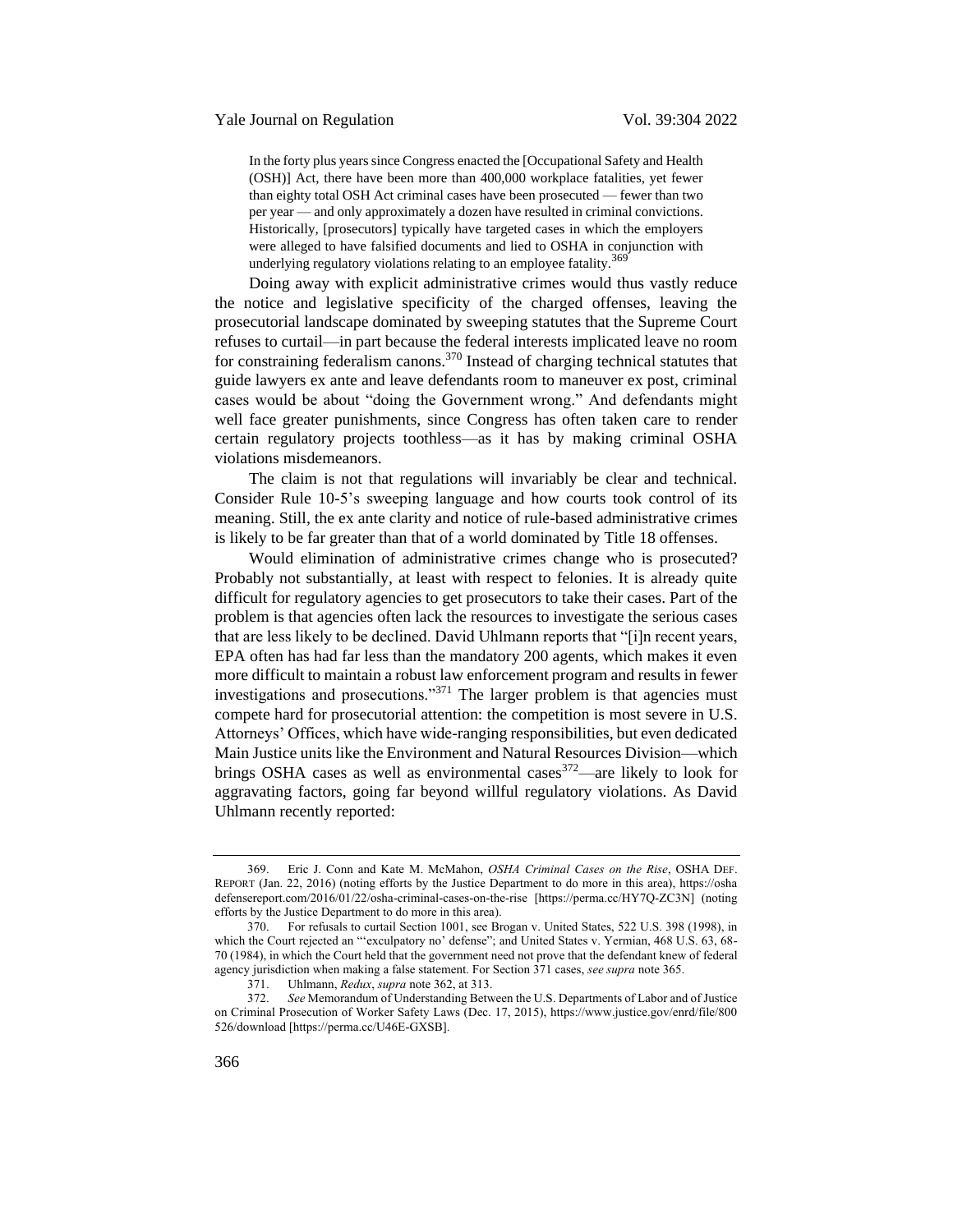> In the forty plus years since Congress enacted the [Occupational Safety and Health (OSH)] Act, there have been more than 400,000 workplace fatalities, yet fewer than eighty total OSH Act criminal cases have been prosecuted — fewer than two per year — and only approximately a dozen have resulted in criminal convictions. Historically, [prosecutors] typically have targeted cases in which the employers were alleged to have falsified documents and lied to OSHA in conjunction with underlying regulatory violations relating to an employee fatality.[369]

Doing away with explicit administrative crimes would thus vastly reduce the notice and legislative specificity of the charged offenses, leaving the prosecutorial landscape dominated by sweeping statutes that the Supreme Court refuses to curtail—in part because the federal interests implicated leave no room for constraining federalism canons.[370] Instead of charging technical statutes that guide lawyers ex ante and leave defendants room to maneuver ex post, criminal cases would be about "doing the Government wrong." And defendants might well face greater punishments, since Congress has often taken care to render certain regulatory projects toothless—as it has by making criminal OSHA violations misdemeanors.

The claim is not that regulations will invariably be clear and technical. Consider Rule 10-5's sweeping language and how courts took control of its meaning. Still, the ex ante clarity and notice of rule-based administrative crimes is likely to be far greater than that of a world dominated by Title 18 offenses.

Would elimination of administrative crimes change who is prosecuted? Probably not substantially, at least with respect to felonies. It is already quite difficult for regulatory agencies to get prosecutors to take their cases. Part of the problem is that agencies often lack the resources to investigate the serious cases that are less likely to be declined. David Uhlmann reports that "[i]n recent years, EPA often has had far less than the mandatory 200 agents, which makes it even more difficult to maintain a robust law enforcement program and results in fewer investigations and prosecutions."[371] The larger problem is that agencies must compete hard for prosecutorial attention: the competition is most severe in U.S. Attorneys' Offices, which have wide-ranging responsibilities, but even dedicated Main Justice units like the Environment and Natural Resources Division—which brings OSHA cases as well as environmental cases[372]—are likely to look for aggravating factors, going far beyond willful regulatory violations. As David Uhlmann recently reported:

---

369. Eric J. Conn and Kate M. McMahon, *OSHA Criminal Cases on the Rise*, OSHA DEF. REPORT (Jan. 22, 2016) (noting efforts by the Justice Department to do more in this area), https://oshadefensereport.com/2016/01/22/osha-criminal-cases-on-the-rise [https://perma.cc/HY7Q-ZC3N] (noting efforts by the Justice Department to do more in this area).

370. For refusals to curtail Section 1001, see Brogan v. United States, 522 U.S. 398 (1998), in which the Court rejected an "'exculpatory no' defense"; and United States v. Yermian, 468 U.S. 63, 68-70 (1984), in which the Court held that the government need not prove that the defendant knew of federal agency jurisdiction when making a false statement. For Section 371 cases, *see supra* note 365.

371. Uhlmann, *Redux*, *supra* note 362, at 313.

372. *See* Memorandum of Understanding Between the U.S. Departments of Labor and of Justice on Criminal Prosecution of Worker Safety Laws (Dec. 17, 2015), https://www.justice.gov/enrd/file/800526/download [https://perma.cc/U46E-GXSB].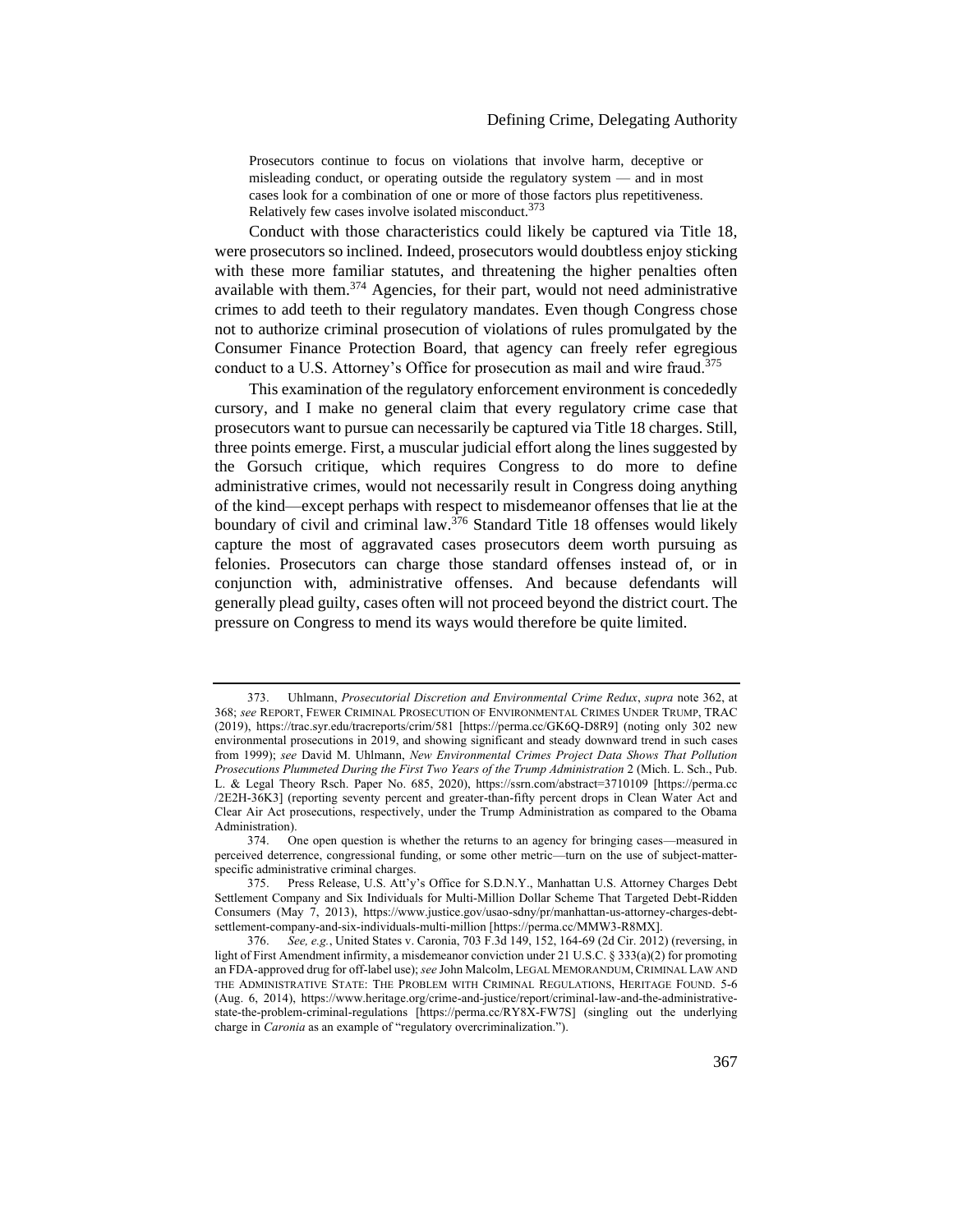> Prosecutors continue to focus on violations that involve harm, deceptive or misleading conduct, or operating outside the regulatory system — and in most cases look for a combination of one or more of those factors plus repetitiveness. Relatively few cases involve isolated misconduct.[373]

Conduct with those characteristics could likely be captured via Title 18, were prosecutors so inclined. Indeed, prosecutors would doubtless enjoy sticking with these more familiar statutes, and threatening the higher penalties often available with them.[374] Agencies, for their part, would not need administrative crimes to add teeth to their regulatory mandates. Even though Congress chose not to authorize criminal prosecution of violations of rules promulgated by the Consumer Finance Protection Board, that agency can freely refer egregious conduct to a U.S. Attorney's Office for prosecution as mail and wire fraud.[375]

This examination of the regulatory enforcement environment is concededly cursory, and I make no general claim that every regulatory crime case that prosecutors want to pursue can necessarily be captured via Title 18 charges. Still, three points emerge. First, a muscular judicial effort along the lines suggested by the Gorsuch critique, which requires Congress to do more to define administrative crimes, would not necessarily result in Congress doing anything of the kind—except perhaps with respect to misdemeanor offenses that lie at the boundary of civil and criminal law.[376] Standard Title 18 offenses would likely capture the most of aggravated cases prosecutors deem worth pursuing as felonies. Prosecutors can charge those standard offenses instead of, or in conjunction with, administrative offenses. And because defendants will generally plead guilty, cases often will not proceed beyond the district court. The pressure on Congress to mend its ways would therefore be quite limited.

---

373. Uhlmann, *Prosecutorial Discretion and Environmental Crime Redux*, *supra* note 362, at 368; *see* REPORT, FEWER CRIMINAL PROSECUTION OF ENVIRONMENTAL CRIMES UNDER TRUMP, TRAC (2019), https://trac.syr.edu/tracreports/crim/581 [https://perma.cc/GK6Q-D8R9] (noting only 302 new environmental prosecutions in 2019, and showing significant and steady downward trend in such cases from 1999); *see* David M. Uhlmann, *New Environmental Crimes Project Data Shows That Pollution Prosecutions Plummeted During the First Two Years of the Trump Administration* 2 (Mich. L. Sch., Pub. L. & Legal Theory Rsch. Paper No. 685, 2020), https://ssrn.com/abstract=3710109 [https://perma.cc/2E2H-36K3] (reporting seventy percent and greater-than-fifty percent drops in Clean Water Act and Clear Air Act prosecutions, respectively, under the Trump Administration as compared to the Obama Administration).

374. One open question is whether the returns to an agency for bringing cases—measured in perceived deterrence, congressional funding, or some other metric—turn on the use of subject-matter-specific administrative criminal charges.

375. Press Release, U.S. Att'y's Office for S.D.N.Y., Manhattan U.S. Attorney Charges Debt Settlement Company and Six Individuals for Multi-Million Dollar Scheme That Targeted Debt-Ridden Consumers (May 7, 2013), https://www.justice.gov/usao-sdny/pr/manhattan-us-attorney-charges-debt-settlement-company-and-six-individuals-multi-million [https://perma.cc/MMW3-R8MX].

376. *See, e.g.*, United States v. Caronia, 703 F.3d 149, 152, 164-69 (2d Cir. 2012) (reversing, in light of First Amendment infirmity, a misdemeanor conviction under 21 U.S.C. § 333(a)(2) for promoting an FDA-approved drug for off-label use); *see* John Malcolm, LEGAL MEMORANDUM, CRIMINAL LAW AND THE ADMINISTRATIVE STATE: THE PROBLEM WITH CRIMINAL REGULATIONS, HERITAGE FOUND. 5-6 (Aug. 6, 2014), https://www.heritage.org/crime-and-justice/report/criminal-law-and-the-administrative-state-the-problem-criminal-regulations [https://perma.cc/RY8X-FW7S] (singling out the underlying charge in *Caronia* as an example of "regulatory overcriminalization.").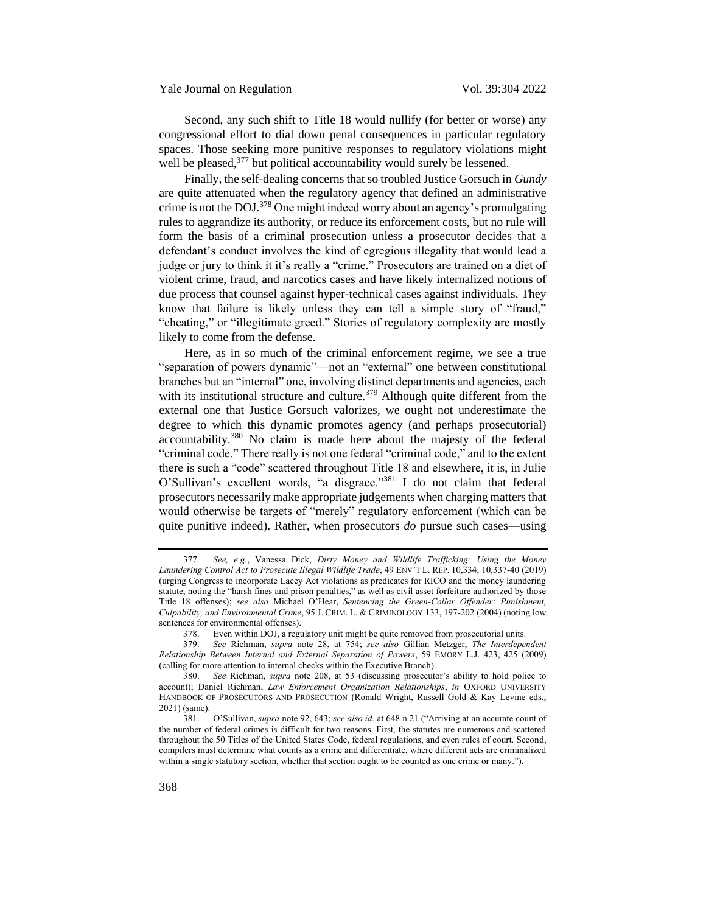Second, any such shift to Title 18 would nullify (for better or worse) any congressional effort to dial down penal consequences in particular regulatory spaces. Those seeking more punitive responses to regulatory violations might well be pleased,[377] but political accountability would surely be lessened.

Finally, the self-dealing concerns that so troubled Justice Gorsuch in *Gundy* are quite attenuated when the regulatory agency that defined an administrative crime is not the DOJ.[378] One might indeed worry about an agency's promulgating rules to aggrandize its authority, or reduce its enforcement costs, but no rule will form the basis of a criminal prosecution unless a prosecutor decides that a defendant's conduct involves the kind of egregious illegality that would lead a judge or jury to think it it's really a "crime." Prosecutors are trained on a diet of violent crime, fraud, and narcotics cases and have likely internalized notions of due process that counsel against hyper-technical cases against individuals. They know that failure is likely unless they can tell a simple story of "fraud," "cheating," or "illegitimate greed." Stories of regulatory complexity are mostly likely to come from the defense.

Here, as in so much of the criminal enforcement regime, we see a true "separation of powers dynamic"—not an "external" one between constitutional branches but an "internal" one, involving distinct departments and agencies, each with its institutional structure and culture.[379] Although quite different from the external one that Justice Gorsuch valorizes, we ought not underestimate the degree to which this dynamic promotes agency (and perhaps prosecutorial) accountability.[380] No claim is made here about the majesty of the federal "criminal code." There really is not one federal "criminal code," and to the extent there is such a "code" scattered throughout Title 18 and elsewhere, it is, in Julie O'Sullivan's excellent words, "a disgrace."[381] I do not claim that federal prosecutors necessarily make appropriate judgements when charging matters that would otherwise be targets of "merely" regulatory enforcement (which can be quite punitive indeed). Rather, when prosecutors *do* pursue such cases—using

---

377. *See, e.g.*, Vanessa Dick, *Dirty Money and Wildlife Trafficking: Using the Money Laundering Control Act to Prosecute Illegal Wildlife Trade*, 49 ENV'T L. REP. 10,334, 10,337-40 (2019) (urging Congress to incorporate Lacey Act violations as predicates for RICO and the money laundering statute, noting the "harsh fines and prison penalties," as well as civil asset forfeiture authorized by those Title 18 offenses); *see also* Michael O'Hear, *Sentencing the Green-Collar Offender: Punishment, Culpability, and Environmental Crime*, 95 J. CRIM. L. & CRIMINOLOGY 133, 197-202 (2004) (noting low sentences for environmental offenses).

378. Even within DOJ, a regulatory unit might be quite removed from prosecutorial units.

379. *See* Richman, *supra* note 28, at 754; *see also* Gillian Metzger, *The Interdependent Relationship Between Internal and External Separation of Powers*, 59 EMORY L.J. 423, 425 (2009) (calling for more attention to internal checks within the Executive Branch).

380. *See* Richman, *supra* note 208, at 53 (discussing prosecutor's ability to hold police to account); Daniel Richman, *Law Enforcement Organization Relationships*, *in* OXFORD UNIVERSITY HANDBOOK OF PROSECUTORS AND PROSECUTION (Ronald Wright, Russell Gold & Kay Levine eds., 2021) (same).

381. O'Sullivan, *supra* note 92, 643; *see also id.* at 648 n.21 ("Arriving at an accurate count of the number of federal crimes is difficult for two reasons. First, the statutes are numerous and scattered throughout the 50 Titles of the United States Code, federal regulations, and even rules of court. Second, compilers must determine what counts as a crime and differentiate, where different acts are criminalized within a single statutory section, whether that section ought to be counted as one crime or many.").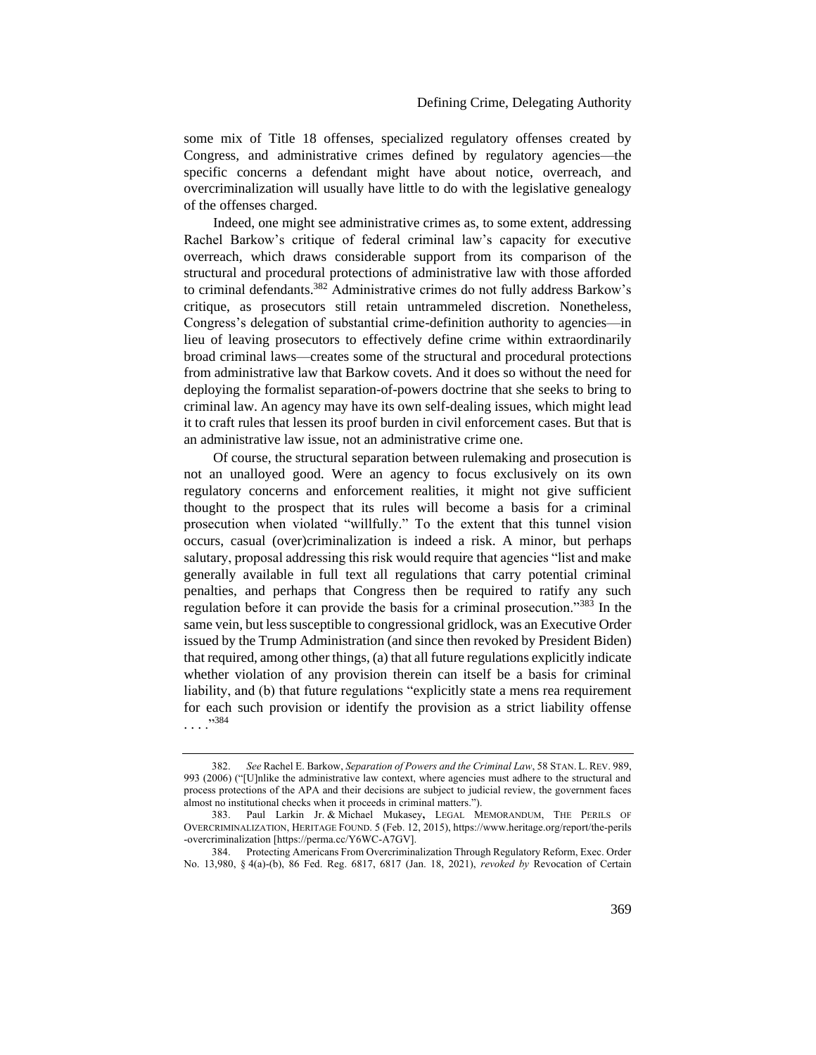some mix of Title 18 offenses, specialized regulatory offenses created by Congress, and administrative crimes defined by regulatory agencies—the specific concerns a defendant might have about notice, overreach, and overcriminalization will usually have little to do with the legislative genealogy of the offenses charged.

Indeed, one might see administrative crimes as, to some extent, addressing Rachel Barkow's critique of federal criminal law's capacity for executive overreach, which draws considerable support from its comparison of the structural and procedural protections of administrative law with those afforded to criminal defendants.[382] Administrative crimes do not fully address Barkow's critique, as prosecutors still retain untrammeled discretion. Nonetheless, Congress's delegation of substantial crime-definition authority to agencies—in lieu of leaving prosecutors to effectively define crime within extraordinarily broad criminal laws—creates some of the structural and procedural protections from administrative laws that Barkow covets. And it does so without the need for deploying the formalist separation-of-powers doctrine that she seeks to bring to criminal law. An agency may have its own self-dealing issues, which might lead it to craft rules that lessen its proof burden in civil enforcement cases. But that is an administrative law issue, not an administrative crime one.

Of course, the structural separation between rulemaking and prosecution is not an unalloyed good. Were an agency to focus exclusively on its own regulatory concerns and enforcement realities, it might not give sufficient thought to the prospect that its rules will become a basis for a criminal prosecution when violated "willfully." To the extent that this tunnel vision occurs, casual (over)criminalization is indeed a risk. A minor, but perhaps salutary, proposal addressing this risk would require that agencies "list and make generally available in full text all regulations that carry potential criminal penalties, and perhaps that Congress then be required to ratify any such regulation before it can provide the basis for a criminal prosecution."[383] In the same vein, but less susceptible to congressional gridlock, was an Executive Order issued by the Trump Administration (and since then revoked by President Biden) that required, among other things, (a) that all future regulations explicitly indicate whether violation of any provision therein can itself be a basis for criminal liability, and (b) that future regulations "explicitly state a mens rea requirement for each such provision or identify the provision as a strict liability offense . . . ."[384]

---

382. *See* Rachel E. Barkow, *Separation of Powers and the Criminal Law*, 58 STAN. L. REV. 989, 993 (2006) ("[U]nlike the administrative law context, where agencies must adhere to the structural and process protections of the APA and their decisions are subject to judicial review, the government faces almost no institutional checks when it proceeds in criminal matters.").

383. Paul Larkin Jr. & Michael Mukasey, LEGAL MEMORANDUM, THE PERILS OF OVERCRIMINALIZATION, HERITAGE FOUND. 5 (Feb. 12, 2015), https://www.heritage.org/report/the-perils-overcriminalization [https://perma.cc/Y6WC-A7GV].

384. Protecting Americans From Overcriminalization Through Regulatory Reform, Exec. Order No. 13,980, § 4(a)-(b), 86 Fed. Reg. 6817, 6817 (Jan. 18, 2021), *revoked by* Revocation of Certain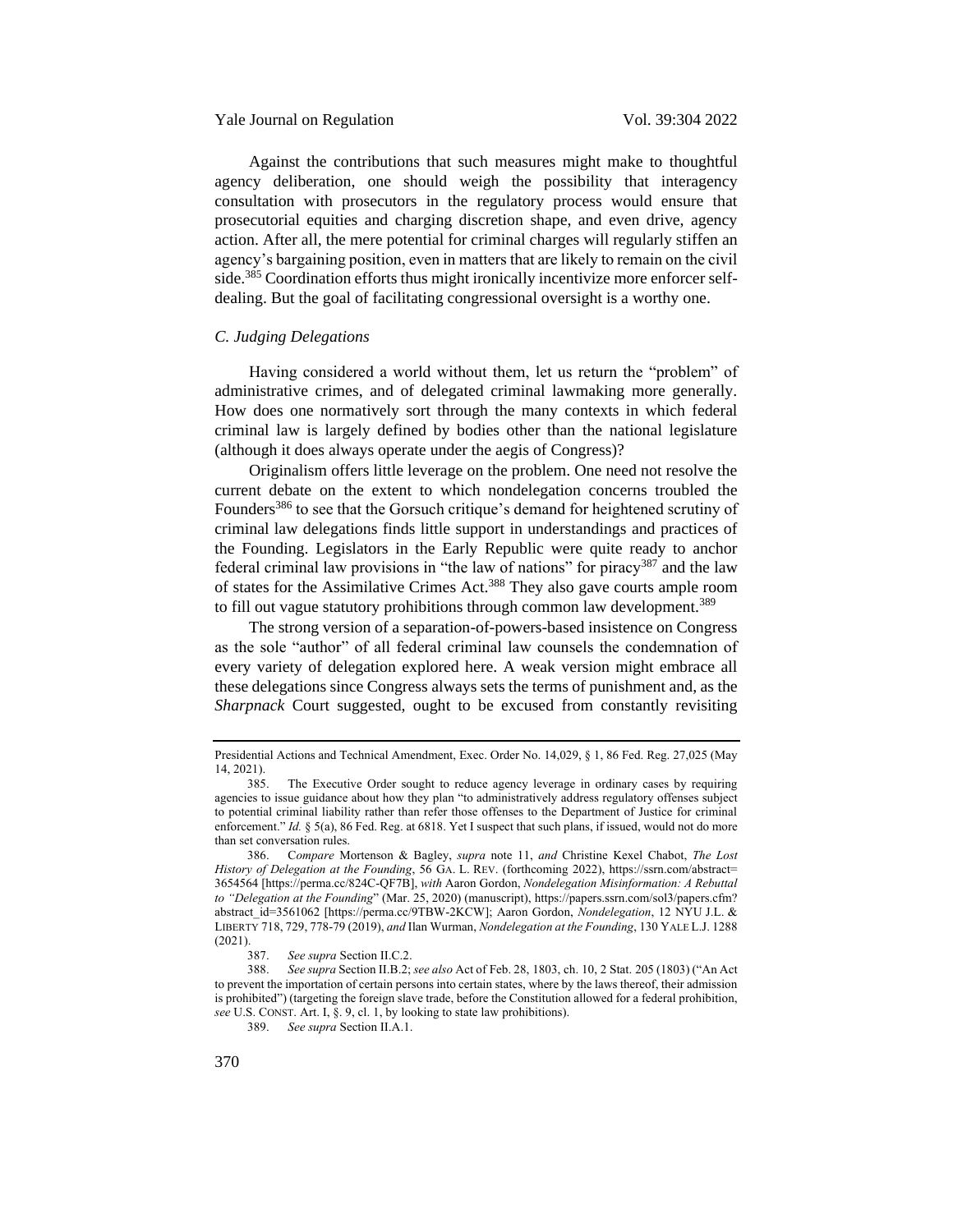Against the contributions that such measures might make to thoughtful agency deliberation, one should weigh the possibility that interagency consultation with prosecutors in the regulatory process would ensure that prosecutorial equities and charging discretion shape, and even drive, agency action. After all, the mere potential for criminal charges will regularly stiffen an agency's bargaining position, even in matters that are likely to remain on the civil side.[385] Coordination efforts thus might ironically incentivize more enforcer self-dealing. But the goal of facilitating congressional oversight is a worthy one.

### *C. Judging Delegations*

Having considered a world without them, let us return the "problem" of administrative crimes, and of delegated criminal lawmaking more generally. How does one normatively sort through the many contexts in which federal criminal law is largely defined by bodies other than the national legislature (although it does always operate under the aegis of Congress)?

Originalism offers little leverage on the problem. One need not resolve the current debate on the extent to which nondelegation concerns troubled the Founders[386] to see that the Gorsuch critique's demand for heightened scrutiny of criminal law delegations finds little support in understandings and practices of the Founding. Legislators in the Early Republic were quite ready to anchor federal criminal law provisions in "the law of nations" for piracy[387] and the law of states for the Assimilative Crimes Act.[388] They also gave courts ample room to fill out vague statutory prohibitions through common law development.[389]

The strong version of a separation-of-powers-based insistence on Congress as the sole "author" of all federal criminal law counsels the condemnation of every variety of delegation explored here. A weak version might embrace all these delegations since Congress always sets the terms of punishment and, as the *Sharpnack* Court suggested, ought to be excused from constantly revisiting

---

Presidential Actions and Technical Amendment, Exec. Order No. 14,029, § 1, 86 Fed. Reg. 27,025 (May 14, 2021).

385. The Executive Order sought to reduce agency leverage in ordinary cases by requiring agencies to issue guidance about how they plan "to administratively address regulatory offenses subject to potential criminal liability rather than refer those offenses to the Department of Justice for criminal enforcement." *Id.* § 5(a), 86 Fed. Reg. at 6818. Yet I suspect that such plans, if issued, would not do more than set conversation rules.

386. *Compare* Mortenson & Bagley, *supra* note 11, *and* Christine Kexel Chabot, *The Lost History of Delegation at the Founding*, 56 GA. L. REV. (forthcoming 2022), https://ssrn.com/abstract=3654564 [https://perma.cc/824C-QF7B], *with* Aaron Gordon, *Nondelegation Misinformation: A Rebuttal to "Delegation at the Founding"* (Mar. 25, 2020) (manuscript), https://papers.ssrn.com/sol3/papers.cfm?abstract_id=3561062 [https://perma.cc/9TBW-2KCW]; Aaron Gordon, *Nondelegation*, 12 NYU J.L. & LIBERTY 718, 729, 778-79 (2019), *and* Ilan Wurman, *Nondelegation at the Founding*, 130 YALE L.J. 1288 (2021).

387. *See supra* Section II.C.2.

388. *See supra* Section II.B.2; *see also* Act of Feb. 28, 1803, ch. 10, 2 Stat. 205 (1803) ("An Act to prevent the importation of certain persons into certain states, where by the laws thereof, their admission is prohibited") (targeting the foreign slave trade, before the Constitution allowed for a federal prohibition, *see* U.S. CONST. Art. I, §. 9, cl. 1, by looking to state law prohibitions).

389. *See supra* Section II.A.1.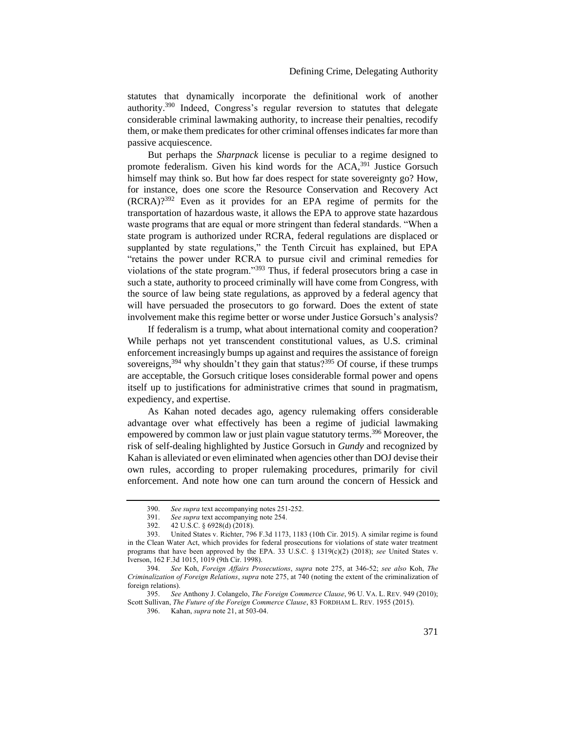statutes that dynamically incorporate the definitional work of another authority.[390] Indeed, Congress's regular reversion to statutes that delegate considerable criminal lawmaking authority, to increase their penalties, recodify them, or make them predicates for other criminal offenses indicates far more than passive acquiescence.

But perhaps the *Sharpnack* license is peculiar to a regime designed to promote federalism. Given his kind words for the ACA,[391] Justice Gorsuch himself may think so. But how far does respect for state sovereignty go? How, for instance, does one score the Resource Conservation and Recovery Act (RCRA)?[392] Even as it provides for an EPA regime of permits for the transportation of hazardous waste, it allows the EPA to approve state hazardous waste programs that are equal or more stringent than federal standards. "When a state program is authorized under RCRA, federal regulations are displaced or supplanted by state regulations," the Tenth Circuit has explained, but EPA "retains the power under RCRA to pursue civil and criminal remedies for violations of the state program."[393] Thus, if federal prosecutors bring a case in such a state, authority to proceed criminally will have come from Congress, with the source of law being state regulations, as approved by a federal agency that will have persuaded the prosecutors to go forward. Does the extent of state involvement make this regime better or worse under Justice Gorsuch's analysis?

If federalism is a trump, what about international comity and cooperation? While perhaps not yet transcendent constitutional values, as U.S. criminal enforcement increasingly bumps up against and requires the assistance of foreign sovereigns,[394] why shouldn't they gain that status?[395] Of course, if these trumps are acceptable, the Gorsuch critique loses considerable formal power and opens itself up to justifications for administrative crimes that sound in pragmatism, expediency, and expertise.

As Kahan noted decades ago, agency rulemaking offers considerable advantage over what effectively has been a regime of judicial lawmaking empowered by common law or just plain vague statutory terms.[396] Moreover, the risk of self-dealing highlighted by Justice Gorsuch in *Gundy* and recognized by Kahan is alleviated or even eliminated when agencies other than DOJ devise their own rules, according to proper rulemaking procedures, primarily for civil enforcement. And note how one can turn around the concern of Hessick and

---

390. *See supra* text accompanying notes 251-252.

391. *See supra* text accompanying note 254.

392. 42 U.S.C. § 6928(d) (2018).

393. United States v. Richter, 796 F.3d 1173, 1183 (10th Cir. 2015). A similar regime is found in the Clean Water Act, which provides for federal prosecutions for violations of state water treatment programs that have been approved by the EPA. 33 U.S.C. § 1319(c)(2) (2018); *see* United States v. Iverson, 162 F.3d 1015, 1019 (9th Cir. 1998).

394. *See* Koh, *Foreign Affairs Prosecutions*, *supra* note 275, at 346-52; *see also* Koh, *The Criminalization of Foreign Relations*, *supra* note 275, at 740 (noting the extent of the criminalization of foreign relations).

395. *See* Anthony J. Colangelo, *The Foreign Commerce Clause*, 96 U. VA. L. REV. 949 (2010); Scott Sullivan, *The Future of the Foreign Commerce Clause*, 83 FORDHAM L. REV. 1955 (2015).

396. Kahan, *supra* note 21, at 503-04.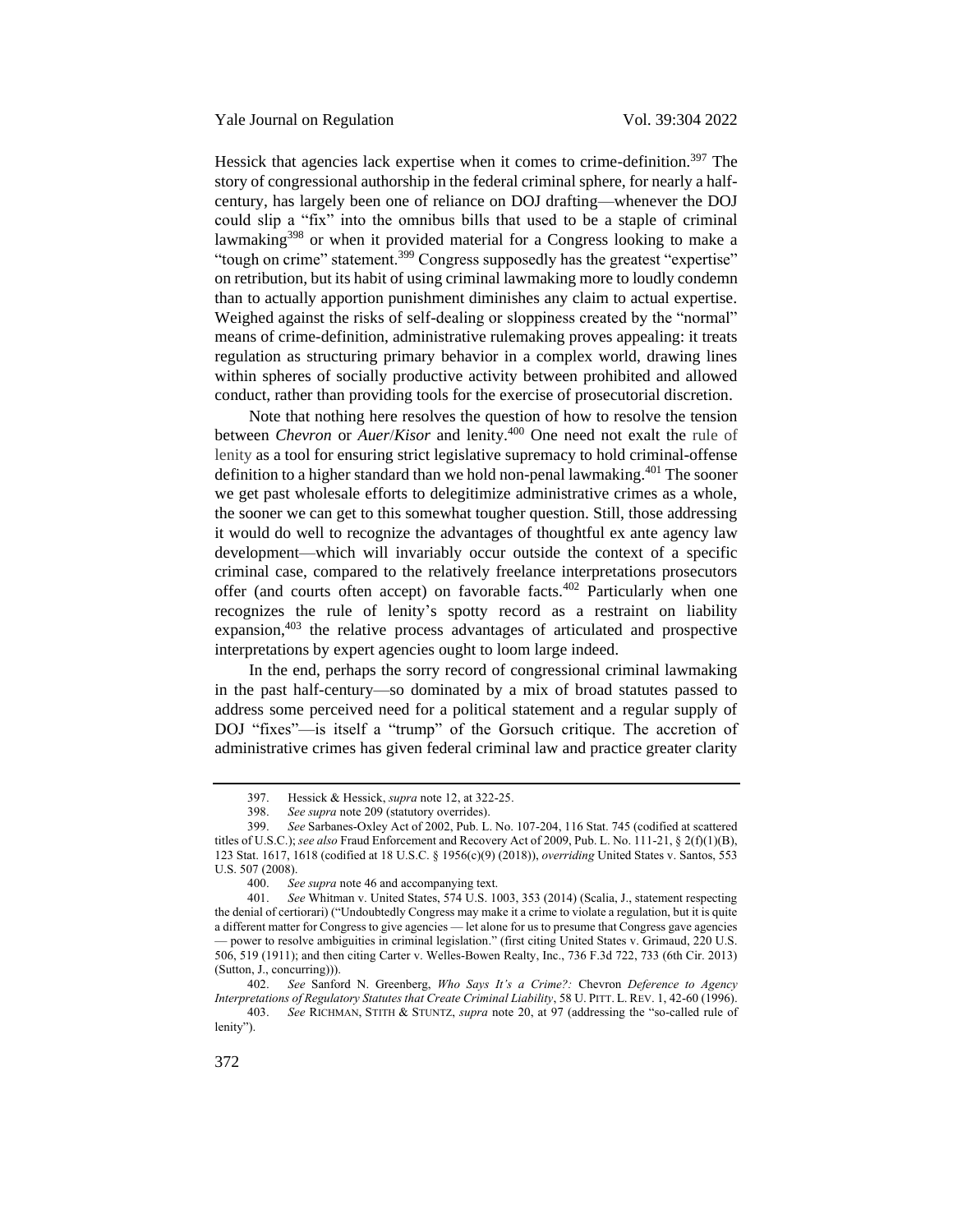Hessick that agencies lack expertise when it comes to crime-definition.[397] The story of congressional authorship in the federal criminal sphere, for nearly a half-century, has largely been one of reliance on DOJ drafting—whenever the DOJ could slip a "fix" into the omnibus bills that used to be a staple of criminal lawmaking[398] or when it provided material for a Congress looking to make a "tough on crime" statement.[399] Congress supposedly has the greatest "expertise" on retribution, but its habit of using criminal lawmaking more to loudly condemn than to actually apportion punishment diminishes any claim to actual expertise. Weighed against the risks of self-dealing or sloppiness created by the "normal" means of crime-definition, administrative rulemaking proves appealing: it treats regulation as structuring primary behavior in a complex world, drawing lines within spheres of socially productive activity between prohibited and allowed conduct, rather than providing tools for the exercise of prosecutorial discretion.

Note that nothing here resolves the question of how to resolve the tension between *Chevron* or *Auer*/*Kisor* and lenity.[400] One need not exalt the rule of lenity as a tool for ensuring strict legislative supremacy to hold criminal-offense definition to a higher standard than we hold non-penal lawmaking.[401] The sooner we get past wholesale efforts to delegitimize administrative crimes as a whole, the sooner we can get to this somewhat tougher question. Still, those addressing it would do well to recognize the advantages of thoughtful ex ante agency law development—which will invariably occur outside the context of a specific criminal case, compared to the relatively freelance interpretations prosecutors offer (and courts often accept) on favorable facts.[402] Particularly when one recognizes the rule of lenity's spotty record as a restraint on liability expansion,[403] the relative process advantages of articulated and prospective interpretations by expert agencies ought to loom large indeed.

In the end, perhaps the sorry record of congressional criminal lawmaking in the past half-century—so dominated by a mix of broad statutes passed to address some perceived need for a political statement and a regular supply of DOJ "fixes"—is itself a "trump" of the Gorsuch critique. The accretion of administrative crimes has given federal criminal law and practice greater clarity

---

397. Hessick & Hessick, *supra* note 12, at 322-25.

398. *See supra* note 209 (statutory overrides).

399. *See* Sarbanes-Oxley Act of 2002, Pub. L. No. 107-204, 116 Stat. 745 (codified at scattered titles of U.S.C.); *see also* Fraud Enforcement and Recovery Act of 2009, Pub. L. No. 111-21, § 2(f)(1)(B), 123 Stat. 1617, 1618 (codified at 18 U.S.C. § 1956(c)(9) (2018)), *overriding* United States v. Santos, 553 U.S. 507 (2008).

400. *See supra* note 46 and accompanying text.

401. *See* Whitman v. United States, 574 U.S. 1003, 353 (2014) (Scalia, J., statement respecting the denial of certiorari) ("Undoubtedly Congress may make it a crime to violate a regulation, but it is quite a different matter for Congress to give agencies — let alone for us to presume that Congress gave agencies — power to resolve ambiguities in criminal legislation." (first citing United States v. Grimaud, 220 U.S. 506, 519 (1911); and then citing Carter v. Welles-Bowen Realty, Inc., 736 F.3d 722, 733 (6th Cir. 2013) (Sutton, J., concurring))).

402. *See* Sanford N. Greenberg, *Who Says It's a Crime?:* Chevron *Deference to Agency Interpretations of Regulatory Statutes that Create Criminal Liability*, 58 U. PITT. L. REV. 1, 42-60 (1996).

403. *See* RICHMAN, STITH & STUNTZ, *supra* note 20, at 97 (addressing the "so-called rule of lenity").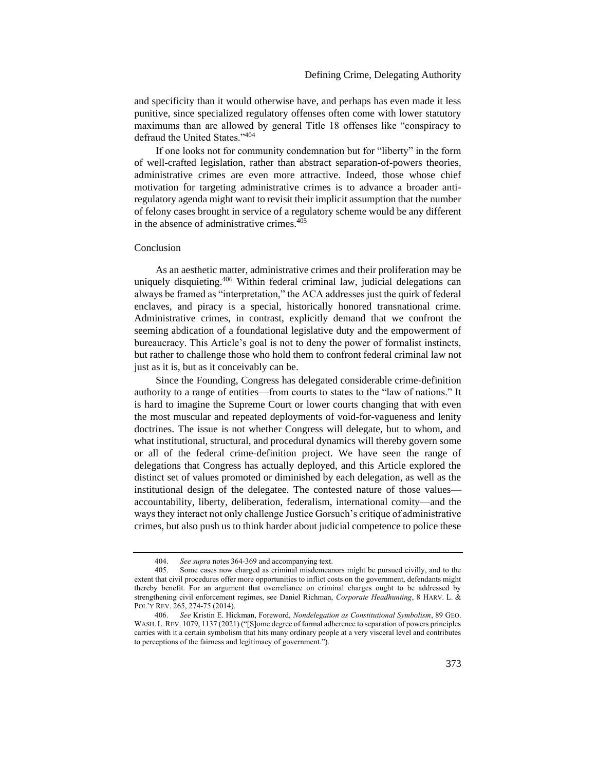and specificity than it would otherwise have, and perhaps has even made it less punitive, since specialized regulatory offenses often come with lower statutory maximums than are allowed by general Title 18 offenses like "conspiracy to defraud the United States."[404]

If one looks not for community condemnation but for "liberty" in the form of well-crafted legislation, rather than abstract separation-of-powers theories, administrative crimes are even more attractive. Indeed, those whose chief motivation for targeting administrative crimes is to advance a broader anti-regulatory agenda might want to revisit their implicit assumption that the number of felony cases brought in service of a regulatory scheme would be any different in the absence of administrative crimes.[405]

## Conclusion

As an aesthetic matter, administrative crimes and their proliferation may be uniquely disquieting.[406] Within federal criminal law, judicial delegations can always be framed as "interpretation," the ACA addresses just the quirk of federal enclaves, and piracy is a special, historically honored transnational crime. Administrative crimes, in contrast, explicitly demand that we confront the seeming abdication of a foundational legislative duty and the empowerment of bureaucracy. This Article's goal is not to deny the power of formalist instincts, but rather to challenge those who hold them to confront federal criminal law not just as it is, but as it conceivably can be.

Since the Founding, Congress has delegated considerable crime-definition authority to a range of entities—from courts to states to the "law of nations." It is hard to imagine the Supreme Court or lower courts changing that with even the most muscular and repeated deployments of void-for-vagueness and lenity doctrines. The issue is not whether Congress will delegate, but to whom, and what institutional, structural, and procedural dynamics will thereby govern some or all of the federal crime-definition project. We have seen the range of delegations that Congress has actually deployed, and this Article explored the distinct set of values promoted or diminished by each delegation, as well as the institutional design of the delegatee. The contested nature of those values—accountability, liberty, deliberation, federalism, international comity—and the ways they interact not only challenge Justice Gorsuch's critique of administrative crimes, but also push us to think harder about judicial competence to police these

---

404. *See supra* notes 364-369 and accompanying text.

405. Some cases now charged as criminal misdemeanors might be pursued civilly, and to the extent that civil procedures offer more opportunities to inflict costs on the government, defendants might thereby benefit. For an argument that overreliance on criminal charges ought to be addressed by strengthening civil enforcement regimes, see Daniel Richman, *Corporate Headhunting*, 8 HARV. L. & POL'Y REV. 265, 274-75 (2014).

406. *See* Kristin E. Hickman, Foreword, *Nondelegation as Constitutional Symbolism*, 89 GEO. WASH. L. REV. 1079, 1137 (2021) ("[S]ome degree of formal adherence to separation of powers principles carries with it a certain symbolism that hits many ordinary people at a very visceral level and contributes to perceptions of the fairness and legitimacy of government.").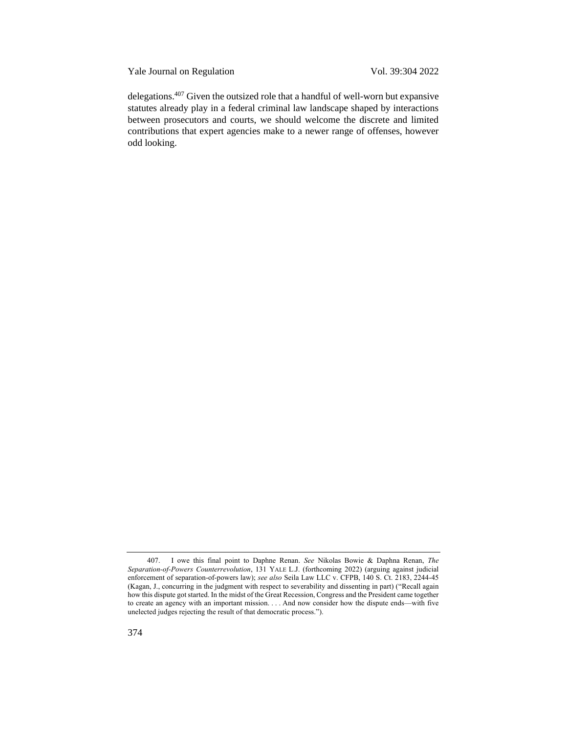delegations.[407] Given the outsized role that a handful of well-worn but expansive statutes already play in a federal criminal law landscape shaped by interactions between prosecutors and courts, we should welcome the discrete and limited contributions that expert agencies make to a newer range of offenses, however odd looking.

---

407. I owe this final point to Daphne Renan. *See* Nikolas Bowie & Daphna Renan, *The Separation-of-Powers Counterrevolution*, 131 YALE L.J. (forthcoming 2022) (arguing against judicial enforcement of separation-of-powers law); *see also* Seila Law LLC v. CFPB, 140 S. Ct. 2183, 2244-45 (Kagan, J., concurring in the judgment with respect to severability and dissenting in part) ("Recall again how this dispute got started. In the midst of the Great Recession, Congress and the President came together to create an agency with an important mission. . . . And now consider how the dispute ends—with five unelected judges rejecting the result of that democratic process.").